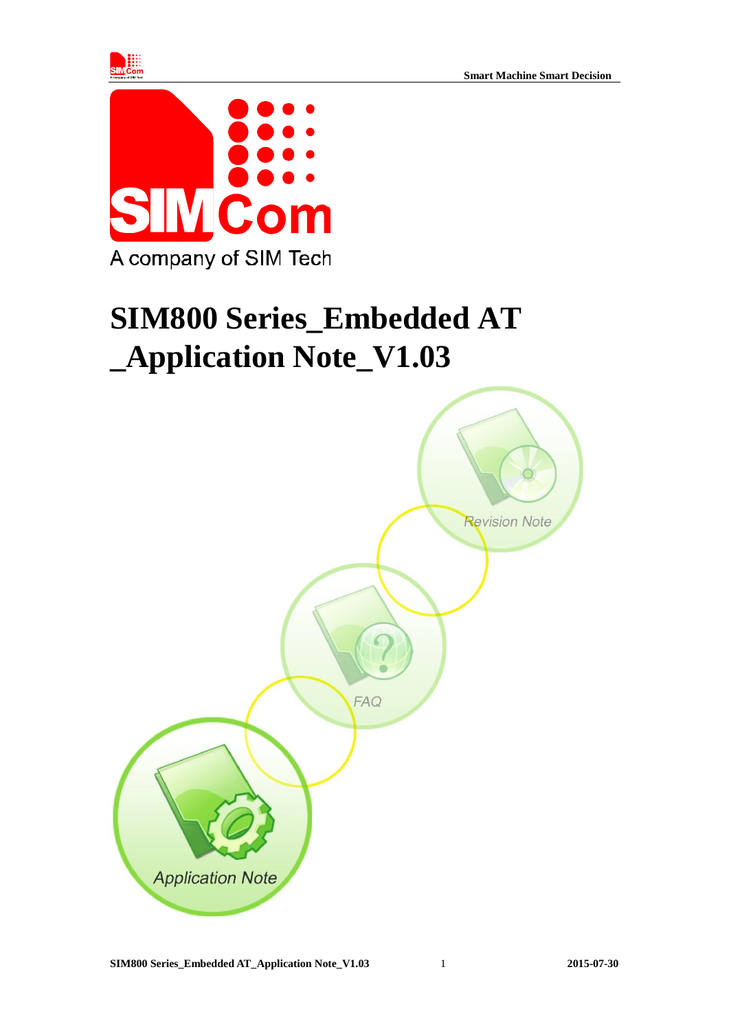A company of SIM Tech

# SIM800 Series_Embedded AT _Application Note_V1.03

Revision Note

FAQ

Application Note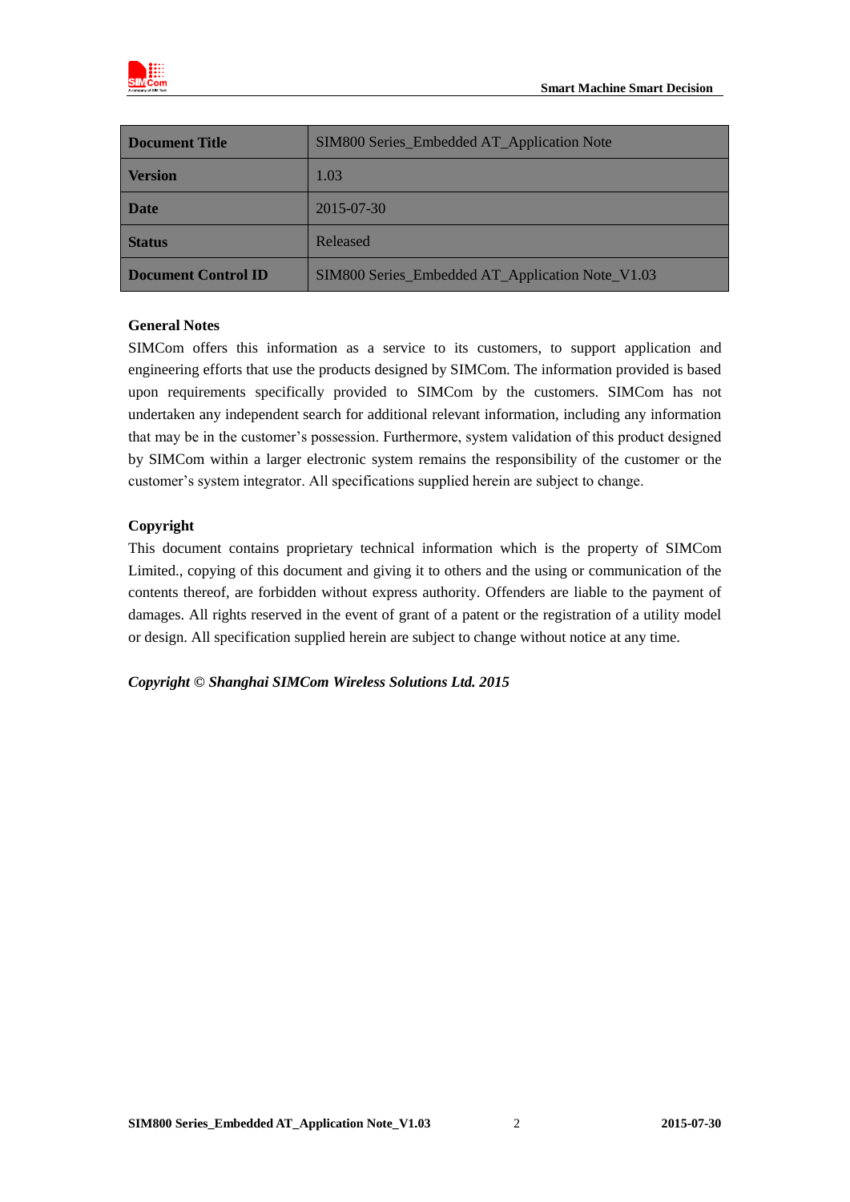| Document Title | SIM800 Series_Embedded AT_Application Note |
| --- | --- |
| Version | 1.03 |
| Date | 2015-07-30 |
| Status | Released |
| Document Control ID | SIM800 Series_Embedded AT_Application Note_V1.03 |

**General Notes**

SIMCom offers this information as a service to its customers, to support application and engineering efforts that use the products designed by SIMCom. The information provided is based upon requirements specifically provided to SIMCom by the customers. SIMCom has not undertaken any independent search for additional relevant information, including any information that may be in the customer's possession. Furthermore, system validation of this product designed by SIMCom within a larger electronic system remains the responsibility of the customer or the customer's system integrator. All specifications supplied herein are subject to change.

**Copyright**

This document contains proprietary technical information which is the property of SIMCom Limited., copying of this document and giving it to others and the using or communication of the contents thereof, are forbidden without express authority. Offenders are liable to the payment of damages. All rights reserved in the event of grant of a patent or the registration of a utility model or design. All specification supplied herein are subject to change without notice at any time.

***Copyright © Shanghai SIMCom Wireless Solutions Ltd. 2015***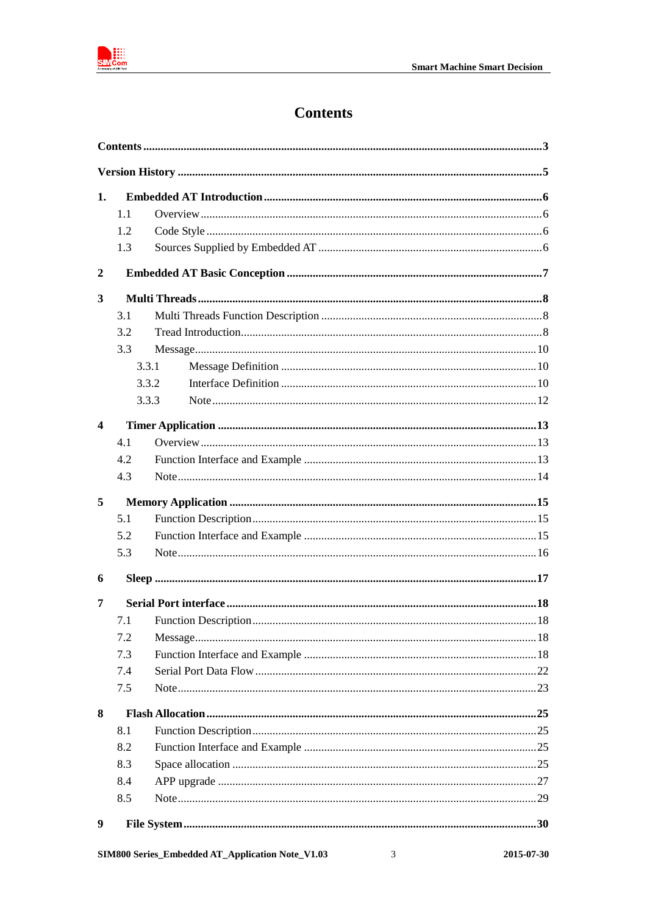# Contents

**Contents** ........................................................................................................ **3**

**Version History** ............................................................................................. **5**

**1. Embedded AT Introduction** ........................................................................ **6**

- 1.1 Overview ................................................................................................ 6
- 1.2 Code Style ............................................................................................. 6
- 1.3 Sources Supplied by Embedded AT ....................................................... 6

**2 Embedded AT Basic Conception** ................................................................... **7**

**3 Multi Threads** ............................................................................................. **8**

- 3.1 Multi Threads Function Description ........................................................ 8
- 3.2 Tread Introduction .................................................................................. 8
- 3.3 Message ............................................................................................... 10
  - 3.3.1 Message Definition ........................................................................ 10
  - 3.3.2 Interface Definition ........................................................................ 10
  - 3.3.3 Note ............................................................................................... 12

**4 Timer Application** ....................................................................................... **13**

- 4.1 Overview ............................................................................................... 13
- 4.2 Function Interface and Example ............................................................ 13
- 4.3 Note ...................................................................................................... 14

**5 Memory Application** .................................................................................... **15**

- 5.1 Function Description ............................................................................. 15
- 5.2 Function Interface and Example ............................................................ 15
- 5.3 Note ...................................................................................................... 16

**6 Sleep** ........................................................................................................... **17**

**7 Serial Port interface** ................................................................................... **18**

- 7.1 Function Description ............................................................................. 18
- 7.2 Message ............................................................................................... 18
- 7.3 Function Interface and Example ............................................................ 18
- 7.4 Serial Port Data Flow ............................................................................ 22
- 7.5 Note ...................................................................................................... 23

**8 Flash Allocation** .......................................................................................... **25**

- 8.1 Function Description ............................................................................. 25
- 8.2 Function Interface and Example ............................................................ 25
- 8.3 Space allocation .................................................................................... 25
- 8.4 APP upgrade ......................................................................................... 27
- 8.5 Note ...................................................................................................... 29

**9 File System** ................................................................................................. **30**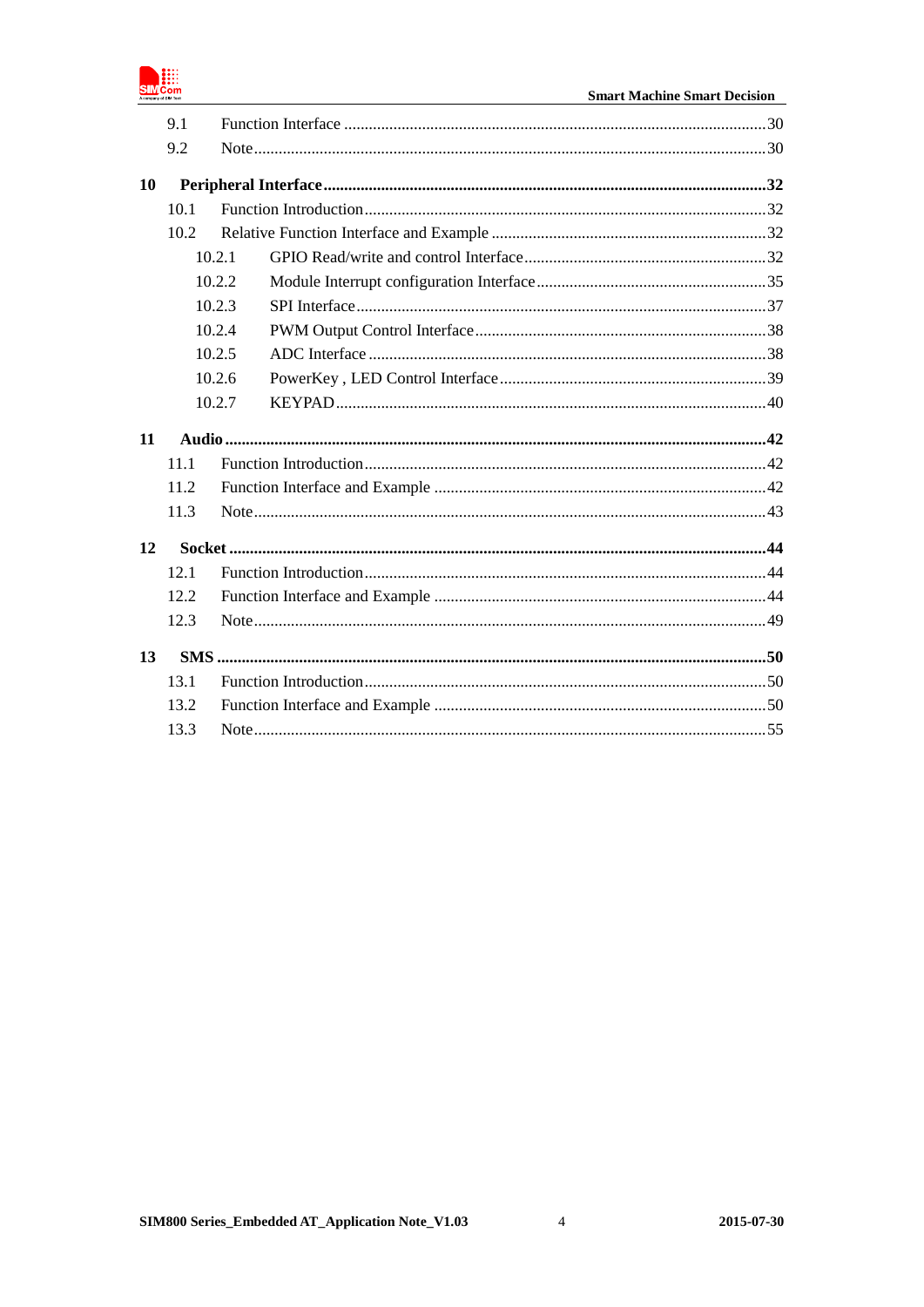9.1 Function Interface ..........30
9.2 Note..........30

**10 Peripheral Interface..........32**

10.1 Function Introduction..........32
10.2 Relative Function Interface and Example..........32
10.2.1 GPIO Read/write and control Interface..........32
10.2.2 Module Interrupt configuration Interface..........35
10.2.3 SPI Interface..........37
10.2.4 PWM Output Control Interface..........38
10.2.5 ADC Interface..........38
10.2.6 PowerKey , LED Control Interface..........39
10.2.7 KEYPAD..........40

**11 Audio..........42**

11.1 Function Introduction..........42
11.2 Function Interface and Example..........42
11.3 Note..........43

**12 Socket..........44**

12.1 Function Introduction..........44
12.2 Function Interface and Example..........44
12.3 Note..........49

**13 SMS..........50**

13.1 Function Introduction..........50
13.2 Function Interface and Example..........50
13.3 Note..........55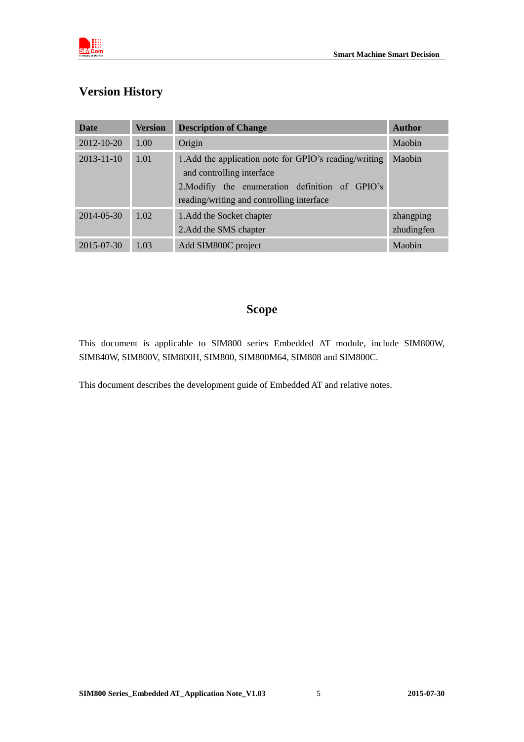# Version History

| Date | Version | Description of Change | Author |
|---|---|---|---|
| 2012-10-20 | 1.00 | Origin | Maobin |
| 2013-11-10 | 1.01 | 1.Add the application note for GPIO's reading/writing and controlling interface<br>2.Modifiy the enumeration definition of GPIO's reading/writing and controlling interface | Maobin |
| 2014-05-30 | 1.02 | 1.Add the Socket chapter<br>2.Add the SMS chapter | zhangping<br>zhudingfen |
| 2015-07-30 | 1.03 | Add SIM800C project | Maobin |

# Scope

This document is applicable to SIM800 series Embedded AT module, include SIM800W, SIM840W, SIM800V, SIM800H, SIM800, SIM800M64, SIM808 and SIM800C.

This document describes the development guide of Embedded AT and relative notes.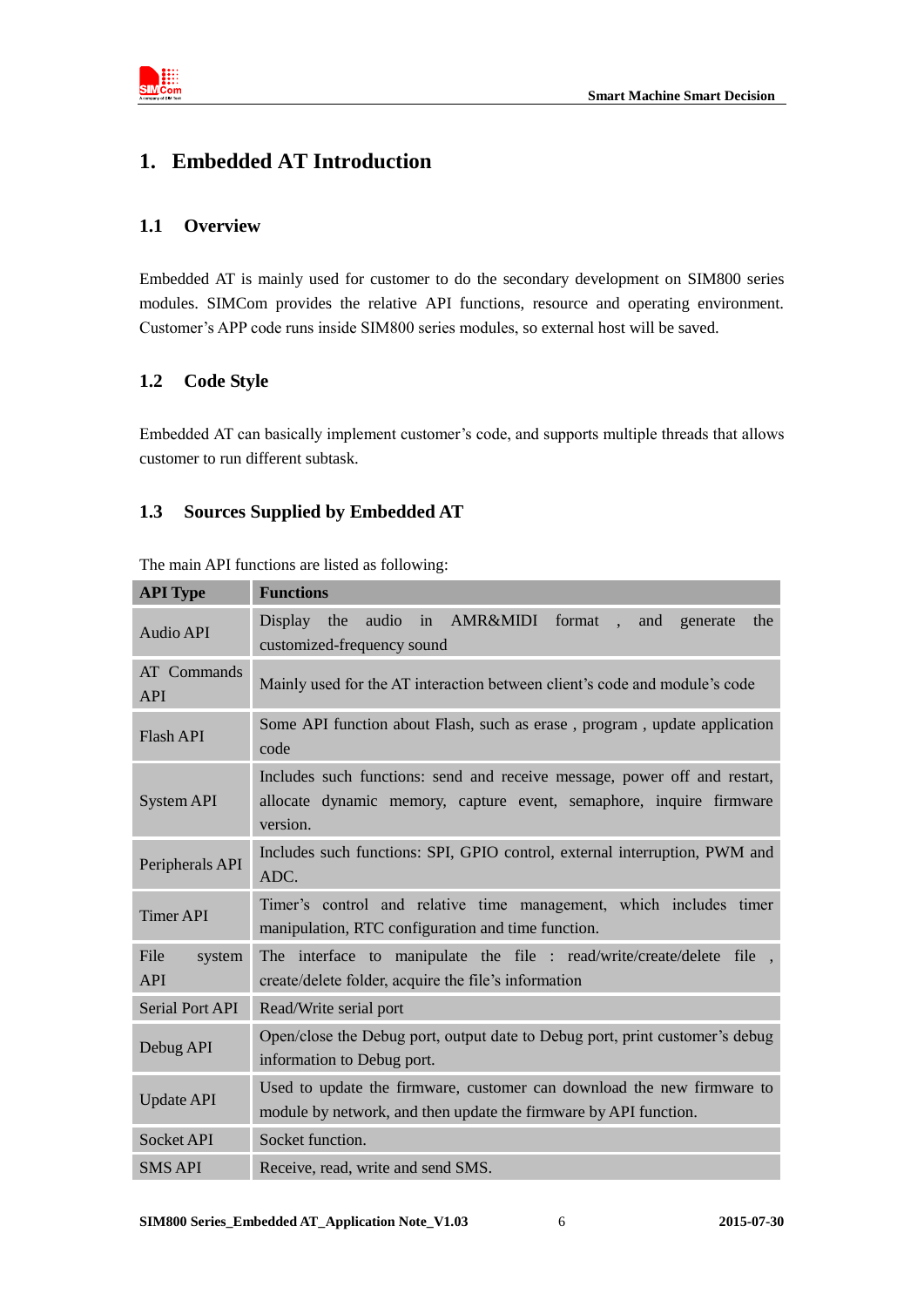# 1. Embedded AT Introduction

## 1.1 Overview

Embedded AT is mainly used for customer to do the secondary development on SIM800 series modules. SIMCom provides the relative API functions, resource and operating environment. Customer's APP code runs inside SIM800 series modules, so external host will be saved.

## 1.2 Code Style

Embedded AT can basically implement customer's code, and supports multiple threads that allows customer to run different subtask.

## 1.3 Sources Supplied by Embedded AT

The main API functions are listed as following:

| API Type | Functions |
|---|---|
| Audio API | Display the audio in AMR&MIDI format , and generate the customized-frequency sound |
| AT Commands API | Mainly used for the AT interaction between client's code and module's code |
| Flash API | Some API function about Flash, such as erase , program , update application code |
| System API | Includes such functions: send and receive message, power off and restart, allocate dynamic memory, capture event, semaphore, inquire firmware version. |
| Peripherals API | Includes such functions: SPI, GPIO control, external interruption, PWM and ADC. |
| Timer API | Timer's control and relative time management, which includes timer manipulation, RTC configuration and time function. |
| File system API | The interface to manipulate the file : read/write/create/delete file , create/delete folder, acquire the file's information |
| Serial Port API | Read/Write serial port |
| Debug API | Open/close the Debug port, output date to Debug port, print customer's debug information to Debug port. |
| Update API | Used to update the firmware, customer can download the new firmware to module by network, and then update the firmware by API function. |
| Socket API | Socket function. |
| SMS API | Receive, read, write and send SMS. |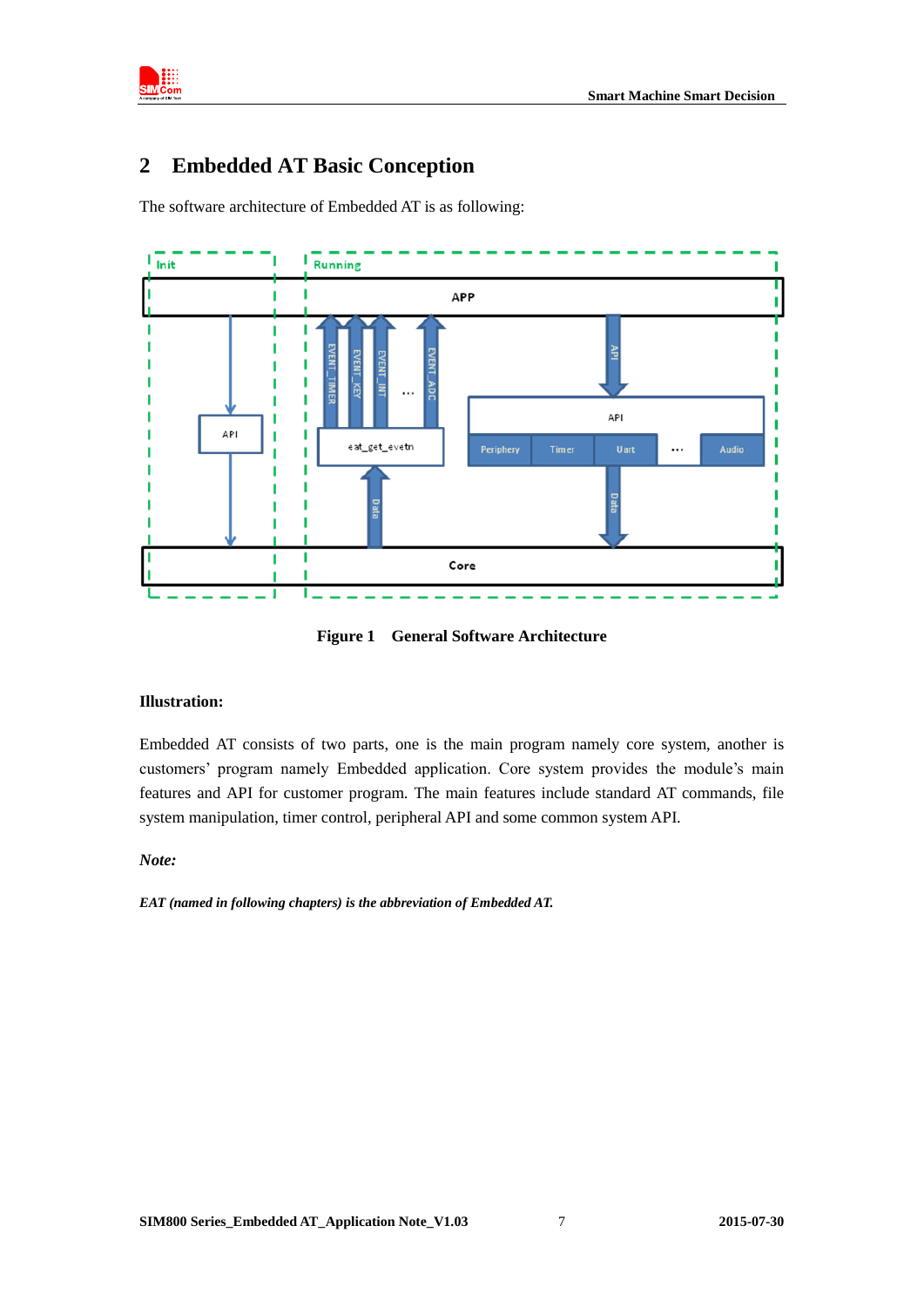# 2 Embedded AT Basic Conception

The software architecture of Embedded AT is as following:

**Figure 1 General Software Architecture**

**Illustration:**

Embedded AT consists of two parts, one is the main program namely core system, another is customers' program namely Embedded application. Core system provides the module's main features and API for customer program. The main features include standard AT commands, file system manipulation, timer control, peripheral API and some common system API.

***Note:***

***EAT (named in following chapters) is the abbreviation of Embedded AT.***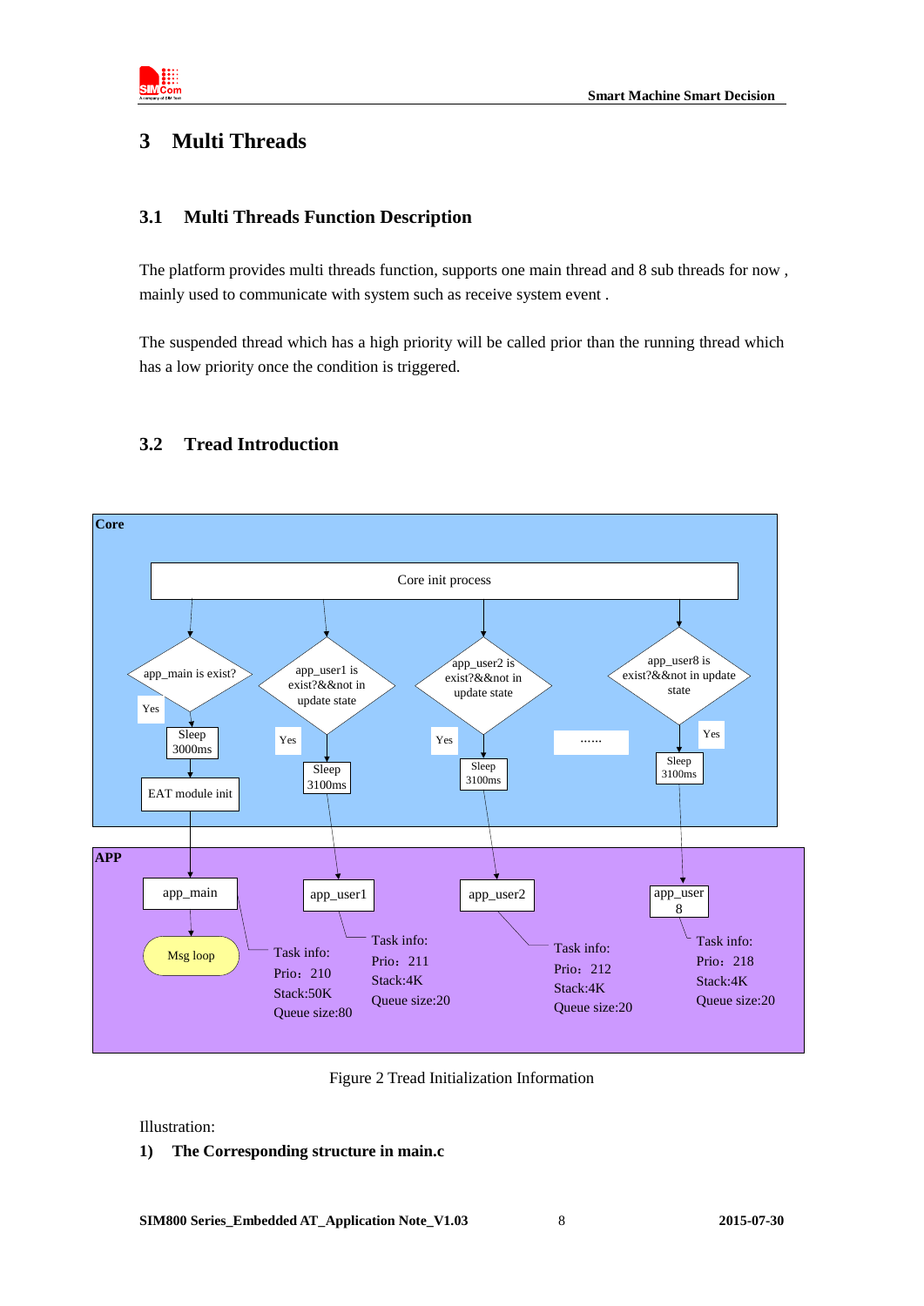# 3 Multi Threads

## 3.1 Multi Threads Function Description

The platform provides multi threads function, supports one main thread and 8 sub threads for now , mainly used to communicate with system such as receive system event .

The suspended thread which has a high priority will be called prior than the running thread which has a low priority once the condition is triggered.

## 3.2 Tread Introduction

Core

Core init process

app_main is exist? — Yes → Sleep 3000ms → EAT module init

app_user1 is exist?&&not in update state — Yes → Sleep 3100ms

app_user2 is exist?&&not in update state — Yes → Sleep 3100ms

……

app_user8 is exist?&&not in update state — Yes → Sleep 3100ms

APP

app_main → Msg loop

Task info:
Prio：210
Stack:50K
Queue size:80

app_user1

Task info:
Prio：211
Stack:4K
Queue size:20

app_user2

Task info:
Prio：212
Stack:4K
Queue size:20

app_user 8

Task info:
Prio：218
Stack:4K
Queue size:20

Figure 2 Tread Initialization Information

Illustration:

**1) The Corresponding structure in main.c**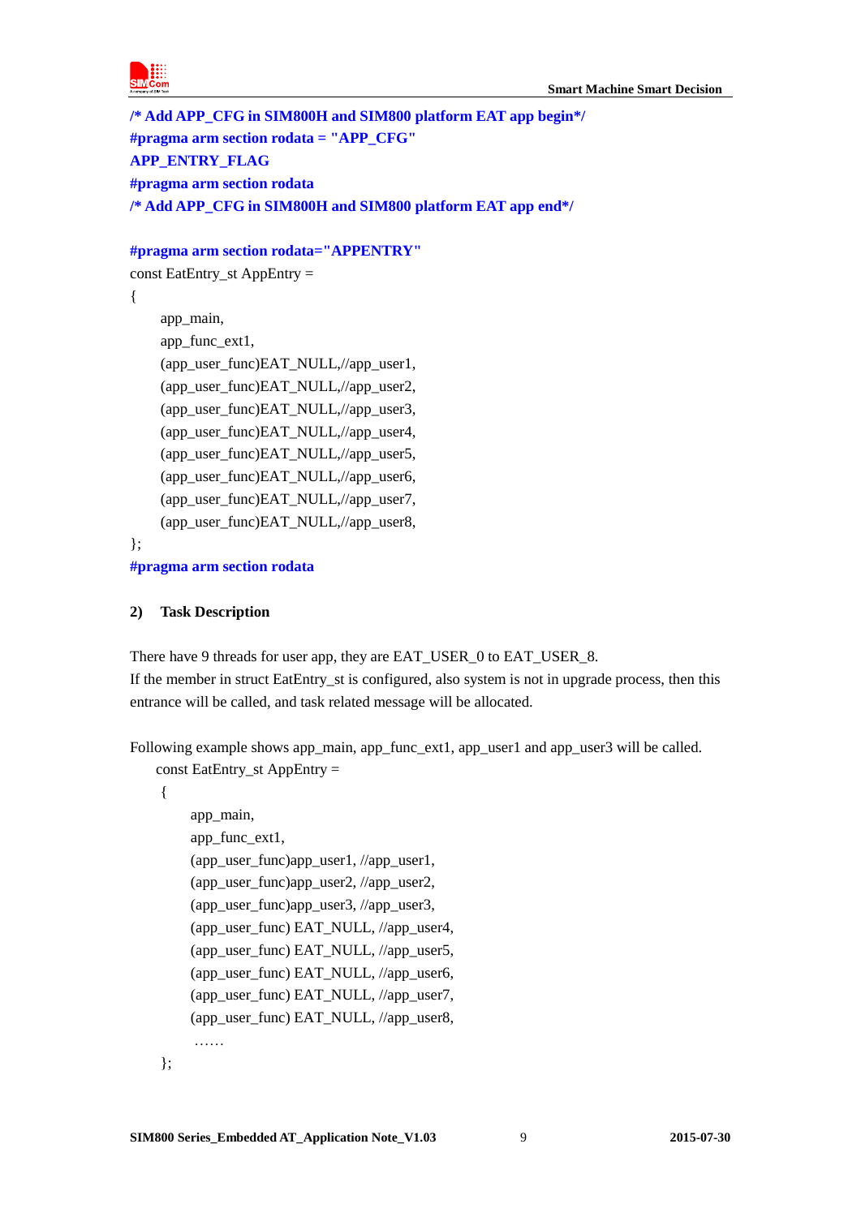```
/* Add APP_CFG in SIM800H and SIM800 platform EAT app begin*/
#pragma arm section rodata = "APP_CFG"
APP_ENTRY_FLAG
#pragma arm section rodata
/* Add APP_CFG in SIM800H and SIM800 platform EAT app end*/

#pragma arm section rodata="APPENTRY"
const EatEntry_st AppEntry =
{
    app_main,
    app_func_ext1,
    (app_user_func)EAT_NULL,//app_user1,
    (app_user_func)EAT_NULL,//app_user2,
    (app_user_func)EAT_NULL,//app_user3,
    (app_user_func)EAT_NULL,//app_user4,
    (app_user_func)EAT_NULL,//app_user5,
    (app_user_func)EAT_NULL,//app_user6,
    (app_user_func)EAT_NULL,//app_user7,
    (app_user_func)EAT_NULL,//app_user8,
};
#pragma arm section rodata
```

**2) Task Description**

There have 9 threads for user app, they are EAT_USER_0 to EAT_USER_8.
If the member in struct EatEntry_st is configured, also system is not in upgrade process, then this entrance will be called, and task related message will be allocated.

Following example shows app_main, app_func_ext1, app_user1 and app_user3 will be called.

```
const EatEntry_st AppEntry =
{
    app_main,
    app_func_ext1,
    (app_user_func)app_user1, //app_user1,
    (app_user_func)app_user2, //app_user2,
    (app_user_func)app_user3, //app_user3,
    (app_user_func) EAT_NULL, //app_user4,
    (app_user_func) EAT_NULL, //app_user5,
    (app_user_func) EAT_NULL, //app_user6,
    (app_user_func) EAT_NULL, //app_user7,
    (app_user_func) EAT_NULL, //app_user8,
    ……
};
```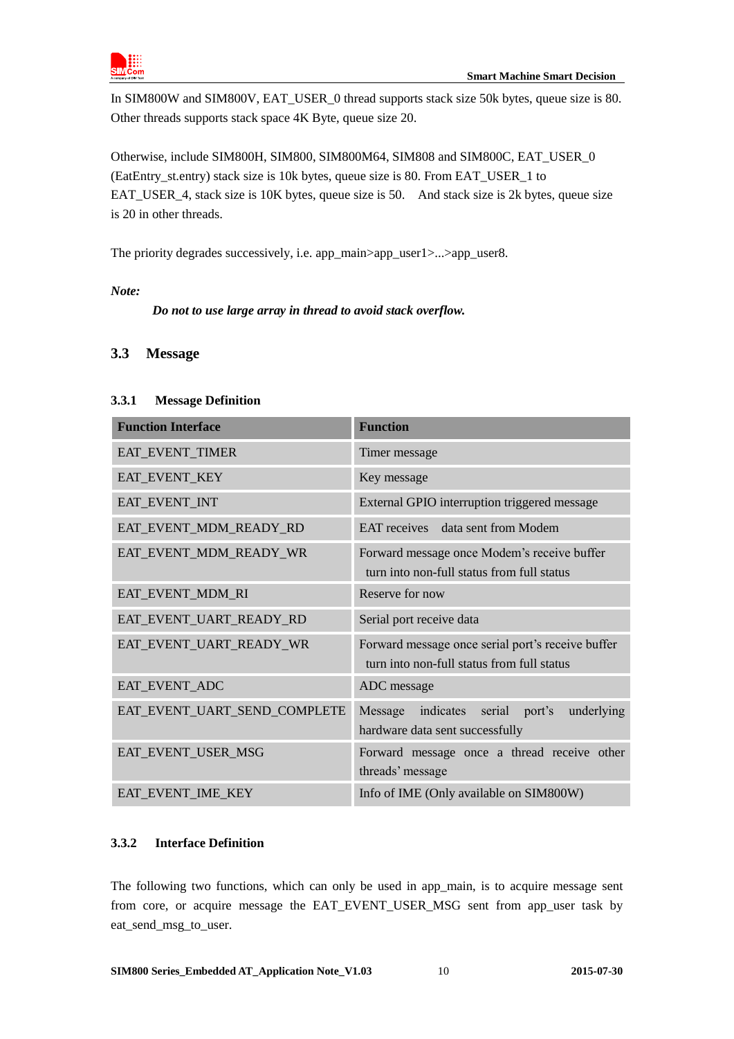In SIM800W and SIM800V, EAT_USER_0 thread supports stack size 50k bytes, queue size is 80. Other threads supports stack space 4K Byte, queue size 20.

Otherwise, include SIM800H, SIM800, SIM800M64, SIM808 and SIM800C, EAT_USER_0 (EatEntry_st.entry) stack size is 10k bytes, queue size is 80. From EAT_USER_1 to EAT_USER_4, stack size is 10K bytes, queue size is 50. And stack size is 2k bytes, queue size is 20 in other threads.

The priority degrades successively, i.e. app_main>app_user1>...>app_user8.

***Note:***

***Do not to use large array in thread to avoid stack overflow.***

## 3.3 Message

### 3.3.1 Message Definition

| Function Interface | Function |
|---|---|
| EAT_EVENT_TIMER | Timer message |
| EAT_EVENT_KEY | Key message |
| EAT_EVENT_INT | External GPIO interruption triggered message |
| EAT_EVENT_MDM_READY_RD | EAT receives data sent from Modem |
| EAT_EVENT_MDM_READY_WR | Forward message once Modem's receive buffer turn into non-full status from full status |
| EAT_EVENT_MDM_RI | Reserve for now |
| EAT_EVENT_UART_READY_RD | Serial port receive data |
| EAT_EVENT_UART_READY_WR | Forward message once serial port's receive buffer turn into non-full status from full status |
| EAT_EVENT_ADC | ADC message |
| EAT_EVENT_UART_SEND_COMPLETE | Message indicates serial port's underlying hardware data sent successfully |
| EAT_EVENT_USER_MSG | Forward message once a thread receive other threads' message |
| EAT_EVENT_IME_KEY | Info of IME (Only available on SIM800W) |

### 3.3.2 Interface Definition

The following two functions, which can only be used in app_main, is to acquire message sent from core, or acquire message the EAT_EVENT_USER_MSG sent from app_user task by eat_send_msg_to_user.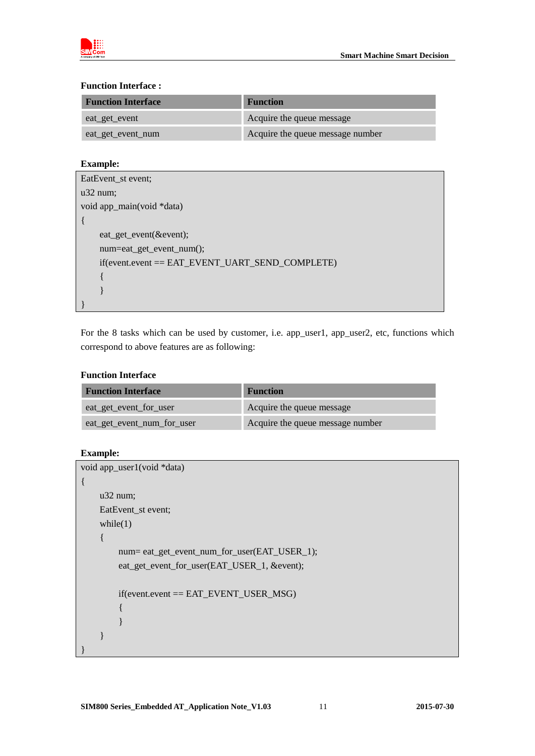**Function Interface :**

| Function Interface | Function |
| --- | --- |
| eat_get_event | Acquire the queue message |
| eat_get_event_num | Acquire the queue message number |

**Example:**

```
EatEvent_st event;
u32 num;
void app_main(void *data)
{
    eat_get_event(&event);
    num=eat_get_event_num();
    if(event.event == EAT_EVENT_UART_SEND_COMPLETE)
    {
    }
}
```

For the 8 tasks which can be used by customer, i.e. app_user1, app_user2, etc, functions which correspond to above features are as following:

**Function Interface**

| Function Interface | Function |
| --- | --- |
| eat_get_event_for_user | Acquire the queue message |
| eat_get_event_num_for_user | Acquire the queue message number |

**Example:**

```
void app_user1(void *data)
{
    u32 num;
    EatEvent_st event;
    while(1)
    {
        num= eat_get_event_num_for_user(EAT_USER_1);
        eat_get_event_for_user(EAT_USER_1, &event);

        if(event.event == EAT_EVENT_USER_MSG)
        {
        }
    }
}
```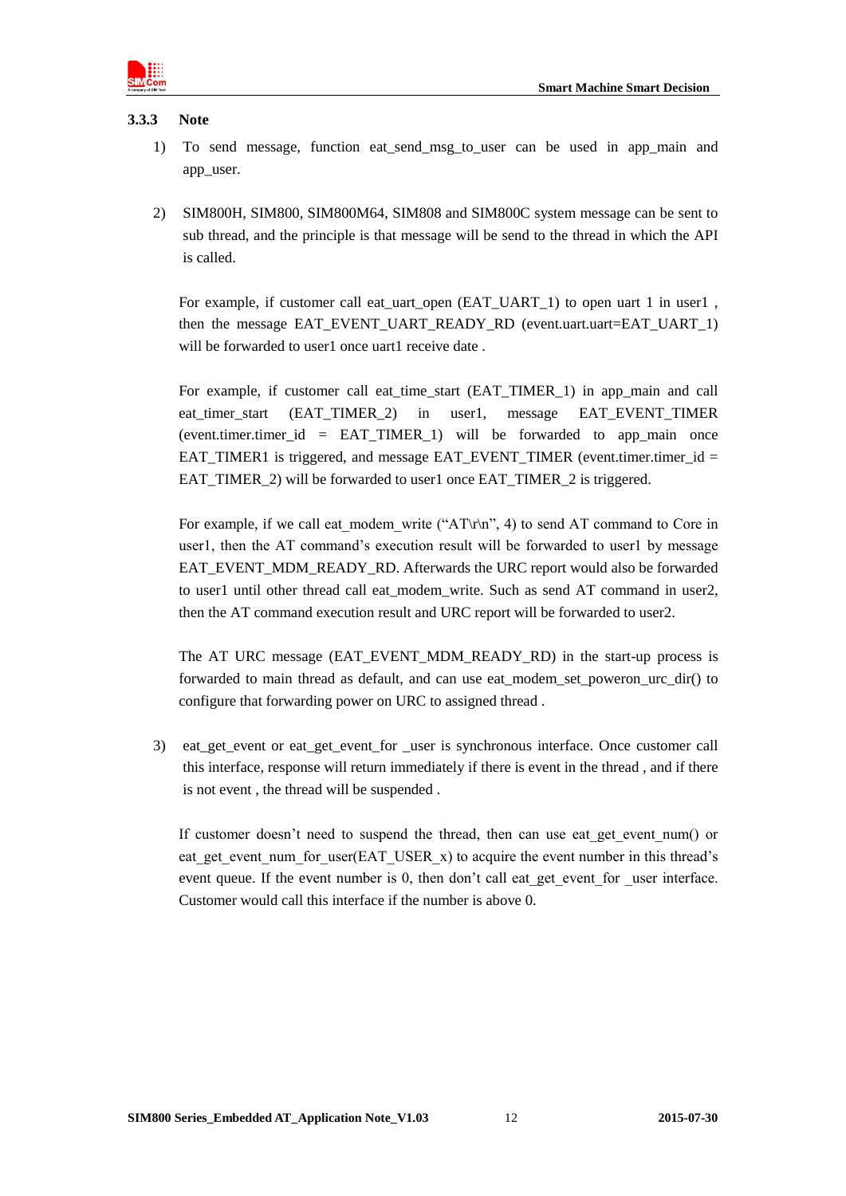### 3.3.3 Note

1) To send message, function eat_send_msg_to_user can be used in app_main and app_user.

2) SIM800H, SIM800, SIM800M64, SIM808 and SIM800C system message can be sent to sub thread, and the principle is that message will be send to the thread in which the API is called.

   For example, if customer call eat_uart_open (EAT_UART_1) to open uart 1 in user1 , then the message EAT_EVENT_UART_READY_RD (event.uart.uart=EAT_UART_1) will be forwarded to user1 once uart1 receive date .

   For example, if customer call eat_time_start (EAT_TIMER_1) in app_main and call eat_timer_start (EAT_TIMER_2) in user1, message EAT_EVENT_TIMER (event.timer.timer_id = EAT_TIMER_1) will be forwarded to app_main once EAT_TIMER1 is triggered, and message EAT_EVENT_TIMER (event.timer.timer_id = EAT_TIMER_2) will be forwarded to user1 once EAT_TIMER_2 is triggered.

   For example, if we call eat_modem_write ("AT\r\n", 4) to send AT command to Core in user1, then the AT command's execution result will be forwarded to user1 by message EAT_EVENT_MDM_READY_RD. Afterwards the URC report would also be forwarded to user1 until other thread call eat_modem_write. Such as send AT command in user2, then the AT command execution result and URC report will be forwarded to user2.

   The AT URC message (EAT_EVENT_MDM_READY_RD) in the start-up process is forwarded to main thread as default, and can use eat_modem_set_poweron_urc_dir() to configure that forwarding power on URC to assigned thread .

3) eat_get_event or eat_get_event_for _user is synchronous interface. Once customer call this interface, response will return immediately if there is event in the thread , and if there is not event , the thread will be suspended .

   If customer doesn't need to suspend the thread, then can use eat_get_event_num() or eat_get_event_num_for_user(EAT_USER_x) to acquire the event number in this thread's event queue. If the event number is 0, then don't call eat_get_event_for _user interface. Customer would call this interface if the number is above 0.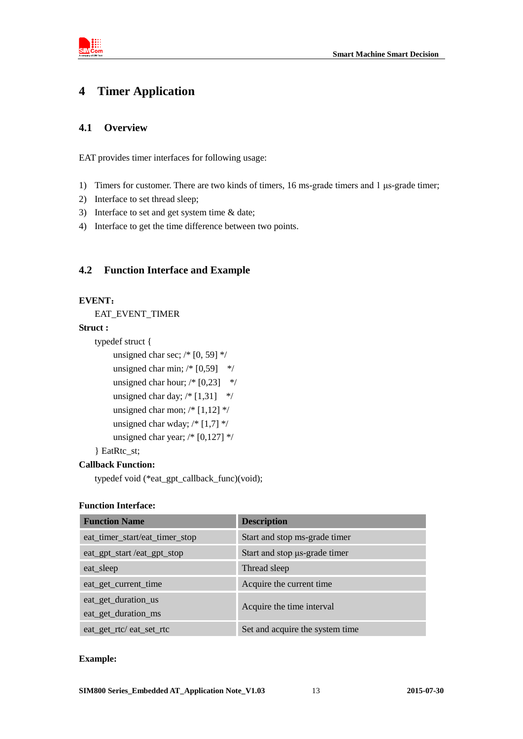# 4 Timer Application

## 4.1 Overview

EAT provides timer interfaces for following usage:

1) Timers for customer. There are two kinds of timers, 16 ms-grade timers and 1 μs-grade timer;
2) Interface to set thread sleep;
3) Interface to set and get system time & date;
4) Interface to get the time difference between two points.

## 4.2 Function Interface and Example

**EVENT：**

EAT_EVENT_TIMER

**Struct :**

```
typedef struct {
    unsigned char sec; /* [0, 59] */
    unsigned char min; /* [0,59]   */
    unsigned char hour; /* [0,23]   */
    unsigned char day; /* [1,31]   */
    unsigned char mon; /* [1,12] */
    unsigned char wday; /* [1,7] */
    unsigned char year; /* [0,127] */
} EatRtc_st;
```

**Callback Function:**

```
typedef void (*eat_gpt_callback_func)(void);
```

**Function Interface:**

| Function Name | Description |
|---|---|
| eat_timer_start/eat_timer_stop | Start and stop ms-grade timer |
| eat_gpt_start /eat_gpt_stop | Start and stop μs-grade timer |
| eat_sleep | Thread sleep |
| eat_get_current_time | Acquire the current time |
| eat_get_duration_us<br>eat_get_duration_ms | Acquire the time interval |
| eat_get_rtc/ eat_set_rtc | Set and acquire the system time |

**Example:**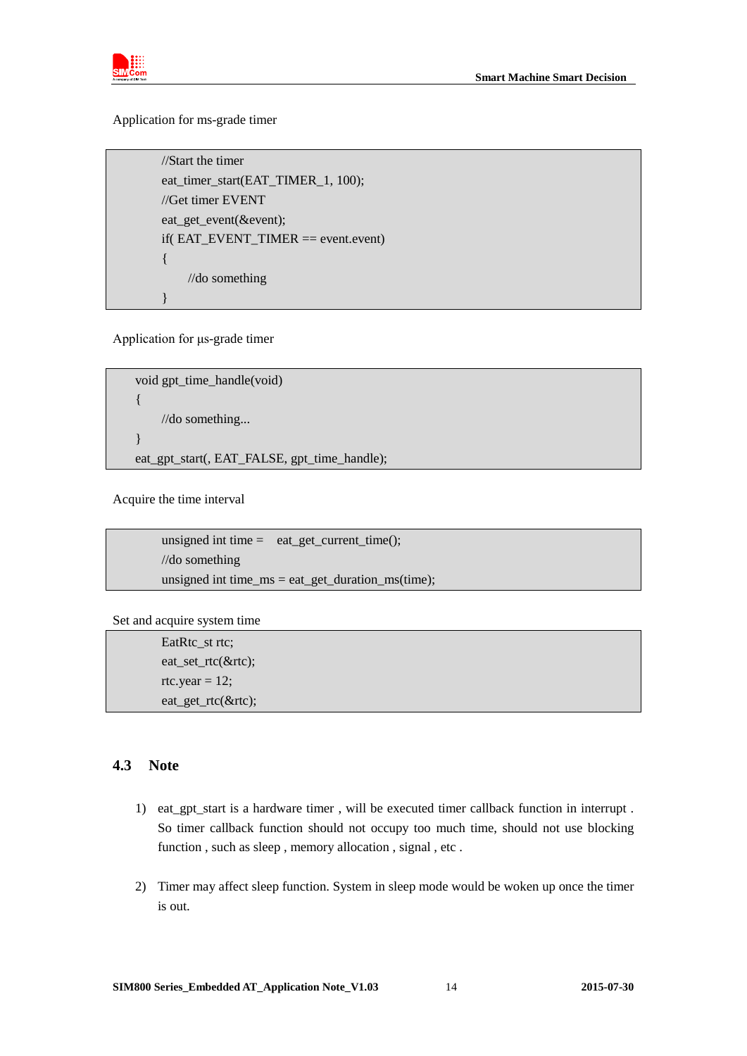Application for ms-grade timer

```
//Start the timer
eat_timer_start(EAT_TIMER_1, 100);
//Get timer EVENT
eat_get_event(&event);
if( EAT_EVENT_TIMER == event.event)
{
    //do something
}
```

Application for μs-grade timer

```
void gpt_time_handle(void)
{
    //do something...
}
eat_gpt_start(, EAT_FALSE, gpt_time_handle);
```

Acquire the time interval

```
unsigned int time =    eat_get_current_time();
//do something
unsigned int time_ms = eat_get_duration_ms(time);
```

Set and acquire system time

```
EatRtc_st rtc;
eat_set_rtc(&rtc);
rtc.year = 12;
eat_get_rtc(&rtc);
```

## 4.3 Note

1) eat_gpt_start is a hardware timer , will be executed timer callback function in interrupt . So timer callback function should not occupy too much time, should not use blocking function , such as sleep , memory allocation , signal , etc .

2) Timer may affect sleep function. System in sleep mode would be woken up once the timer is out.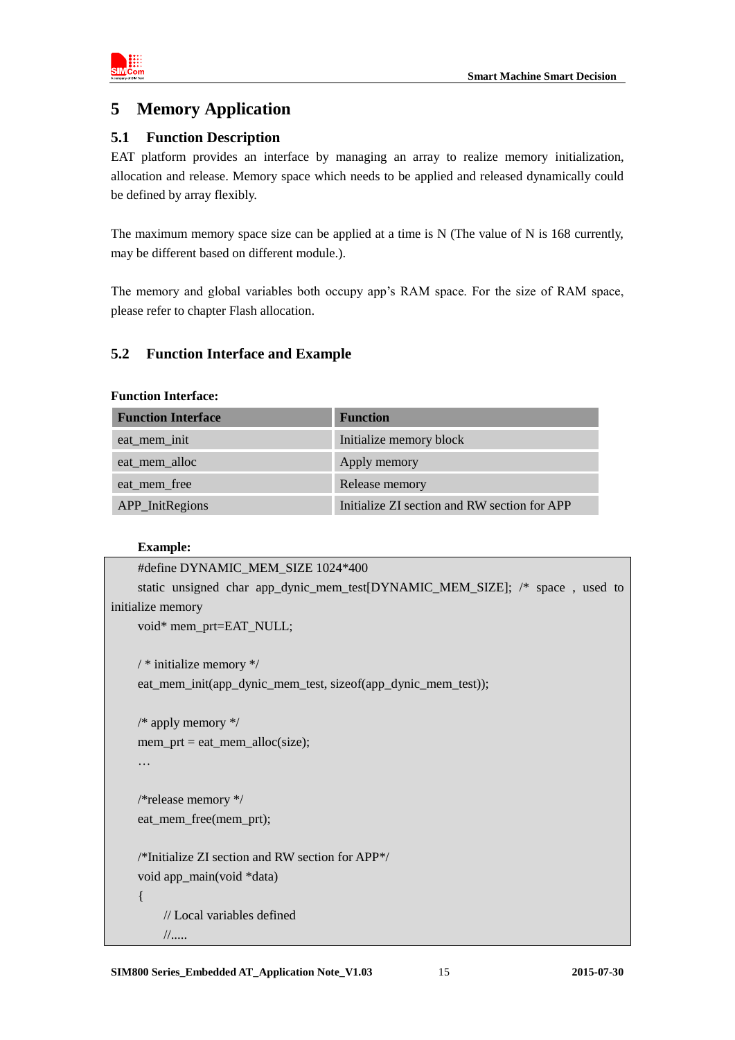# 5 Memory Application

## 5.1 Function Description

EAT platform provides an interface by managing an array to realize memory initialization, allocation and release. Memory space which needs to be applied and released dynamically could be defined by array flexibly.

The maximum memory space size can be applied at a time is N (The value of N is 168 currently, may be different based on different module.).

The memory and global variables both occupy app's RAM space. For the size of RAM space, please refer to chapter Flash allocation.

## 5.2 Function Interface and Example

**Function Interface:**

| Function Interface | Function |
|---|---|
| eat_mem_init | Initialize memory block |
| eat_mem_alloc | Apply memory |
| eat_mem_free | Release memory |
| APP_InitRegions | Initialize ZI section and RW section for APP |

**Example:**

```
#define DYNAMIC_MEM_SIZE 1024*400
static unsigned char app_dynic_mem_test[DYNAMIC_MEM_SIZE]; /* space , used to initialize memory
void* mem_prt=EAT_NULL;

/ * initialize memory */
eat_mem_init(app_dynic_mem_test, sizeof(app_dynic_mem_test));

/* apply memory */
mem_prt = eat_mem_alloc(size);
…

/*release memory */
eat_mem_free(mem_prt);

/*Initialize ZI section and RW section for APP*/
void app_main(void *data)
{
    // Local variables defined
    //.....
```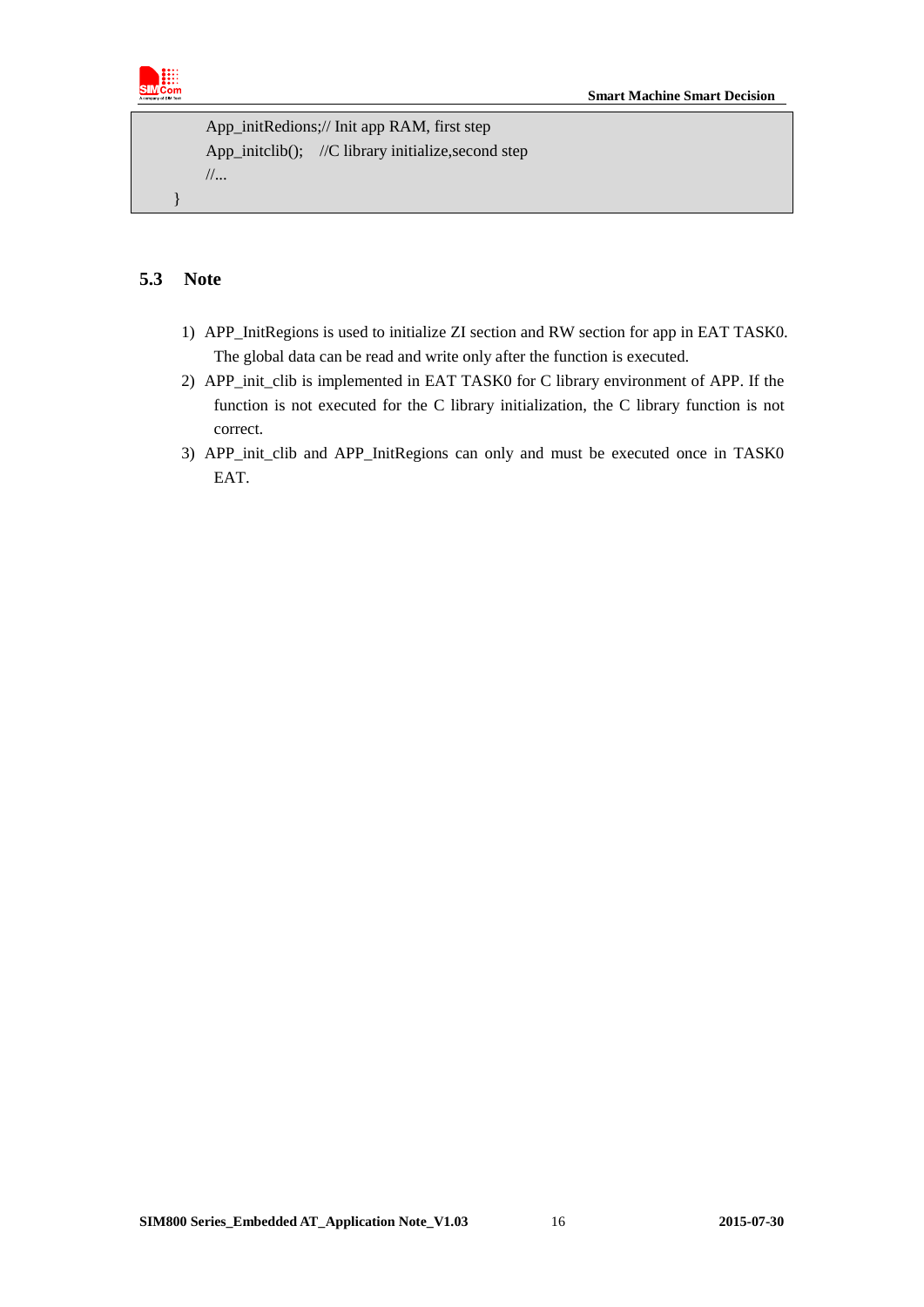```
    App_initRedions;// Init app RAM, first step
    App_initclib();   //C library initialize,second step
    //...
}
```

## 5.3 Note

1) APP_InitRegions is used to initialize ZI section and RW section for app in EAT TASK0. The global data can be read and write only after the function is executed.
2) APP_init_clib is implemented in EAT TASK0 for C library environment of APP. If the function is not executed for the C library initialization, the C library function is not correct.
3) APP_init_clib and APP_InitRegions can only and must be executed once in TASK0 EAT.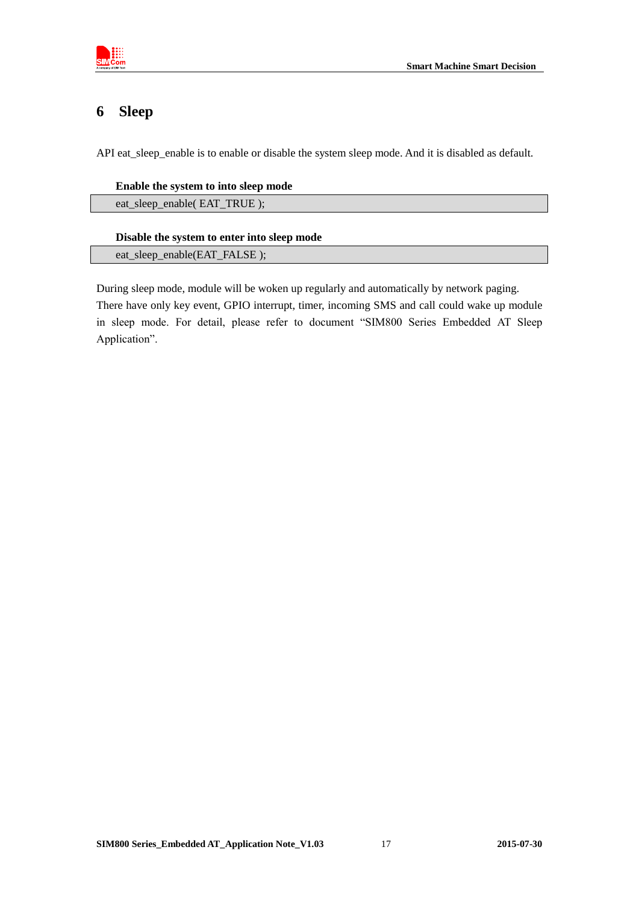# 6 Sleep

API eat_sleep_enable is to enable or disable the system sleep mode. And it is disabled as default.

**Enable the system to into sleep mode**

```
eat_sleep_enable( EAT_TRUE );
```

**Disable the system to enter into sleep mode**

```
eat_sleep_enable(EAT_FALSE );
```

During sleep mode, module will be woken up regularly and automatically by network paging.
There have only key event, GPIO interrupt, timer, incoming SMS and call could wake up module in sleep mode. For detail, please refer to document "SIM800 Series Embedded AT Sleep Application".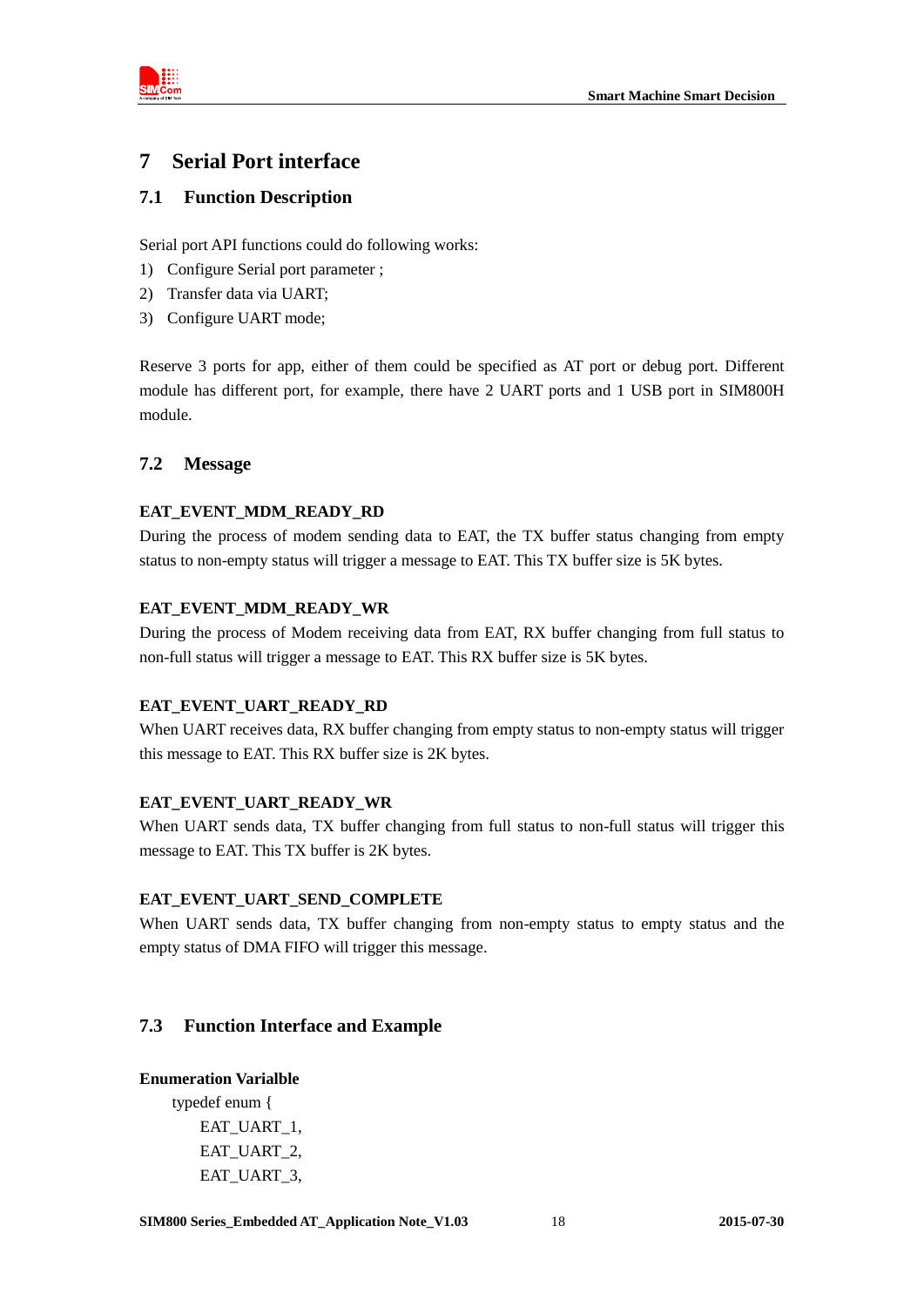# 7 Serial Port interface

## 7.1 Function Description

Serial port API functions could do following works:

1) Configure Serial port parameter ;
2) Transfer data via UART;
3) Configure UART mode;

Reserve 3 ports for app, either of them could be specified as AT port or debug port. Different module has different port, for example, there have 2 UART ports and 1 USB port in SIM800H module.

## 7.2 Message

**EAT_EVENT_MDM_READY_RD**

During the process of modem sending data to EAT, the TX buffer status changing from empty status to non-empty status will trigger a message to EAT. This TX buffer size is 5K bytes.

**EAT_EVENT_MDM_READY_WR**

During the process of Modem receiving data from EAT, RX buffer changing from full status to non-full status will trigger a message to EAT. This RX buffer size is 5K bytes.

**EAT_EVENT_UART_READY_RD**

When UART receives data, RX buffer changing from empty status to non-empty status will trigger this message to EAT. This RX buffer size is 2K bytes.

**EAT_EVENT_UART_READY_WR**

When UART sends data, TX buffer changing from full status to non-full status will trigger this message to EAT. This TX buffer is 2K bytes.

**EAT_EVENT_UART_SEND_COMPLETE**

When UART sends data, TX buffer changing from non-empty status to empty status and the empty status of DMA FIFO will trigger this message.

## 7.3 Function Interface and Example

**Enumeration Varialble**

```
typedef enum {
    EAT_UART_1,
    EAT_UART_2,
    EAT_UART_3,
```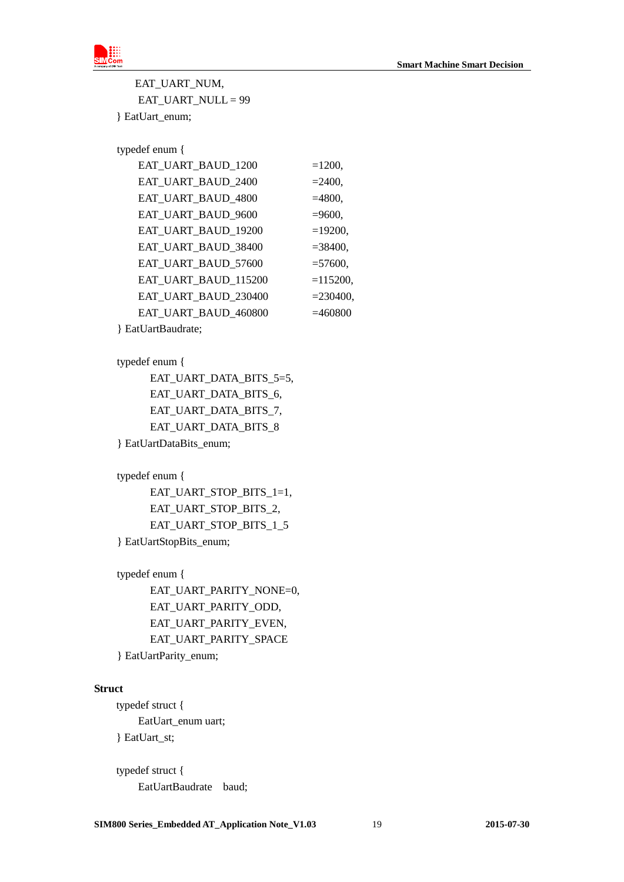```
    EAT_UART_NUM,
    EAT_UART_NULL = 99
} EatUart_enum;

typedef enum {
    EAT_UART_BAUD_1200          =1200,
    EAT_UART_BAUD_2400          =2400,
    EAT_UART_BAUD_4800          =4800,
    EAT_UART_BAUD_9600          =9600,
    EAT_UART_BAUD_19200         =19200,
    EAT_UART_BAUD_38400         =38400,
    EAT_UART_BAUD_57600         =57600,
    EAT_UART_BAUD_115200        =115200,
    EAT_UART_BAUD_230400        =230400,
    EAT_UART_BAUD_460800        =460800
} EatUartBaudrate;

typedef enum {
        EAT_UART_DATA_BITS_5=5,
        EAT_UART_DATA_BITS_6,
        EAT_UART_DATA_BITS_7,
        EAT_UART_DATA_BITS_8
} EatUartDataBits_enum;

typedef enum {
        EAT_UART_STOP_BITS_1=1,
        EAT_UART_STOP_BITS_2,
        EAT_UART_STOP_BITS_1_5
} EatUartStopBits_enum;

typedef enum {
        EAT_UART_PARITY_NONE=0,
        EAT_UART_PARITY_ODD,
        EAT_UART_PARITY_EVEN,
        EAT_UART_PARITY_SPACE
} EatUartParity_enum;
```

**Struct**

```
typedef struct {
    EatUart_enum uart;
} EatUart_st;

typedef struct {
    EatUartBaudrate    baud;
```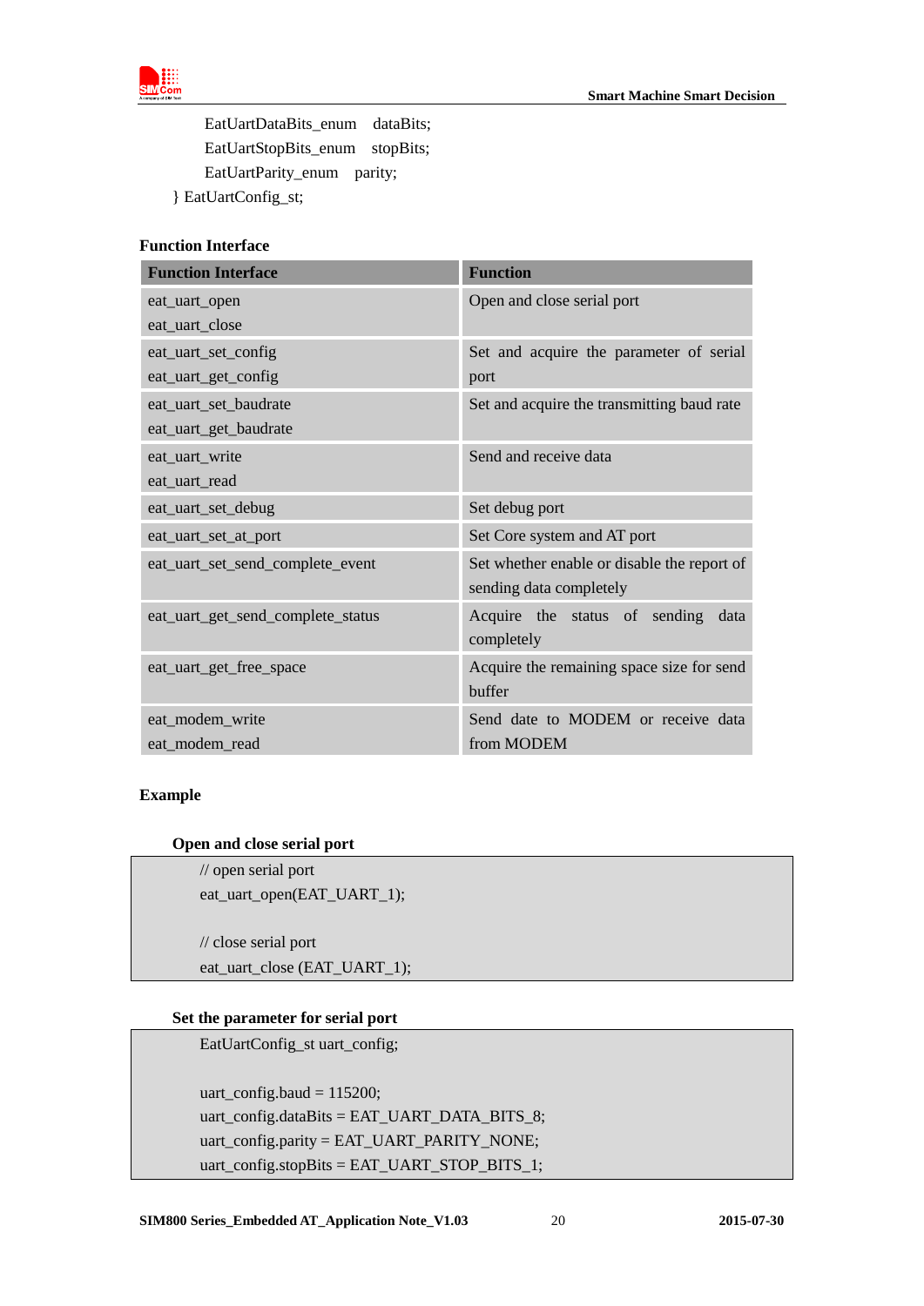```
    EatUartDataBits_enum    dataBits;
    EatUartStopBits_enum    stopBits;
    EatUartParity_enum    parity;
} EatUartConfig_st;
```

**Function Interface**

| Function Interface | Function |
| --- | --- |
| eat_uart_open<br>eat_uart_close | Open and close serial port |
| eat_uart_set_config<br>eat_uart_get_config | Set and acquire the parameter of serial port |
| eat_uart_set_baudrate<br>eat_uart_get_baudrate | Set and acquire the transmitting baud rate |
| eat_uart_write<br>eat_uart_read | Send and receive data |
| eat_uart_set_debug | Set debug port |
| eat_uart_set_at_port | Set Core system and AT port |
| eat_uart_set_send_complete_event | Set whether enable or disable the report of sending data completely |
| eat_uart_get_send_complete_status | Acquire the status of sending data completely |
| eat_uart_get_free_space | Acquire the remaining space size for send buffer |
| eat_modem_write<br>eat_modem_read | Send date to MODEM or receive data from MODEM |

**Example**

**Open and close serial port**

```
// open serial port
eat_uart_open(EAT_UART_1);

// close serial port
eat_uart_close (EAT_UART_1);
```

**Set the parameter for serial port**

```
EatUartConfig_st uart_config;

uart_config.baud = 115200;
uart_config.dataBits = EAT_UART_DATA_BITS_8;
uart_config.parity = EAT_UART_PARITY_NONE;
uart_config.stopBits = EAT_UART_STOP_BITS_1;
```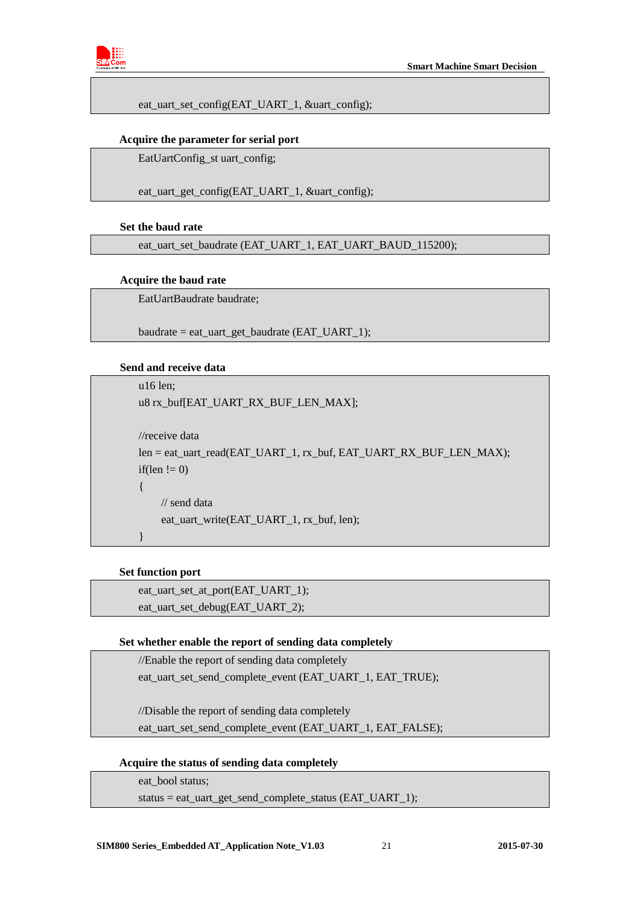```
eat_uart_set_config(EAT_UART_1, &uart_config);
```

**Acquire the parameter for serial port**

```
EatUartConfig_st uart_config;

eat_uart_get_config(EAT_UART_1, &uart_config);
```

**Set the baud rate**

```
eat_uart_set_baudrate (EAT_UART_1, EAT_UART_BAUD_115200);
```

**Acquire the baud rate**

```
EatUartBaudrate baudrate;

baudrate = eat_uart_get_baudrate (EAT_UART_1);
```

**Send and receive data**

```
u16 len;
u8 rx_buf[EAT_UART_RX_BUF_LEN_MAX];

//receive data
len = eat_uart_read(EAT_UART_1, rx_buf, EAT_UART_RX_BUF_LEN_MAX);
if(len != 0)
{
    // send data
    eat_uart_write(EAT_UART_1, rx_buf, len);
}
```

**Set function port**

```
eat_uart_set_at_port(EAT_UART_1);
eat_uart_set_debug(EAT_UART_2);
```

**Set whether enable the report of sending data completely**

```
//Enable the report of sending data completely
eat_uart_set_send_complete_event (EAT_UART_1, EAT_TRUE);

//Disable the report of sending data completely
eat_uart_set_send_complete_event (EAT_UART_1, EAT_FALSE);
```

**Acquire the status of sending data completely**

```
eat_bool status;
status = eat_uart_get_send_complete_status (EAT_UART_1);
```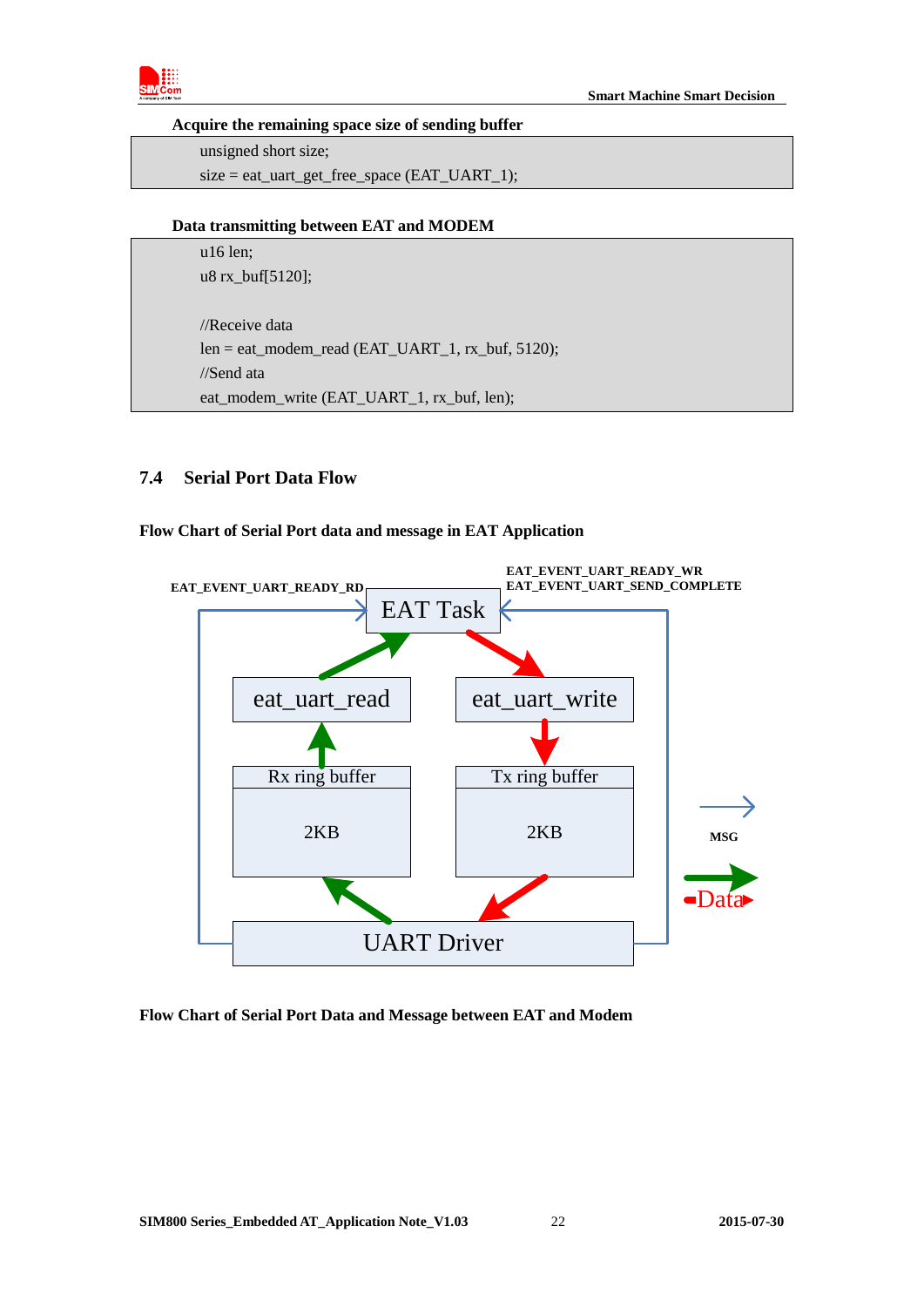**Acquire the remaining space size of sending buffer**

```
unsigned short size;
size = eat_uart_get_free_space (EAT_UART_1);
```

**Data transmitting between EAT and MODEM**

```
u16 len;
u8 rx_buf[5120];

//Receive data
len = eat_modem_read (EAT_UART_1, rx_buf, 5120);
//Send ata
eat_modem_write (EAT_UART_1, rx_buf, len);
```

## 7.4 Serial Port Data Flow

**Flow Chart of Serial Port data and message in EAT Application**

EAT_EVENT_UART_READY_RD

EAT_EVENT_UART_READY_WR
EAT_EVENT_UART_SEND_COMPLETE

EAT Task

eat_uart_read

eat_uart_write

Rx ring buffer

2KB

Tx ring buffer

2KB

UART Driver

MSG

Data

**Flow Chart of Serial Port Data and Message between EAT and Modem**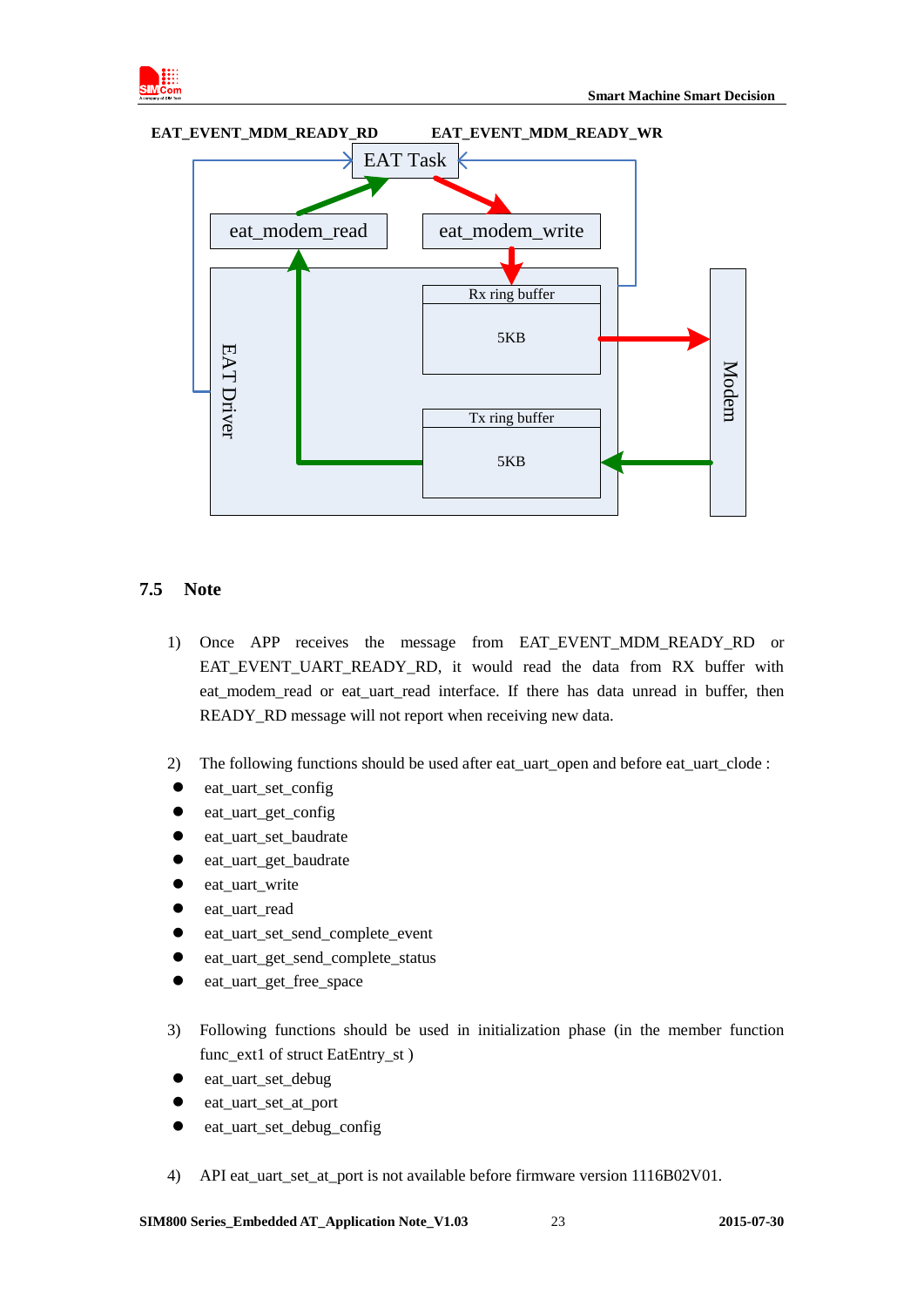EAT_EVENT_MDM_READY_RD EAT_EVENT_MDM_READY_WR

EAT Task

eat_modem_read eat_modem_write

EAT Driver

Rx ring buffer 5KB

Tx ring buffer 5KB

Modem

## 7.5 Note

1) Once APP receives the message from EAT_EVENT_MDM_READY_RD or EAT_EVENT_UART_READY_RD, it would read the data from RX buffer with eat_modem_read or eat_uart_read interface. If there has data unread in buffer, then READY_RD message will not report when receiving new data.

2) The following functions should be used after eat_uart_open and before eat_uart_clode :

- eat_uart_set_config
- eat_uart_get_config
- eat_uart_set_baudrate
- eat_uart_get_baudrate
- eat_uart_write
- eat_uart_read
- eat_uart_set_send_complete_event
- eat_uart_get_send_complete_status
- eat_uart_get_free_space

3) Following functions should be used in initialization phase (in the member function func_ext1 of struct EatEntry_st )

- eat_uart_set_debug
- eat_uart_set_at_port
- eat_uart_set_debug_config

4) API eat_uart_set_at_port is not available before firmware version 1116B02V01.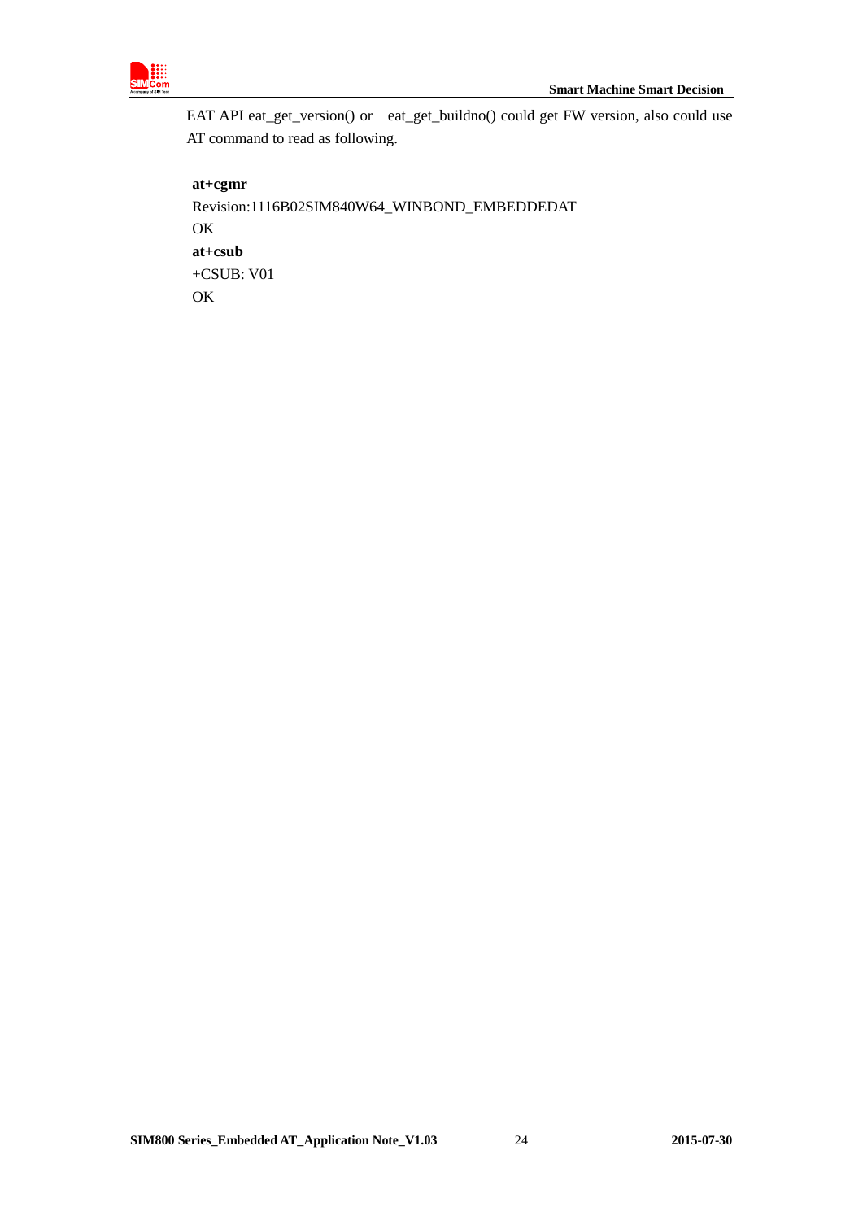EAT API eat_get_version() or eat_get_buildno() could get FW version, also could use AT command to read as following.

**at+cgmr**
Revision:1116B02SIM840W64_WINBOND_EMBEDDEDAT
OK
**at+csub**
+CSUB: V01
OK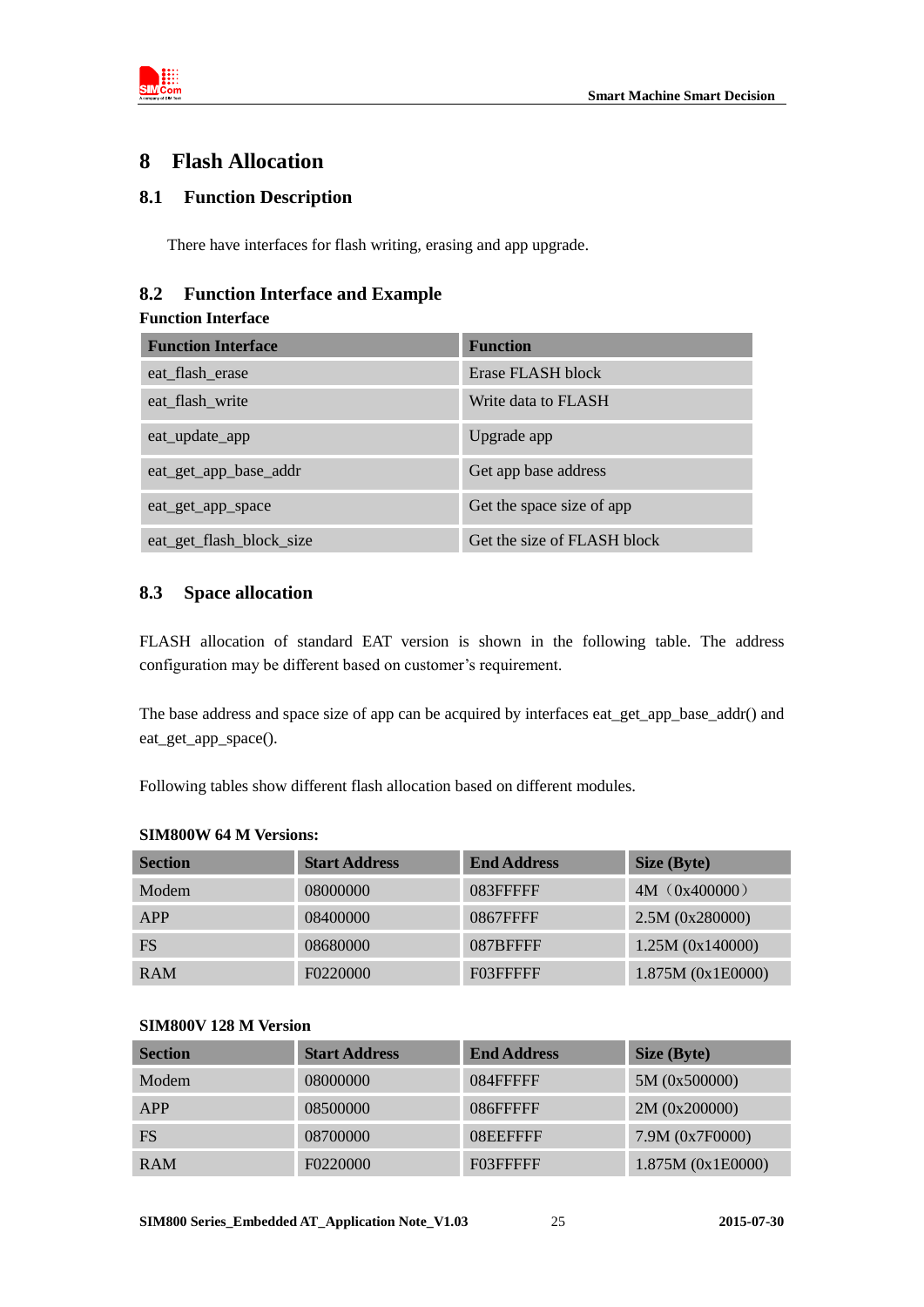# 8 Flash Allocation

## 8.1 Function Description

There have interfaces for flash writing, erasing and app upgrade.

## 8.2 Function Interface and Example

**Function Interface**

| Function Interface | Function |
|---|---|
| eat_flash_erase | Erase FLASH block |
| eat_flash_write | Write data to FLASH |
| eat_update_app | Upgrade app |
| eat_get_app_base_addr | Get app base address |
| eat_get_app_space | Get the space size of app |
| eat_get_flash_block_size | Get the size of FLASH block |

## 8.3 Space allocation

FLASH allocation of standard EAT version is shown in the following table. The address configuration may be different based on customer's requirement.

The base address and space size of app can be acquired by interfaces eat_get_app_base_addr() and eat_get_app_space().

Following tables show different flash allocation based on different modules.

**SIM800W 64 M Versions:**

| Section | Start Address | End Address | Size (Byte) |
|---|---|---|---|
| Modem | 08000000 | 083FFFFF | 4M（0x400000） |
| APP | 08400000 | 0867FFFF | 2.5M (0x280000) |
| FS | 08680000 | 087BFFFF | 1.25M (0x140000) |
| RAM | F0220000 | F03FFFFF | 1.875M (0x1E0000) |

**SIM800V 128 M Version**

| Section | Start Address | End Address | Size (Byte) |
|---|---|---|---|
| Modem | 08000000 | 084FFFFF | 5M (0x500000) |
| APP | 08500000 | 086FFFFF | 2M (0x200000) |
| FS | 08700000 | 08EEFFFF | 7.9M (0x7F0000) |
| RAM | F0220000 | F03FFFFF | 1.875M (0x1E0000) |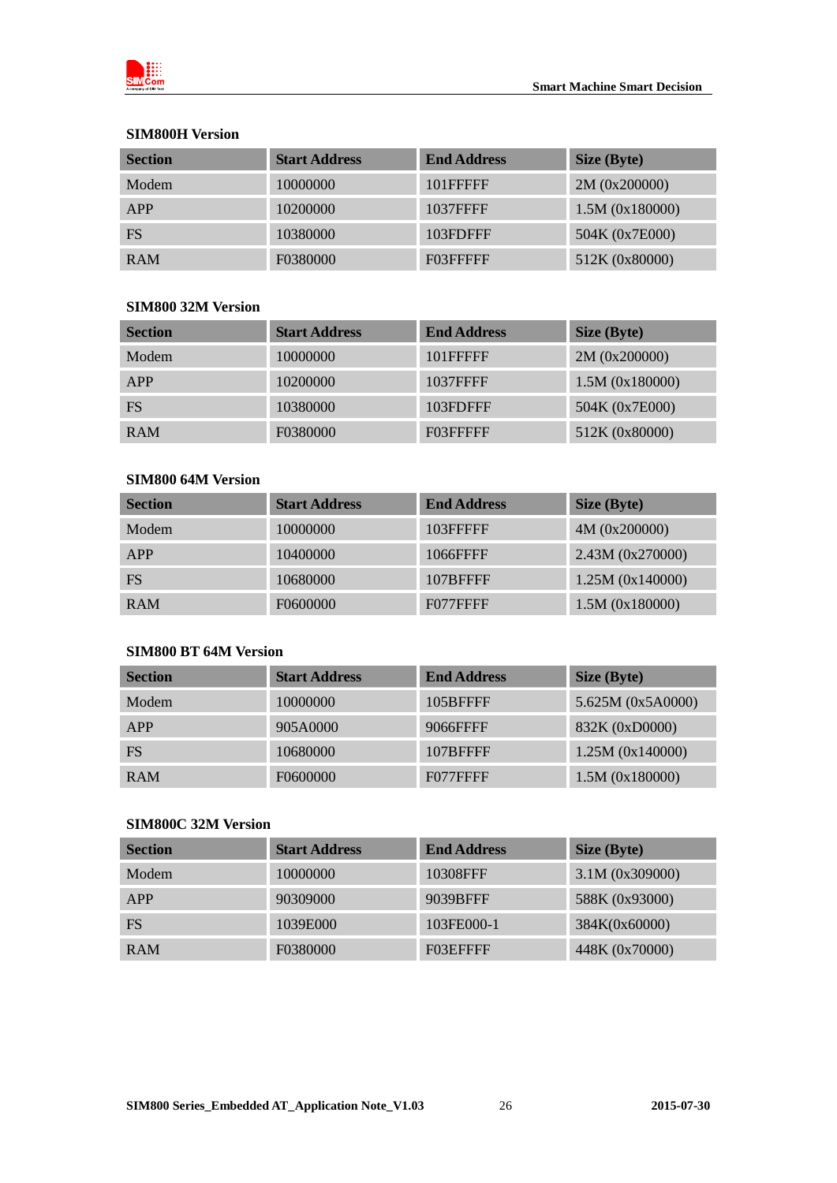**SIM800H Version**

| Section | Start Address | End Address | Size (Byte) |
|---|---|---|---|
| Modem | 10000000 | 101FFFFF | 2M (0x200000) |
| APP | 10200000 | 1037FFFF | 1.5M (0x180000) |
| FS | 10380000 | 103FDFFF | 504K (0x7E000) |
| RAM | F0380000 | F03FFFFF | 512K (0x80000) |

**SIM800 32M Version**

| Section | Start Address | End Address | Size (Byte) |
|---|---|---|---|
| Modem | 10000000 | 101FFFFF | 2M (0x200000) |
| APP | 10200000 | 1037FFFF | 1.5M (0x180000) |
| FS | 10380000 | 103FDFFF | 504K (0x7E000) |
| RAM | F0380000 | F03FFFFF | 512K (0x80000) |

**SIM800 64M Version**

| Section | Start Address | End Address | Size (Byte) |
|---|---|---|---|
| Modem | 10000000 | 103FFFFF | 4M (0x200000) |
| APP | 10400000 | 1066FFFF | 2.43M (0x270000) |
| FS | 10680000 | 107BFFFF | 1.25M (0x140000) |
| RAM | F0600000 | F077FFFF | 1.5M (0x180000) |

**SIM800 BT 64M Version**

| Section | Start Address | End Address | Size (Byte) |
|---|---|---|---|
| Modem | 10000000 | 105BFFFF | 5.625M (0x5A0000) |
| APP | 905A0000 | 9066FFFF | 832K (0xD0000) |
| FS | 10680000 | 107BFFFF | 1.25M (0x140000) |
| RAM | F0600000 | F077FFFF | 1.5M (0x180000) |

**SIM800C 32M Version**

| Section | Start Address | End Address | Size (Byte) |
|---|---|---|---|
| Modem | 10000000 | 10308FFF | 3.1M (0x309000) |
| APP | 90309000 | 9039BFFF | 588K (0x93000) |
| FS | 1039E000 | 103FE000-1 | 384K(0x60000) |
| RAM | F0380000 | F03EFFFF | 448K (0x70000) |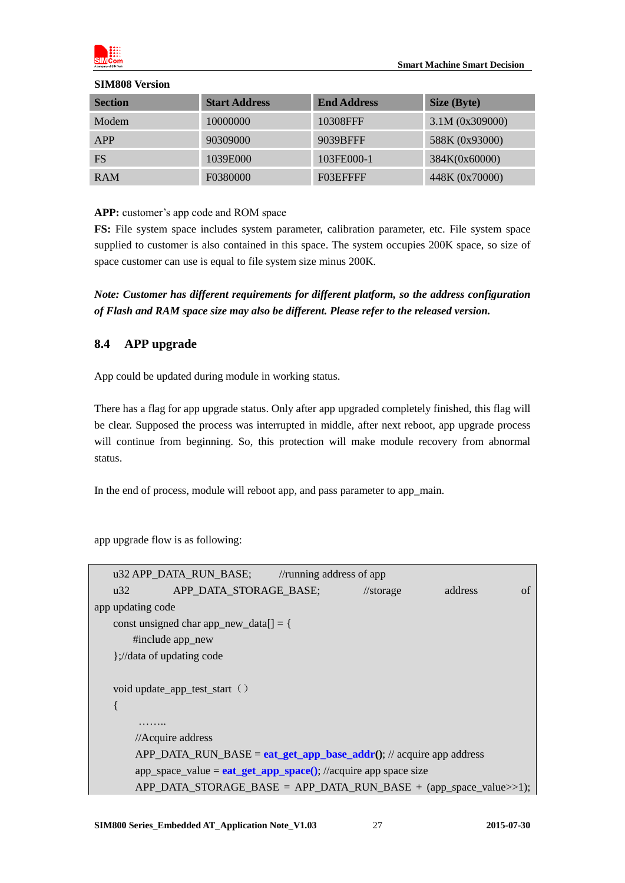**SIM808 Version**

| Section | Start Address | End Address | Size (Byte) |
|---|---|---|---|
| Modem | 10000000 | 10308FFF | 3.1M (0x309000) |
| APP | 90309000 | 9039BFFF | 588K (0x93000) |
| FS | 1039E000 | 103FE000-1 | 384K(0x60000) |
| RAM | F0380000 | F03EFFFF | 448K (0x70000) |

**APP:** customer's app code and ROM space

**FS:** File system space includes system parameter, calibration parameter, etc. File system space supplied to customer is also contained in this space. The system occupies 200K space, so size of space customer can use is equal to file system size minus 200K.

***Note: Customer has different requirements for different platform, so the address configuration of Flash and RAM space size may also be different. Please refer to the released version.***

## 8.4 APP upgrade

App could be updated during module in working status.

There has a flag for app upgrade status. Only after app upgraded completely finished, this flag will be clear. Supposed the process was interrupted in middle, after next reboot, app upgrade process will continue from beginning. So, this protection will make module recovery from abnormal status.

In the end of process, module will reboot app, and pass parameter to app_main.

app upgrade flow is as following:

```
u32 APP_DATA_RUN_BASE;        //running address of app
u32 APP_DATA_STORAGE_BASE;    //storage address of app updating code
const unsigned char app_new_data[] = {
    #include app_new
};//data of updating code

void update_app_test_start（）
{
    ……..
    //Acquire address
    APP_DATA_RUN_BASE = eat_get_app_base_addr(); // acquire app address
    app_space_value = eat_get_app_space(); //acquire app space size
    APP_DATA_STORAGE_BASE = APP_DATA_RUN_BASE + (app_space_value>>1);
```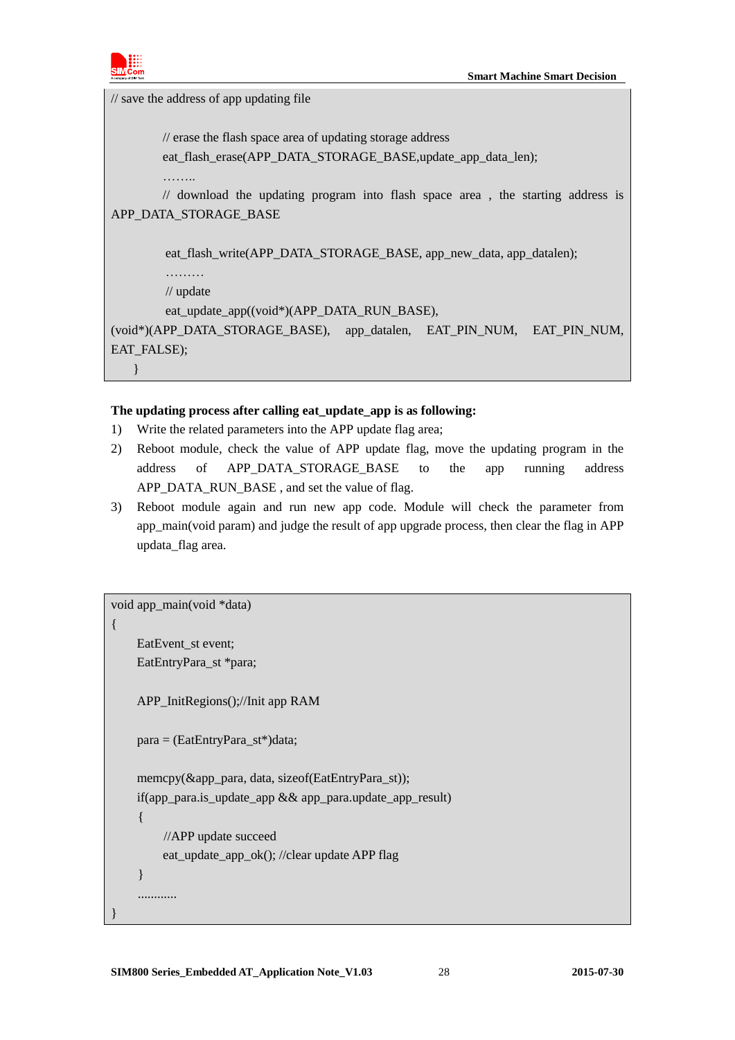```
// save the address of app updating file

        // erase the flash space area of updating storage address
        eat_flash_erase(APP_DATA_STORAGE_BASE,update_app_data_len);
        ……..
        // download the updating program into flash space area , the starting address is
APP_DATA_STORAGE_BASE

        eat_flash_write(APP_DATA_STORAGE_BASE, app_new_data, app_datalen);
        ………
        // update
        eat_update_app((void*)(APP_DATA_RUN_BASE),
(void*)(APP_DATA_STORAGE_BASE), app_datalen, EAT_PIN_NUM, EAT_PIN_NUM,
EAT_FALSE);
    }
```

**The updating process after calling eat_update_app is as following:**

1) Write the related parameters into the APP update flag area;
2) Reboot module, check the value of APP update flag, move the updating program in the address of APP_DATA_STORAGE_BASE to the app running address APP_DATA_RUN_BASE , and set the value of flag.
3) Reboot module again and run new app code. Module will check the parameter from app_main(void param) and judge the result of app upgrade process, then clear the flag in APP updata_flag area.

```
void app_main(void *data)
{
    EatEvent_st event;
    EatEntryPara_st *para;

    APP_InitRegions();//Init app RAM

    para = (EatEntryPara_st*)data;

    memcpy(&app_para, data, sizeof(EatEntryPara_st));
    if(app_para.is_update_app && app_para.update_app_result)
    {
        //APP update succeed
        eat_update_app_ok(); //clear update APP flag
    }
    ...........
}
```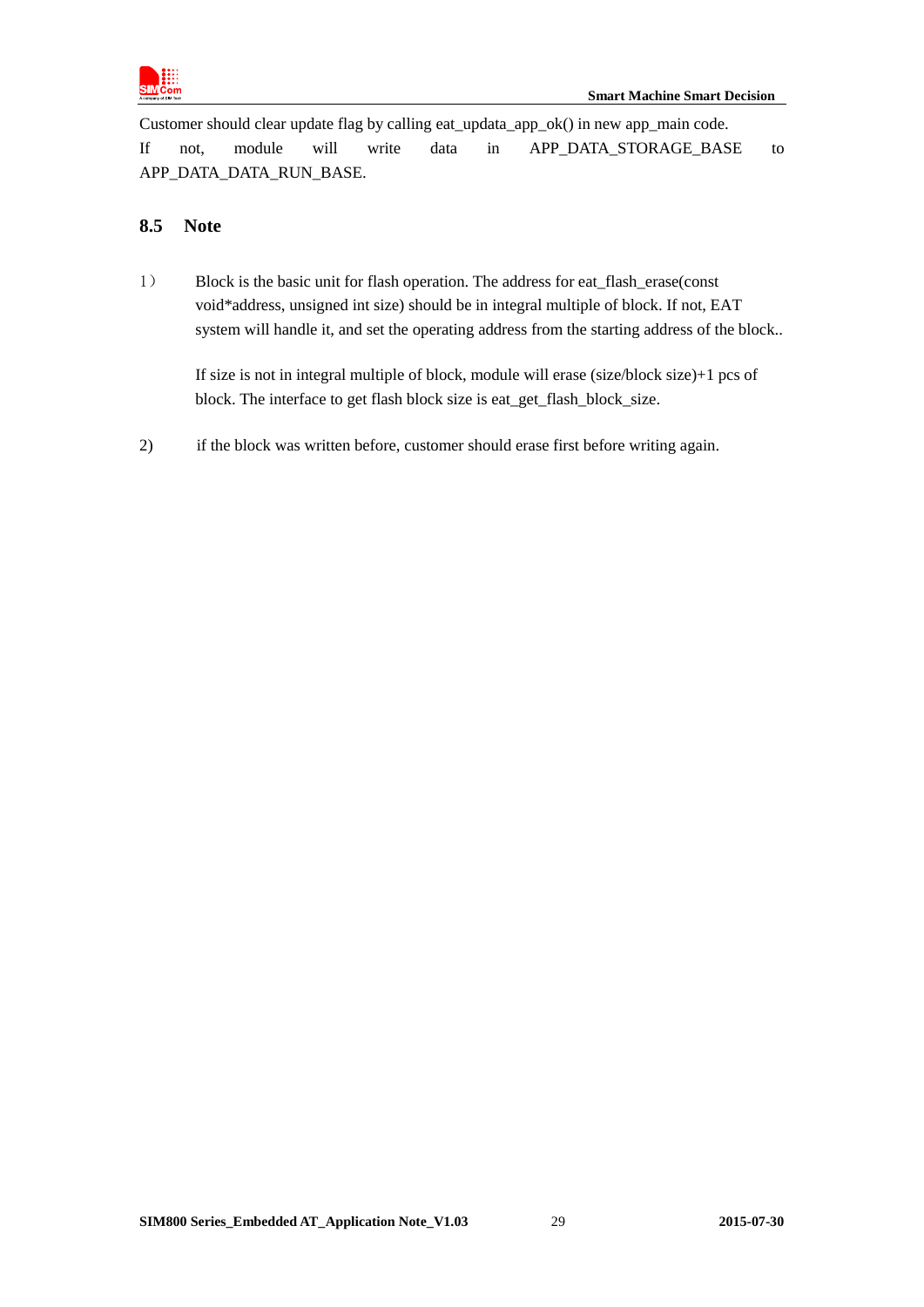Customer should clear update flag by calling eat_updata_app_ok() in new app_main code.
If not, module will write data in APP_DATA_STORAGE_BASE to APP_DATA_DATA_RUN_BASE.

### 8.5 Note

1） Block is the basic unit for flash operation. The address for eat_flash_erase(const void*address, unsigned int size) should be in integral multiple of block. If not, EAT system will handle it, and set the operating address from the starting address of the block..

   If size is not in integral multiple of block, module will erase (size/block size)+1 pcs of block. The interface to get flash block size is eat_get_flash_block_size.

2) if the block was written before, customer should erase first before writing again.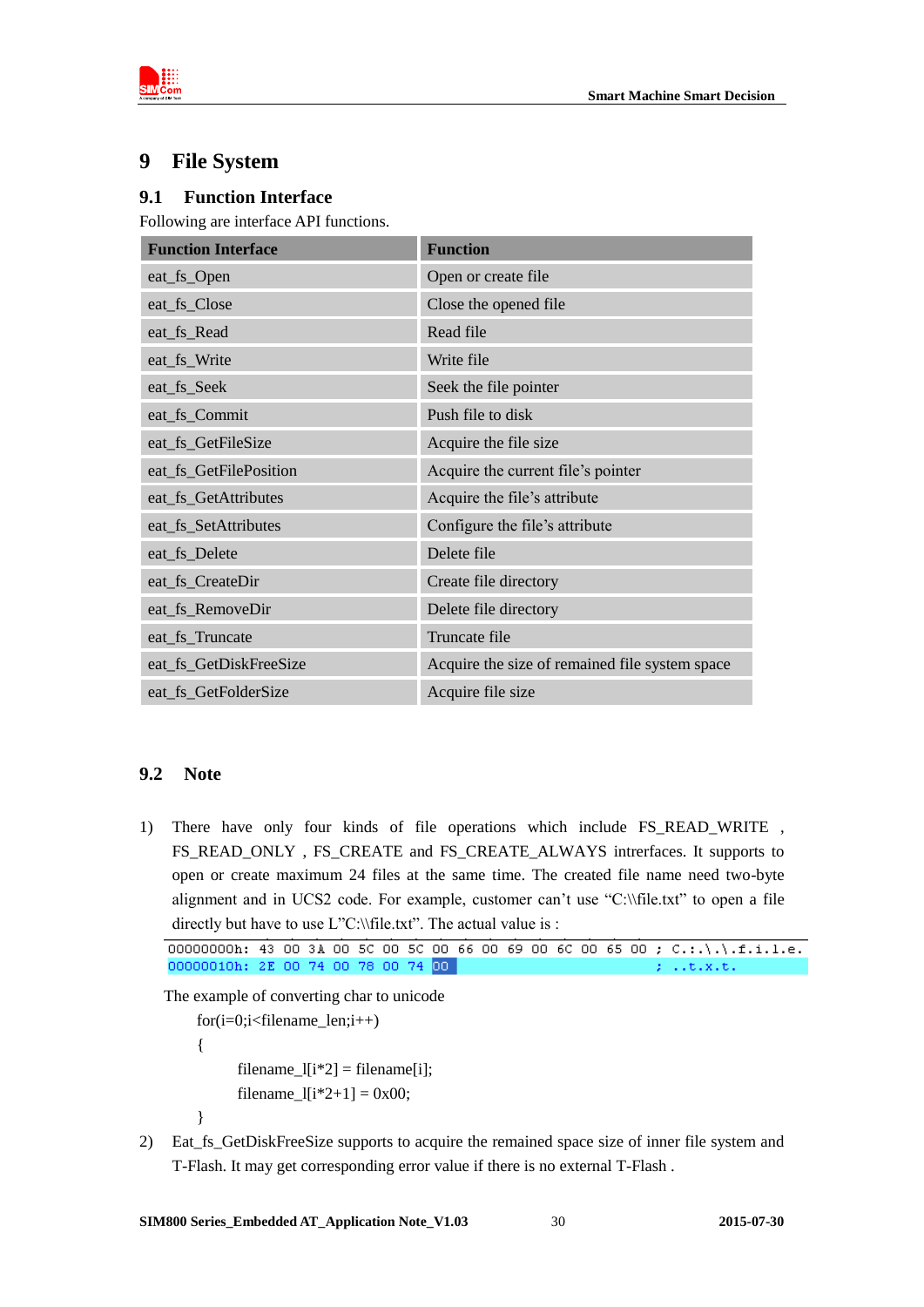# 9 File System

## 9.1 Function Interface

Following are interface API functions.

| Function Interface | Function |
|---|---|
| eat_fs_Open | Open or create file |
| eat_fs_Close | Close the opened file |
| eat_fs_Read | Read file |
| eat_fs_Write | Write file |
| eat_fs_Seek | Seek the file pointer |
| eat_fs_Commit | Push file to disk |
| eat_fs_GetFileSize | Acquire the file size |
| eat_fs_GetFilePosition | Acquire the current file's pointer |
| eat_fs_GetAttributes | Acquire the file's attribute |
| eat_fs_SetAttributes | Configure the file's attribute |
| eat_fs_Delete | Delete file |
| eat_fs_CreateDir | Create file directory |
| eat_fs_RemoveDir | Delete file directory |
| eat_fs_Truncate | Truncate file |
| eat_fs_GetDiskFreeSize | Acquire the size of remained file system space |
| eat_fs_GetFolderSize | Acquire file size |

## 9.2 Note

1) There have only four kinds of file operations which include FS_READ_WRITE , FS_READ_ONLY , FS_CREATE and FS_CREATE_ALWAYS inrerfaces. It supports to open or create maximum 24 files at the same time. The created file name need two-byte alignment and in UCS2 code. For example, customer can't use "C:\\file.txt" to open a file directly but have to use L"C:\\file.txt". The actual value is :

```
00000000h: 43 00 3A 00 5C 00 5C 00 66 00 69 00 6C 00 65 00 ; C.:.\.\.f.i.l.e.
00000010h: 2E 00 74 00 78 00 74 00                         ; ..t.x.t.
```

The example of converting char to unicode

```
for(i=0;i<filename_len;i++)
{
    filename_l[i*2] = filename[i];
    filename_l[i*2+1] = 0x00;
}
```

2) Eat_fs_GetDiskFreeSize supports to acquire the remained space size of inner file system and T-Flash. It may get corresponding error value if there is no external T-Flash .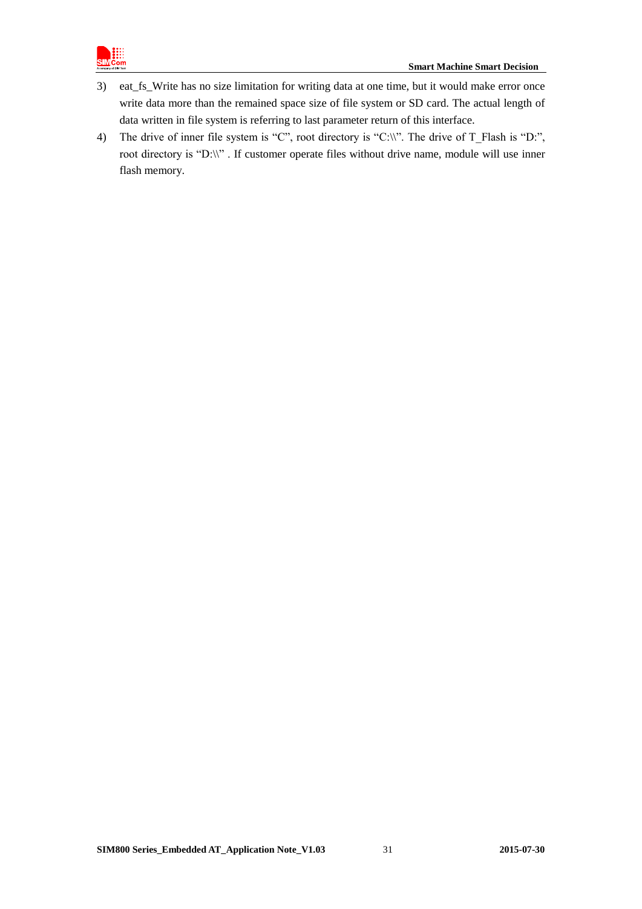3) eat_fs_Write has no size limitation for writing data at one time, but it would make error once write data more than the remained space size of file system or SD card. The actual length of data written in file system is referring to last parameter return of this interface.
4) The drive of inner file system is "C", root directory is "C:\\". The drive of T_Flash is "D:", root directory is "D:\\" . If customer operate files without drive name, module will use inner flash memory.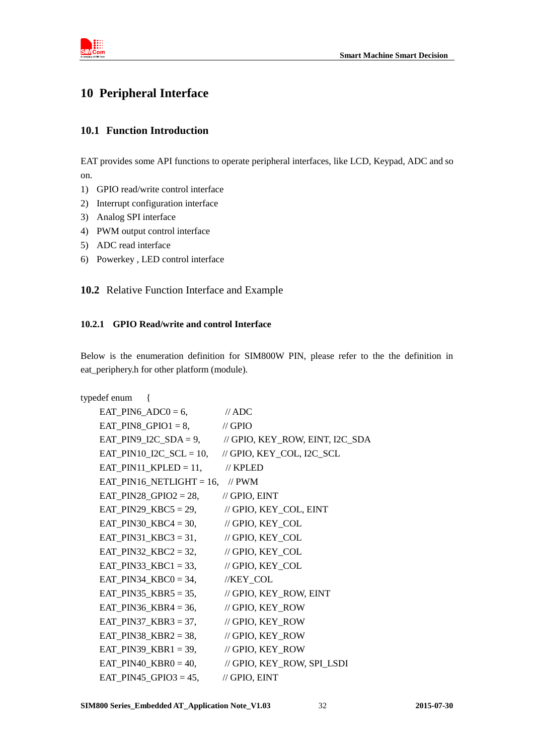# 10 Peripheral Interface

## 10.1 Function Introduction

EAT provides some API functions to operate peripheral interfaces, like LCD, Keypad, ADC and so on.

1) GPIO read/write control interface
2) Interrupt configuration interface
3) Analog SPI interface
4) PWM output control interface
5) ADC read interface
6) Powerkey , LED control interface

## 10.2 Relative Function Interface and Example

### 10.2.1 GPIO Read/write and control Interface

Below is the enumeration definition for SIM800W PIN, please refer to the the definition in eat_periphery.h for other platform (module).

```
typedef enum    {
    EAT_PIN6_ADC0 = 6,          // ADC
    EAT_PIN8_GPIO1 = 8,         // GPIO
    EAT_PIN9_I2C_SDA = 9,       // GPIO, KEY_ROW, EINT, I2C_SDA
    EAT_PIN10_I2C_SCL = 10,     // GPIO, KEY_COL, I2C_SCL
    EAT_PIN11_KPLED = 11,       // KPLED
    EAT_PIN16_NETLIGHT = 16,    // PWM
    EAT_PIN28_GPIO2 = 28,       // GPIO, EINT
    EAT_PIN29_KBC5 = 29,        // GPIO, KEY_COL, EINT
    EAT_PIN30_KBC4 = 30,        // GPIO, KEY_COL
    EAT_PIN31_KBC3 = 31,        // GPIO, KEY_COL
    EAT_PIN32_KBC2 = 32,        // GPIO, KEY_COL
    EAT_PIN33_KBC1 = 33,        // GPIO, KEY_COL
    EAT_PIN34_KBC0 = 34,        //KEY_COL
    EAT_PIN35_KBR5 = 35,        // GPIO, KEY_ROW, EINT
    EAT_PIN36_KBR4 = 36,        // GPIO, KEY_ROW
    EAT_PIN37_KBR3 = 37,        // GPIO, KEY_ROW
    EAT_PIN38_KBR2 = 38,        // GPIO, KEY_ROW
    EAT_PIN39_KBR1 = 39,        // GPIO, KEY_ROW
    EAT_PIN40_KBR0 = 40,        // GPIO, KEY_ROW, SPI_LSDI
    EAT_PIN45_GPIO3 = 45,       // GPIO, EINT
```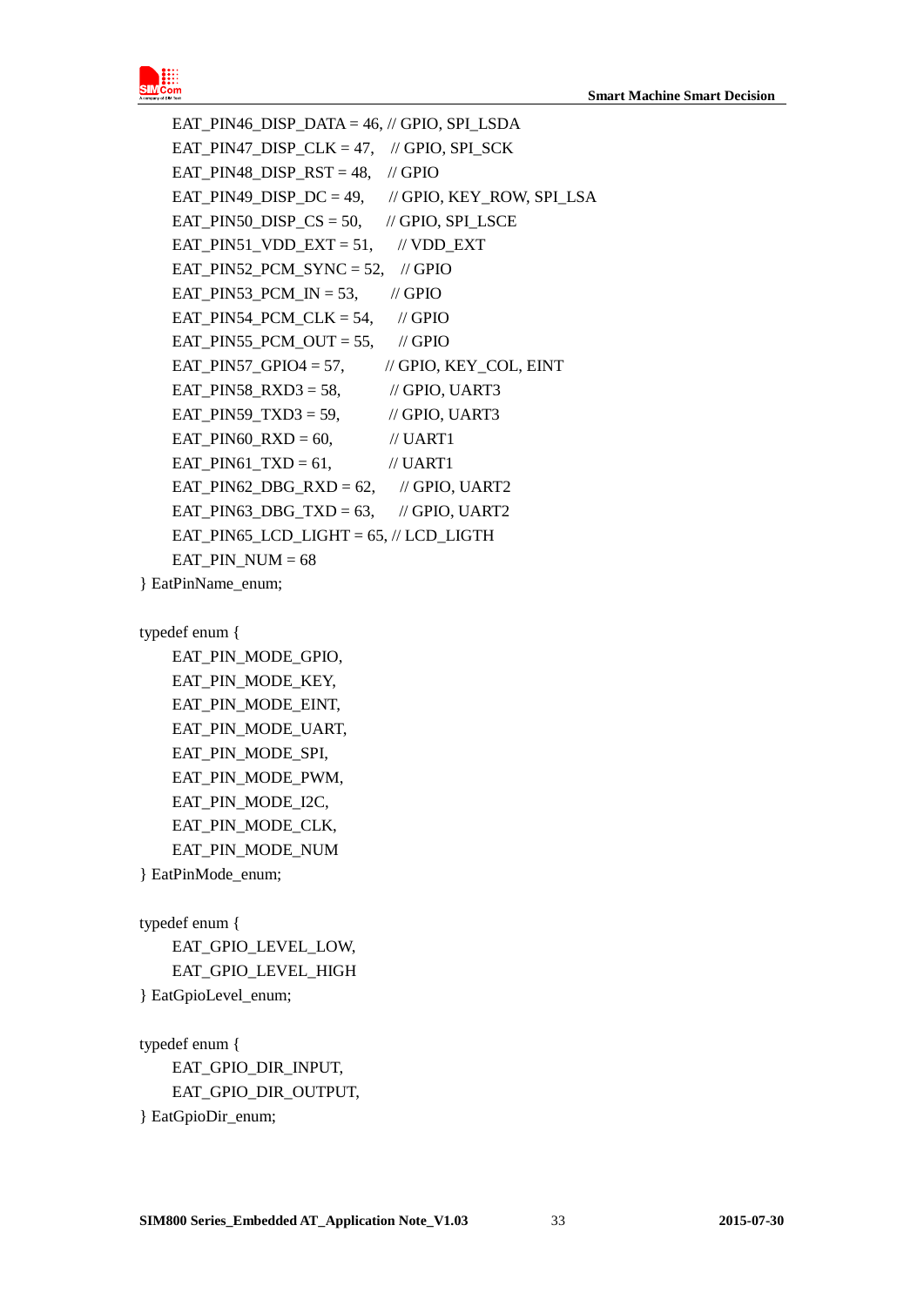```
    EAT_PIN46_DISP_DATA = 46, // GPIO, SPI_LSDA
    EAT_PIN47_DISP_CLK = 47,   // GPIO, SPI_SCK
    EAT_PIN48_DISP_RST = 48,   // GPIO
    EAT_PIN49_DISP_DC = 49,    // GPIO, KEY_ROW, SPI_LSA
    EAT_PIN50_DISP_CS = 50,    // GPIO, SPI_LSCE
    EAT_PIN51_VDD_EXT = 51,    // VDD_EXT
    EAT_PIN52_PCM_SYNC = 52,   // GPIO
    EAT_PIN53_PCM_IN = 53,     // GPIO
    EAT_PIN54_PCM_CLK = 54,    // GPIO
    EAT_PIN55_PCM_OUT = 55,    // GPIO
    EAT_PIN57_GPIO4 = 57,      // GPIO, KEY_COL, EINT
    EAT_PIN58_RXD3 = 58,       // GPIO, UART3
    EAT_PIN59_TXD3 = 59,       // GPIO, UART3
    EAT_PIN60_RXD = 60,        // UART1
    EAT_PIN61_TXD = 61,        // UART1
    EAT_PIN62_DBG_RXD = 62,    // GPIO, UART2
    EAT_PIN63_DBG_TXD = 63,    // GPIO, UART2
    EAT_PIN65_LCD_LIGHT = 65, // LCD_LIGTH
    EAT_PIN_NUM = 68
} EatPinName_enum;

typedef enum {
    EAT_PIN_MODE_GPIO,
    EAT_PIN_MODE_KEY,
    EAT_PIN_MODE_EINT,
    EAT_PIN_MODE_UART,
    EAT_PIN_MODE_SPI,
    EAT_PIN_MODE_PWM,
    EAT_PIN_MODE_I2C,
    EAT_PIN_MODE_CLK,
    EAT_PIN_MODE_NUM
} EatPinMode_enum;

typedef enum {
    EAT_GPIO_LEVEL_LOW,
    EAT_GPIO_LEVEL_HIGH
} EatGpioLevel_enum;

typedef enum {
    EAT_GPIO_DIR_INPUT,
    EAT_GPIO_DIR_OUTPUT,
} EatGpioDir_enum;
```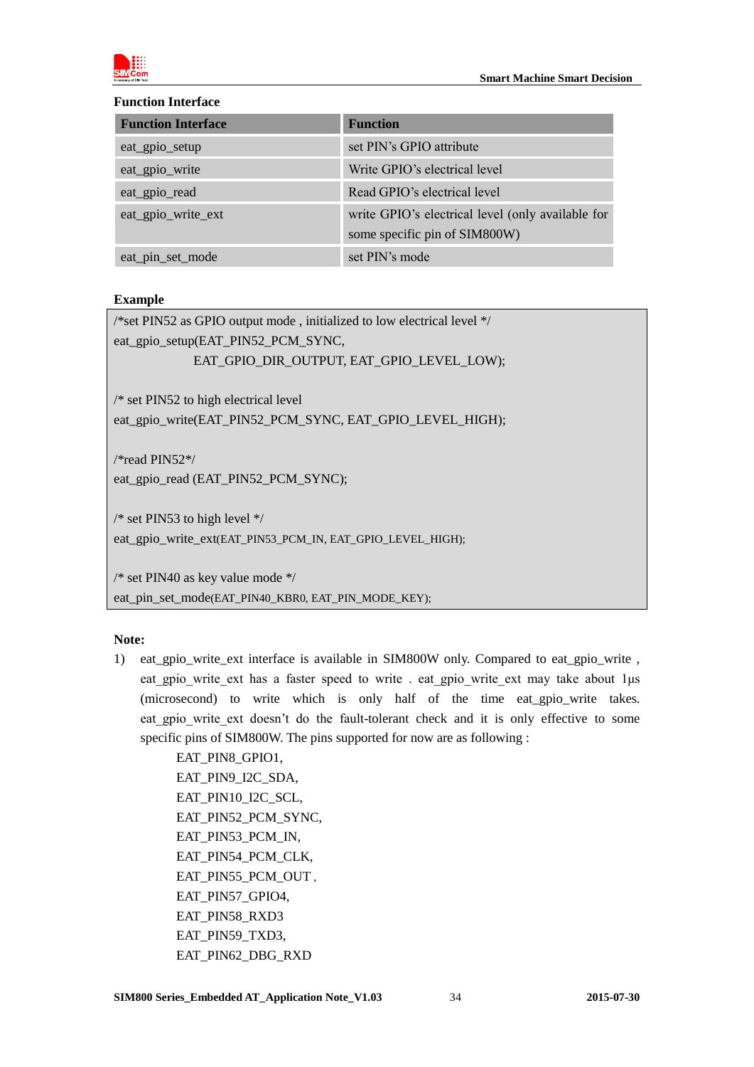**Function Interface**

| Function Interface | Function |
| --- | --- |
| eat_gpio_setup | set PIN's GPIO attribute |
| eat_gpio_write | Write GPIO's electrical level |
| eat_gpio_read | Read GPIO's electrical level |
| eat_gpio_write_ext | write GPIO's electrical level (only available for some specific pin of SIM800W) |
| eat_pin_set_mode | set PIN's mode |

**Example**

```
/*set PIN52 as GPIO output mode , initialized to low electrical level */
eat_gpio_setup(EAT_PIN52_PCM_SYNC,
               EAT_GPIO_DIR_OUTPUT, EAT_GPIO_LEVEL_LOW);

/* set PIN52 to high electrical level
eat_gpio_write(EAT_PIN52_PCM_SYNC, EAT_GPIO_LEVEL_HIGH);

/*read PIN52*/
eat_gpio_read (EAT_PIN52_PCM_SYNC);

/* set PIN53 to high level */
eat_gpio_write_ext(EAT_PIN53_PCM_IN, EAT_GPIO_LEVEL_HIGH);

/* set PIN40 as key value mode */
eat_pin_set_mode(EAT_PIN40_KBR0, EAT_PIN_MODE_KEY);
```

**Note:**

1) eat_gpio_write_ext interface is available in SIM800W only. Compared to eat_gpio_write , eat_gpio_write_ext has a faster speed to write . eat_gpio_write_ext may take about 1μs (microsecond) to write which is only half of the time eat_gpio_write takes. eat_gpio_write_ext doesn't do the fault-tolerant check and it is only effective to some specific pins of SIM800W. The pins supported for now are as following :

   EAT_PIN8_GPIO1,
   EAT_PIN9_I2C_SDA,
   EAT_PIN10_I2C_SCL,
   EAT_PIN52_PCM_SYNC,
   EAT_PIN53_PCM_IN,
   EAT_PIN54_PCM_CLK,
   EAT_PIN55_PCM_OUT ,
   EAT_PIN57_GPIO4,
   EAT_PIN58_RXD3
   EAT_PIN59_TXD3,
   EAT_PIN62_DBG_RXD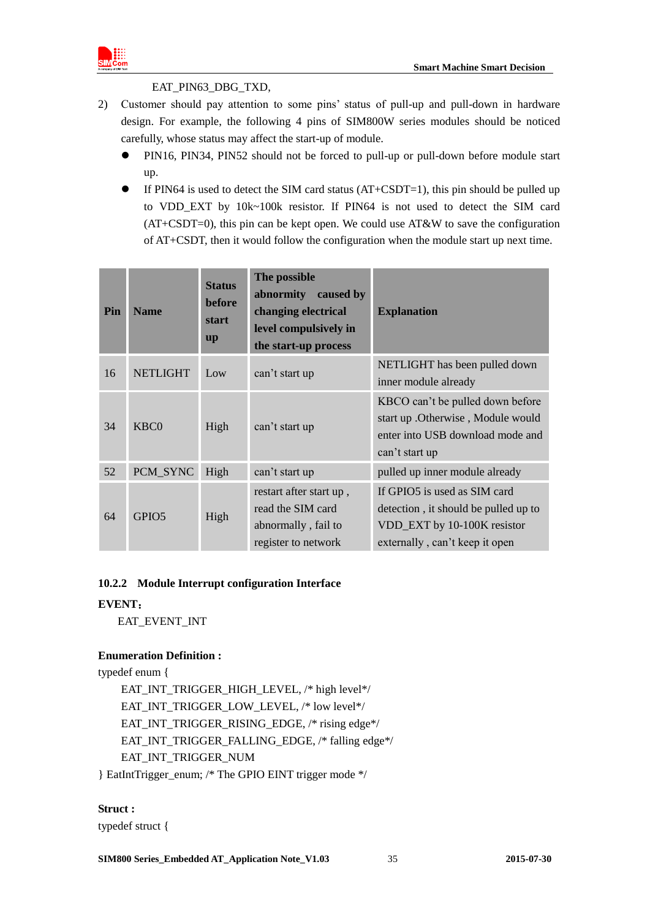EAT_PIN63_DBG_TXD,

2) Customer should pay attention to some pins' status of pull-up and pull-down in hardware design. For example, the following 4 pins of SIM800W series modules should be noticed carefully, whose status may affect the start-up of module.
   - PIN16, PIN34, PIN52 should not be forced to pull-up or pull-down before module start up.
   - If PIN64 is used to detect the SIM card status (AT+CSDT=1), this pin should be pulled up to VDD_EXT by 10k~100k resistor. If PIN64 is not used to detect the SIM card (AT+CSDT=0), this pin can be kept open. We could use AT&W to save the configuration of AT+CSDT, then it would follow the configuration when the module start up next time.

| Pin | Name | Status before start up | The possible abnormity caused by changing electrical level compulsively in the start-up process | Explanation |
|---|---|---|---|---|
| 16 | NETLIGHT | Low | can't start up | NETLIGHT has been pulled down inner module already |
| 34 | KBC0 | High | can't start up | KBCO can't be pulled down before start up .Otherwise , Module would enter into USB download mode and can't start up |
| 52 | PCM_SYNC | High | can't start up | pulled up inner module already |
| 64 | GPIO5 | High | restart after start up , read the SIM card abnormally , fail to register to network | If GPIO5 is used as SIM card detection , it should be pulled up to VDD_EXT by 10-100K resistor externally , can't keep it open |

### 10.2.2 Module Interrupt configuration Interface

**EVENT：**

EAT_EVENT_INT

**Enumeration Definition :**

```
typedef enum {
    EAT_INT_TRIGGER_HIGH_LEVEL, /* high level*/
    EAT_INT_TRIGGER_LOW_LEVEL, /* low level*/
    EAT_INT_TRIGGER_RISING_EDGE, /* rising edge*/
    EAT_INT_TRIGGER_FALLING_EDGE, /* falling edge*/
    EAT_INT_TRIGGER_NUM
} EatIntTrigger_enum; /* The GPIO EINT trigger mode */
```

**Struct :**

```
typedef struct {
```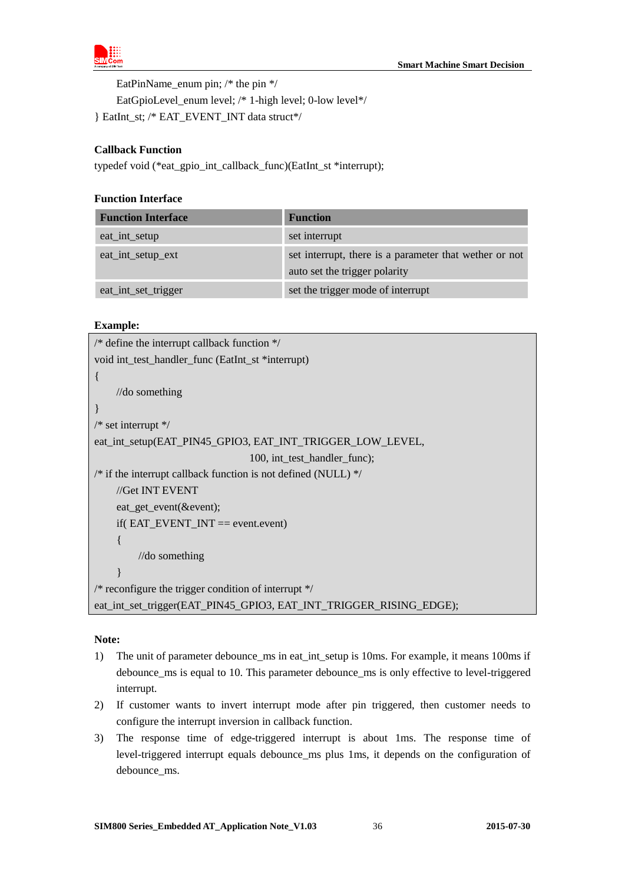```
    EatPinName_enum pin; /* the pin */
    EatGpioLevel_enum level; /* 1-high level; 0-low level*/
} EatInt_st; /* EAT_EVENT_INT data struct*/
```

**Callback Function**

typedef void (*eat_gpio_int_callback_func)(EatInt_st *interrupt);

**Function Interface**

| Function Interface | Function |
|---|---|
| eat_int_setup | set interrupt |
| eat_int_setup_ext | set interrupt, there is a parameter that wether or not auto set the trigger polarity |
| eat_int_set_trigger | set the trigger mode of interrupt |

**Example:**

```
/* define the interrupt callback function */
void int_test_handler_func (EatInt_st *interrupt)
{
    //do something
}
/* set interrupt */
eat_int_setup(EAT_PIN45_GPIO3, EAT_INT_TRIGGER_LOW_LEVEL,
                                        100, int_test_handler_func);
/* if the interrupt callback function is not defined (NULL) */
    //Get INT EVENT
    eat_get_event(&event);
    if( EAT_EVENT_INT == event.event)
    {
        //do something
    }
/* reconfigure the trigger condition of interrupt */
eat_int_set_trigger(EAT_PIN45_GPIO3, EAT_INT_TRIGGER_RISING_EDGE);
```

**Note:**

1) The unit of parameter debounce_ms in eat_int_setup is 10ms. For example, it means 100ms if debounce_ms is equal to 10. This parameter debounce_ms is only effective to level-triggered interrupt.
2) If customer wants to invert interrupt mode after pin triggered, then customer needs to configure the interrupt inversion in callback function.
3) The response time of edge-triggered interrupt is about 1ms. The response time of level-triggered interrupt equals debounce_ms plus 1ms, it depends on the configuration of debounce_ms.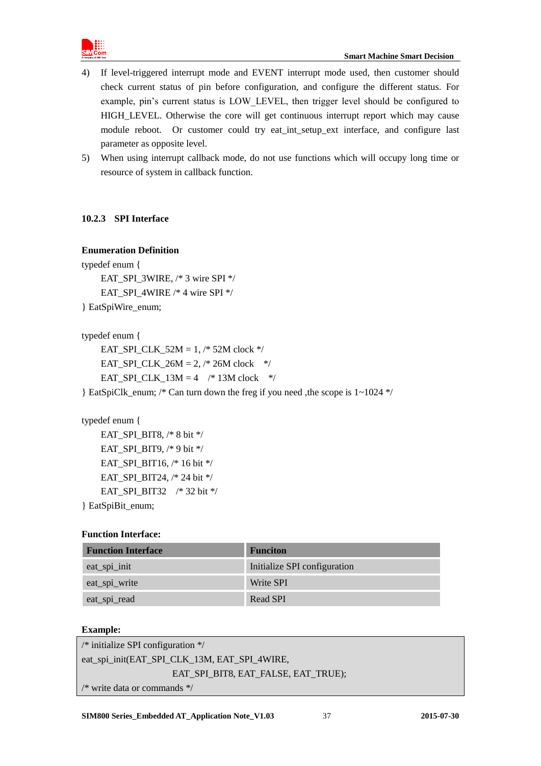4) If level-triggered interrupt mode and EVENT interrupt mode used, then customer should check current status of pin before configuration, and configure the different status. For example, pin's current status is LOW_LEVEL, then trigger level should be configured to HIGH_LEVEL. Otherwise the core will get continuous interrupt report which may cause module reboot. Or customer could try eat_int_setup_ext interface, and configure last parameter as opposite level.
5) When using interrupt callback mode, do not use functions which will occupy long time or resource of system in callback function.

### 10.2.3 SPI Interface

**Enumeration Definition**

```
typedef enum {
    EAT_SPI_3WIRE, /* 3 wire SPI */
    EAT_SPI_4WIRE /* 4 wire SPI */
} EatSpiWire_enum;

typedef enum {
    EAT_SPI_CLK_52M = 1, /* 52M clock */
    EAT_SPI_CLK_26M = 2, /* 26M clock    */
    EAT_SPI_CLK_13M = 4    /* 13M clock    */
} EatSpiClk_enum; /* Can turn down the freg if you need ,the scope is 1~1024 */

typedef enum {
    EAT_SPI_BIT8, /* 8 bit */
    EAT_SPI_BIT9, /* 9 bit */
    EAT_SPI_BIT16, /* 16 bit */
    EAT_SPI_BIT24, /* 24 bit */
    EAT_SPI_BIT32    /* 32 bit */
} EatSpiBit_enum;
```

**Function Interface:**

| Function Interface | Funciton |
|---|---|
| eat_spi_init | Initialize SPI configuration |
| eat_spi_write | Write SPI |
| eat_spi_read | Read SPI |

**Example:**

```
/* initialize SPI configuration */
eat_spi_init(EAT_SPI_CLK_13M, EAT_SPI_4WIRE,
                    EAT_SPI_BIT8, EAT_FALSE, EAT_TRUE);
/* write data or commands */
```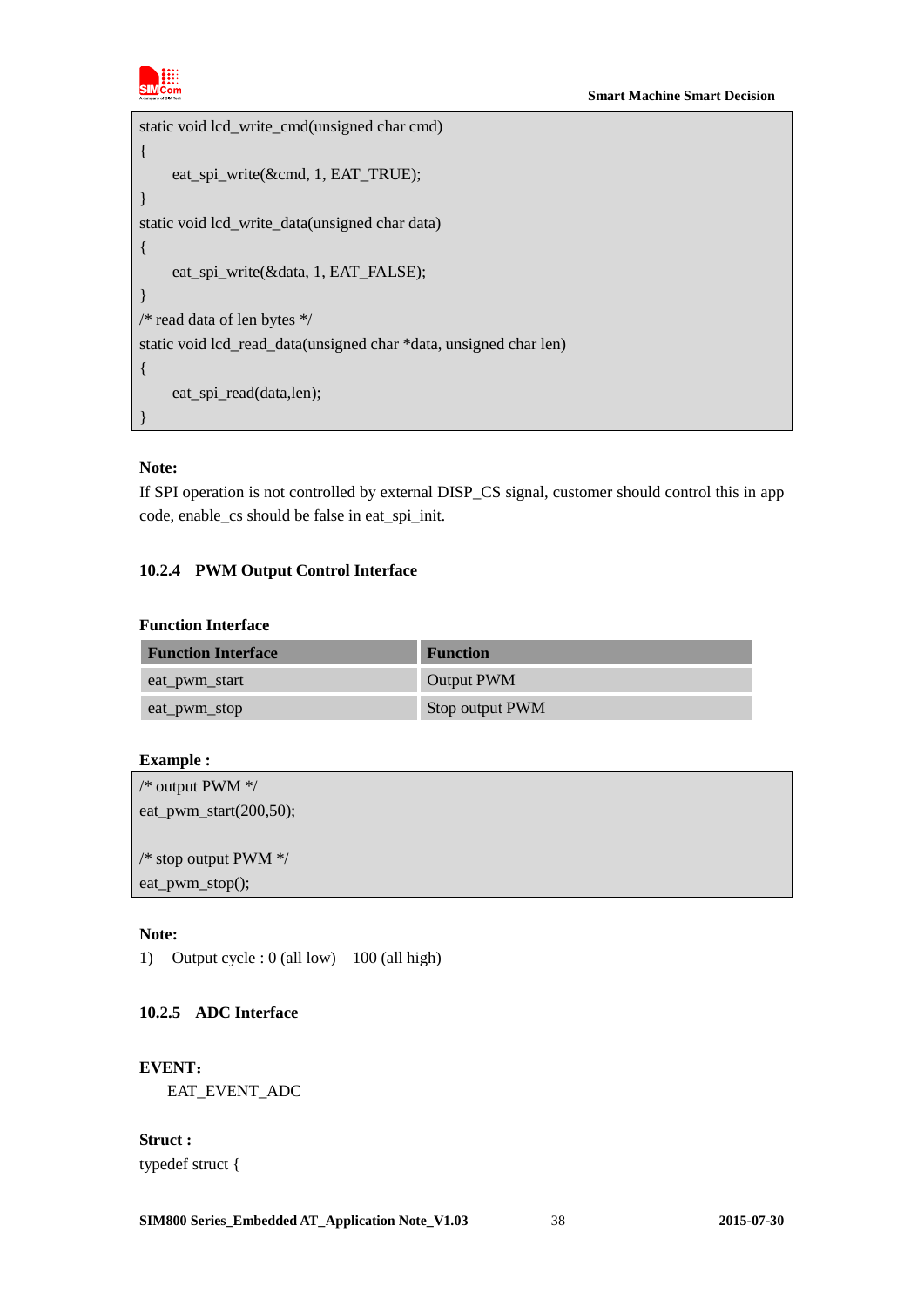```
static void lcd_write_cmd(unsigned char cmd)
{
    eat_spi_write(&cmd, 1, EAT_TRUE);
}
static void lcd_write_data(unsigned char data)
{
    eat_spi_write(&data, 1, EAT_FALSE);
}
/* read data of len bytes */
static void lcd_read_data(unsigned char *data, unsigned char len)
{
    eat_spi_read(data,len);
}
```

**Note:**

If SPI operation is not controlled by external DISP_CS signal, customer should control this in app code, enable_cs should be false in eat_spi_init.

### 10.2.4 PWM Output Control Interface

**Function Interface**

| Function Interface | Function |
|---|---|
| eat_pwm_start | Output PWM |
| eat_pwm_stop | Stop output PWM |

**Example :**

```
/* output PWM */
eat_pwm_start(200,50);

/* stop output PWM */
eat_pwm_stop();
```

**Note:**

1) Output cycle : 0 (all low) – 100 (all high)

### 10.2.5 ADC Interface

**EVENT:**

EAT_EVENT_ADC

**Struct :**

typedef struct {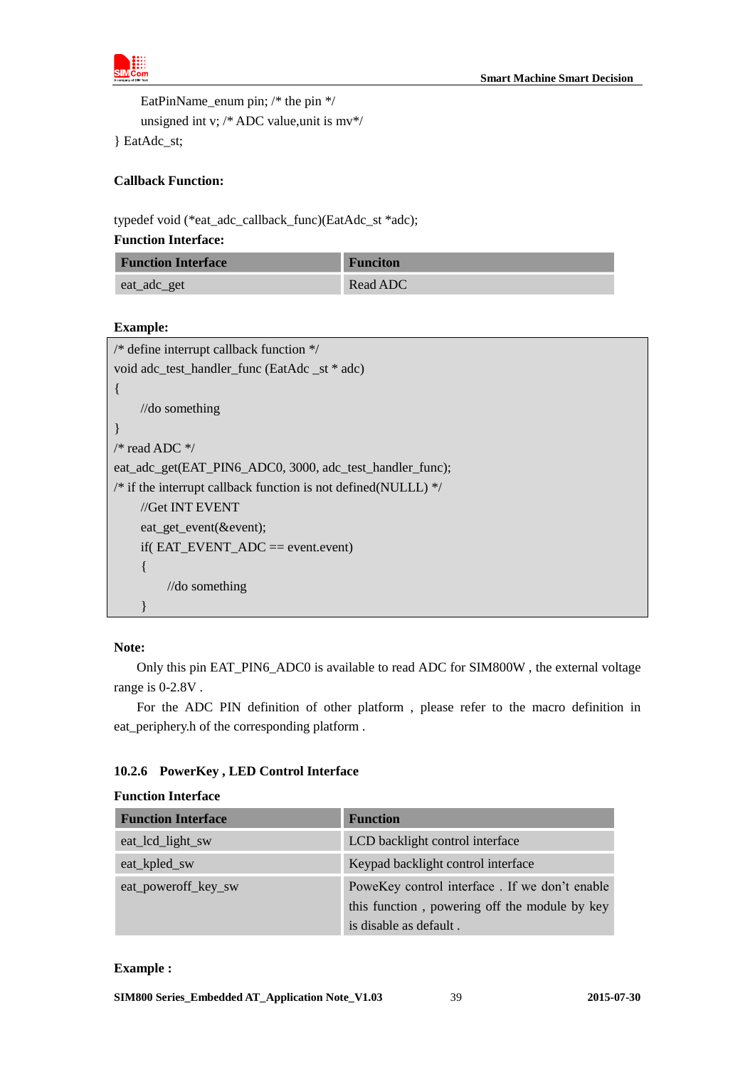```
    EatPinName_enum pin; /* the pin */
    unsigned int v; /* ADC value,unit is mv*/
} EatAdc_st;
```

**Callback Function:**

typedef void (*eat_adc_callback_func)(EatAdc_st *adc);

**Function Interface:**

| Function Interface | Funciton |
|---|---|
| eat_adc_get | Read ADC |

**Example:**

```
/* define interrupt callback function */
void adc_test_handler_func (EatAdc _st * adc)
{
    //do something
}
/* read ADC */
eat_adc_get(EAT_PIN6_ADC0, 3000, adc_test_handler_func);
/* if the interrupt callback function is not defined(NULLL) */
    //Get INT EVENT
    eat_get_event(&event);
    if( EAT_EVENT_ADC == event.event)
    {
        //do something
    }
```

**Note:**

Only this pin EAT_PIN6_ADC0 is available to read ADC for SIM800W , the external voltage range is 0-2.8V .

For the ADC PIN definition of other platform , please refer to the macro definition in eat_periphery.h of the corresponding platform .

### 10.2.6 PowerKey , LED Control Interface

**Function Interface**

| Function Interface | Function |
|---|---|
| eat_lcd_light_sw | LCD backlight control interface |
| eat_kpled_sw | Keypad backlight control interface |
| eat_poweroff_key_sw | PoweKey control interface . If we don't enable this function , powering off the module by key is disable as default . |

**Example :**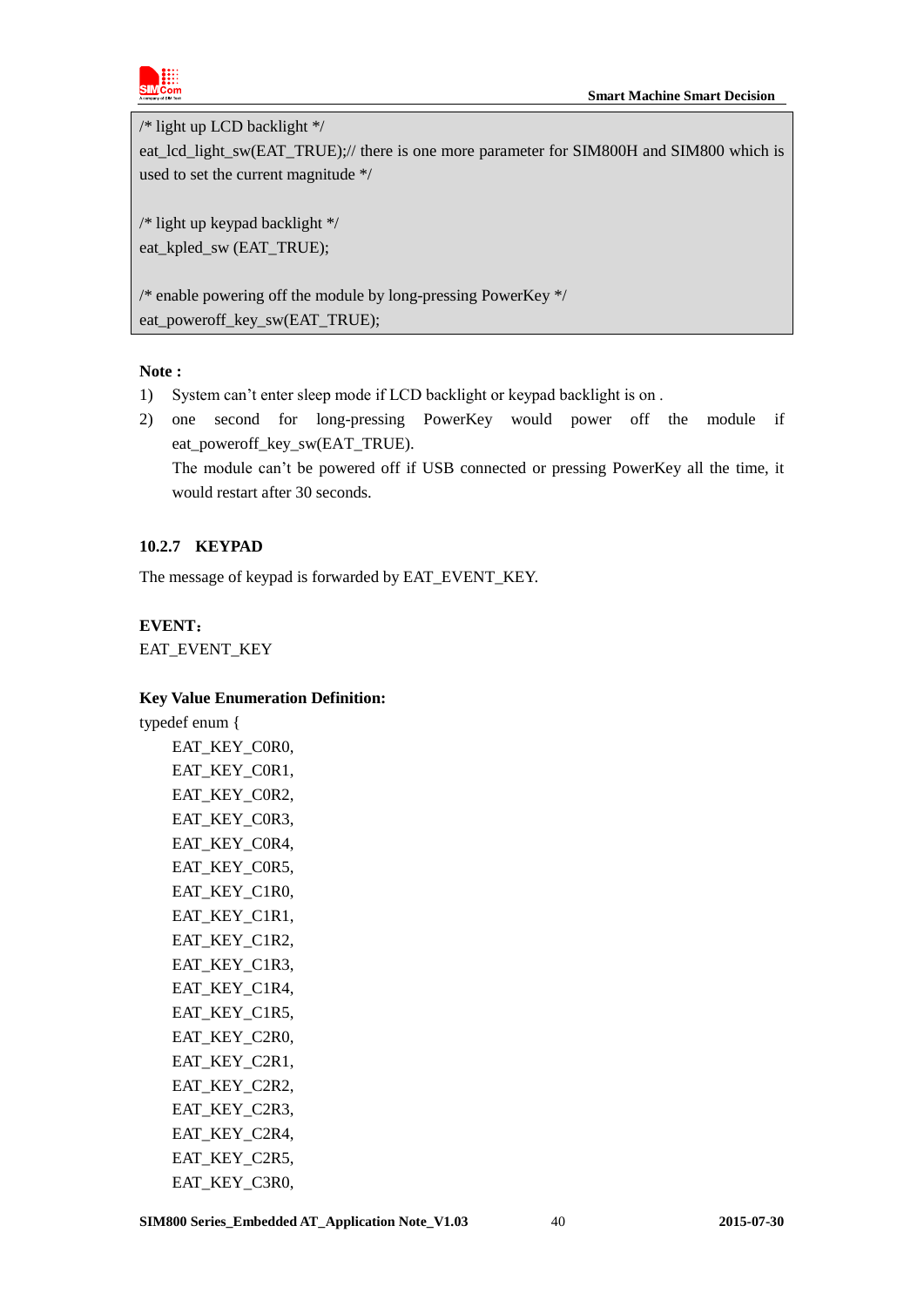```
/* light up LCD backlight */
eat_lcd_light_sw(EAT_TRUE);// there is one more parameter for SIM800H and SIM800 which is used to set the current magnitude */

/* light up keypad backlight */
eat_kpled_sw (EAT_TRUE);

/* enable powering off the module by long-pressing PowerKey */
eat_poweroff_key_sw(EAT_TRUE);
```

**Note :**

1) System can't enter sleep mode if LCD backlight or keypad backlight is on .
2) one second for long-pressing PowerKey would power off the module if eat_poweroff_key_sw(EAT_TRUE).
   The module can't be powered off if USB connected or pressing PowerKey all the time, it would restart after 30 seconds.

### 10.2.7 KEYPAD

The message of keypad is forwarded by EAT_EVENT_KEY.

**EVENT：**

EAT_EVENT_KEY

**Key Value Enumeration Definition:**

```
typedef enum {
    EAT_KEY_C0R0,
    EAT_KEY_C0R1,
    EAT_KEY_C0R2,
    EAT_KEY_C0R3,
    EAT_KEY_C0R4,
    EAT_KEY_C0R5,
    EAT_KEY_C1R0,
    EAT_KEY_C1R1,
    EAT_KEY_C1R2,
    EAT_KEY_C1R3,
    EAT_KEY_C1R4,
    EAT_KEY_C1R5,
    EAT_KEY_C2R0,
    EAT_KEY_C2R1,
    EAT_KEY_C2R2,
    EAT_KEY_C2R3,
    EAT_KEY_C2R4,
    EAT_KEY_C2R5,
    EAT_KEY_C3R0,
```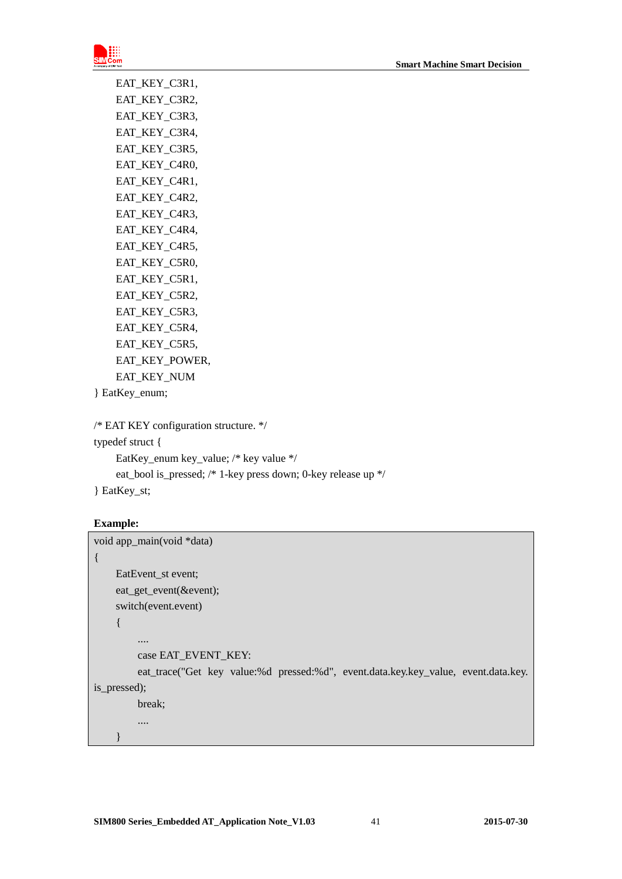```
    EAT_KEY_C3R1,
    EAT_KEY_C3R2,
    EAT_KEY_C3R3,
    EAT_KEY_C3R4,
    EAT_KEY_C3R5,
    EAT_KEY_C4R0,
    EAT_KEY_C4R1,
    EAT_KEY_C4R2,
    EAT_KEY_C4R3,
    EAT_KEY_C4R4,
    EAT_KEY_C4R5,
    EAT_KEY_C5R0,
    EAT_KEY_C5R1,
    EAT_KEY_C5R2,
    EAT_KEY_C5R3,
    EAT_KEY_C5R4,
    EAT_KEY_C5R5,
    EAT_KEY_POWER,
    EAT_KEY_NUM
} EatKey_enum;

/* EAT KEY configuration structure. */
typedef struct {
    EatKey_enum key_value; /* key value */
    eat_bool is_pressed; /* 1-key press down; 0-key release up */
} EatKey_st;
```

**Example:**

```
void app_main(void *data)
{
    EatEvent_st event;
    eat_get_event(&event);
    switch(event.event)
    {
        ....
        case EAT_EVENT_KEY:
        eat_trace("Get key value:%d pressed:%d", event.data.key.key_value, event.data.key.
is_pressed);
        break;
        ....
    }
```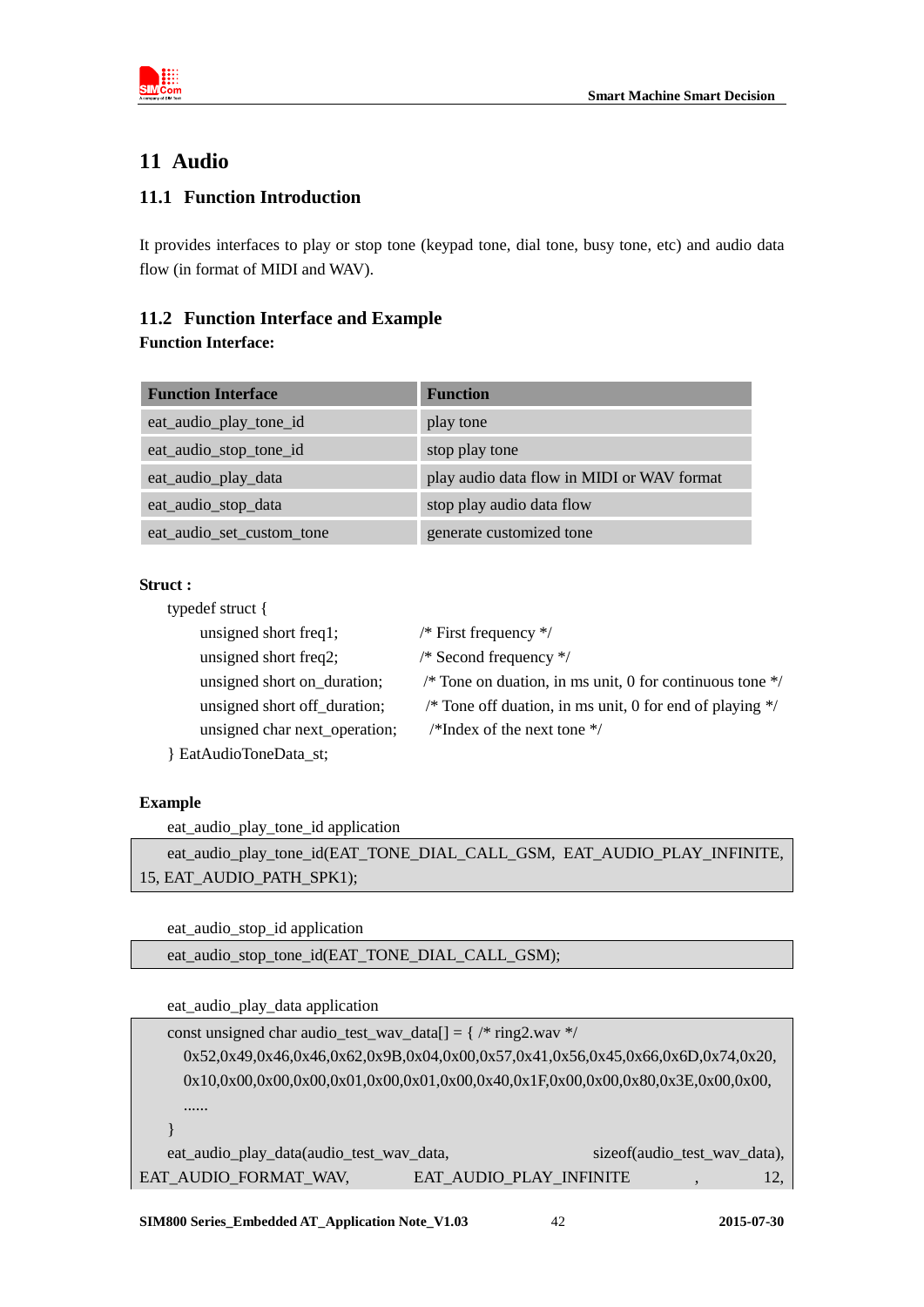# 11 Audio

## 11.1 Function Introduction

It provides interfaces to play or stop tone (keypad tone, dial tone, busy tone, etc) and audio data flow (in format of MIDI and WAV).

## 11.2 Function Interface and Example

**Function Interface:**

| Function Interface | Function |
|---|---|
| eat_audio_play_tone_id | play tone |
| eat_audio_stop_tone_id | stop play tone |
| eat_audio_play_data | play audio data flow in MIDI or WAV format |
| eat_audio_stop_data | stop play audio data flow |
| eat_audio_set_custom_tone | generate customized tone |

**Struct :**

```
typedef struct {
    unsigned short freq1;           /* First frequency */
    unsigned short freq2;           /* Second frequency */
    unsigned short on_duration;     /* Tone on duation, in ms unit, 0 for continuous tone */
    unsigned short off_duration;    /* Tone off duation, in ms unit, 0 for end of playing */
    unsigned char next_operation;   /*Index of the next tone */
} EatAudioToneData_st;
```

**Example**

eat_audio_play_tone_id application

```
eat_audio_play_tone_id(EAT_TONE_DIAL_CALL_GSM, EAT_AUDIO_PLAY_INFINITE, 15, EAT_AUDIO_PATH_SPK1);
```

eat_audio_stop_id application

```
eat_audio_stop_tone_id(EAT_TONE_DIAL_CALL_GSM);
```

eat_audio_play_data application

```
const unsigned char audio_test_wav_data[] = { /* ring2.wav */
    0x52,0x49,0x46,0x46,0x62,0x9B,0x04,0x00,0x57,0x41,0x56,0x45,0x66,0x6D,0x74,0x20,
    0x10,0x00,0x00,0x00,0x01,0x00,0x01,0x00,0x40,0x1F,0x00,0x00,0x80,0x3E,0x00,0x00,
    ......
}
eat_audio_play_data(audio_test_wav_data, sizeof(audio_test_wav_data),
EAT_AUDIO_FORMAT_WAV, EAT_AUDIO_PLAY_INFINITE , 12,
```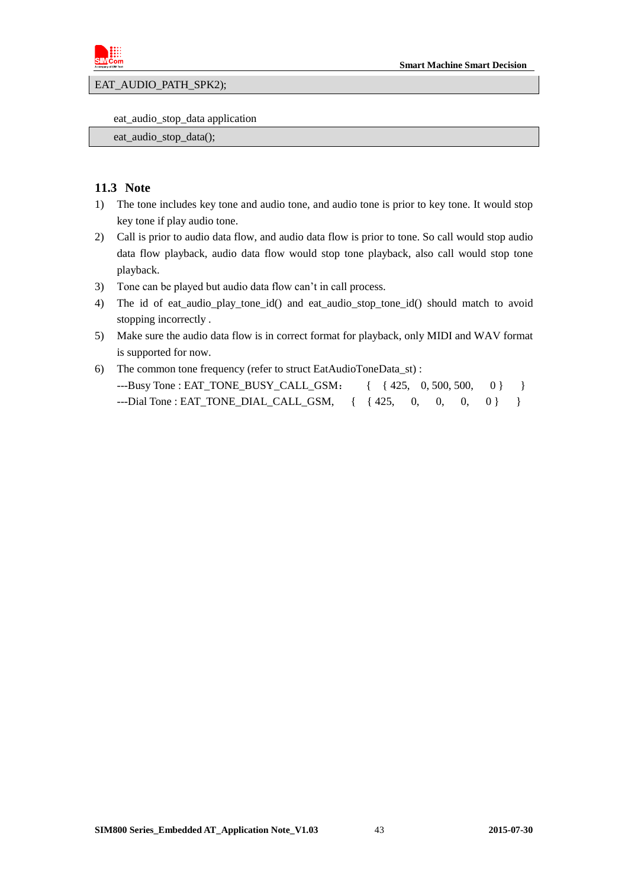```
EAT_AUDIO_PATH_SPK2);
```

eat_audio_stop_data application

```
eat_audio_stop_data();
```

## 11.3 Note

1) The tone includes key tone and audio tone, and audio tone is prior to key tone. It would stop key tone if play audio tone.
2) Call is prior to audio data flow, and audio data flow is prior to tone. So call would stop audio data flow playback, audio data flow would stop tone playback, also call would stop tone playback.
3) Tone can be played but audio data flow can't in call process.
4) The id of eat_audio_play_tone_id() and eat_audio_stop_tone_id() should match to avoid stopping incorrectly .
5) Make sure the audio data flow is in correct format for playback, only MIDI and WAV format is supported for now.
6) The common tone frequency (refer to struct EatAudioToneData_st) :
   ---Busy Tone : EAT_TONE_BUSY_CALL_GSM： { { 425, 0, 500, 500, 0 } }
   ---Dial Tone : EAT_TONE_DIAL_CALL_GSM, { { 425, 0, 0, 0, 0 } }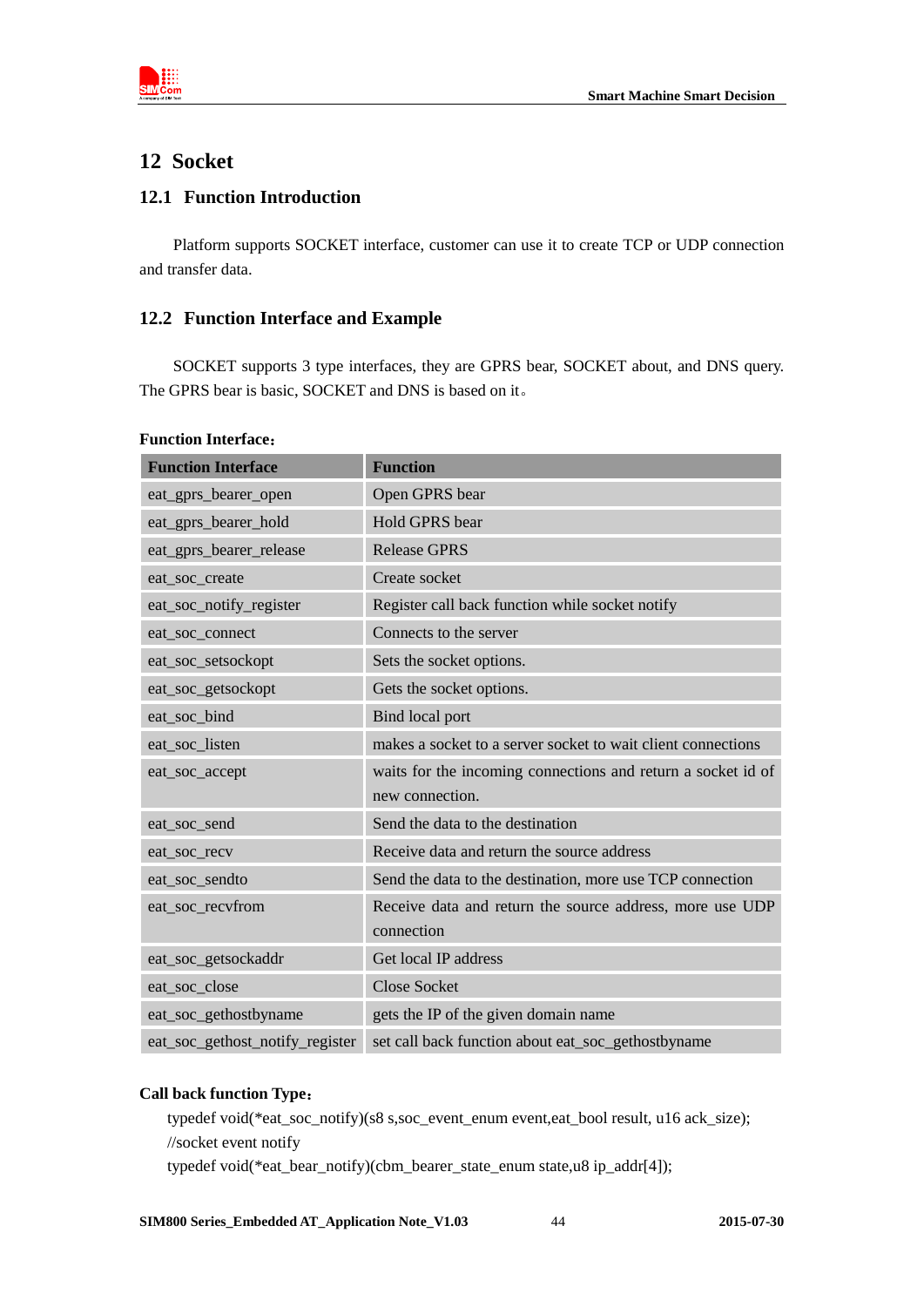# 12 Socket

## 12.1 Function Introduction

Platform supports SOCKET interface, customer can use it to create TCP or UDP connection and transfer data.

## 12.2 Function Interface and Example

SOCKET supports 3 type interfaces, they are GPRS bear, SOCKET about, and DNS query. The GPRS bear is basic, SOCKET and DNS is based on it。

**Function Interface：**

| Function Interface | Function |
|---|---|
| eat_gprs_bearer_open | Open GPRS bear |
| eat_gprs_bearer_hold | Hold GPRS bear |
| eat_gprs_bearer_release | Release GPRS |
| eat_soc_create | Create socket |
| eat_soc_notify_register | Register call back function while socket notify |
| eat_soc_connect | Connects to the server |
| eat_soc_setsockopt | Sets the socket options. |
| eat_soc_getsockopt | Gets the socket options. |
| eat_soc_bind | Bind local port |
| eat_soc_listen | makes a socket to a server socket to wait client connections |
| eat_soc_accept | waits for the incoming connections and return a socket id of new connection. |
| eat_soc_send | Send the data to the destination |
| eat_soc_recv | Receive data and return the source address |
| eat_soc_sendto | Send the data to the destination, more use TCP connection |
| eat_soc_recvfrom | Receive data and return the source address, more use UDP connection |
| eat_soc_getsockaddr | Get local IP address |
| eat_soc_close | Close Socket |
| eat_soc_gethostbyname | gets the IP of the given domain name |
| eat_soc_gethost_notify_register | set call back function about eat_soc_gethostbyname |

**Call back function Type：**

```
typedef void(*eat_soc_notify)(s8 s,soc_event_enum event,eat_bool result, u16 ack_size);
//socket event notify
typedef void(*eat_bear_notify)(cbm_bearer_state_enum state,u8 ip_addr[4]);
```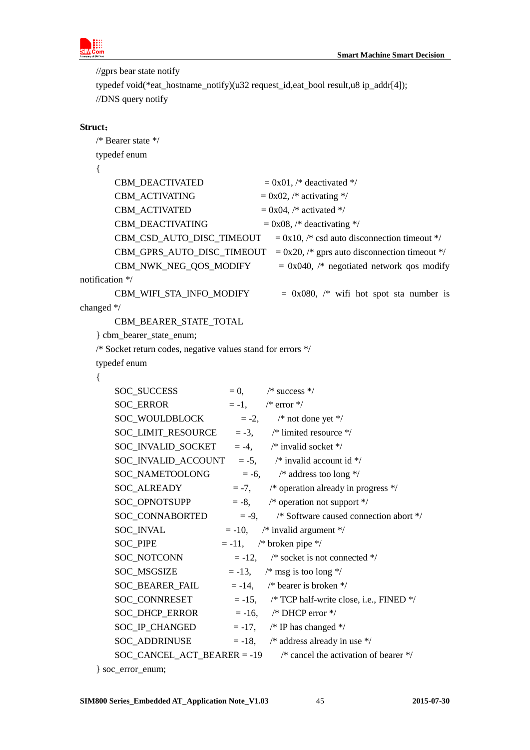```
//gprs bear state notify
typedef void(*eat_hostname_notify)(u32 request_id,eat_bool result,u8 ip_addr[4]);
//DNS query notify
```

**Struct：**

```
/* Bearer state */
typedef enum
{
    CBM_DEACTIVATED              = 0x01, /* deactivated */
    CBM_ACTIVATING               = 0x02, /* activating */
    CBM_ACTIVATED                = 0x04, /* activated */
    CBM_DEACTIVATING             = 0x08, /* deactivating */
    CBM_CSD_AUTO_DISC_TIMEOUT    = 0x10, /* csd auto disconnection timeout */
    CBM_GPRS_AUTO_DISC_TIMEOUT   = 0x20, /* gprs auto disconnection timeout */
    CBM_NWK_NEG_QOS_MODIFY       = 0x040, /* negotiated network qos modify notification */
    CBM_WIFI_STA_INFO_MODIFY     = 0x080, /* wifi hot spot sta number is changed */
    CBM_BEARER_STATE_TOTAL
} cbm_bearer_state_enum;
/* Socket return codes, negative values stand for errors */
typedef enum
{
    SOC_SUCCESS            = 0,     /* success */
    SOC_ERROR              = -1,    /* error */
    SOC_WOULDBLOCK         = -2,    /* not done yet */
    SOC_LIMIT_RESOURCE     = -3,    /* limited resource */
    SOC_INVALID_SOCKET     = -4,    /* invalid socket */
    SOC_INVALID_ACCOUNT    = -5,    /* invalid account id */
    SOC_NAMETOOLONG        = -6,    /* address too long */
    SOC_ALREADY            = -7,    /* operation already in progress */
    SOC_OPNOTSUPP          = -8,    /* operation not support */
    SOC_CONNABORTED        = -9,    /* Software caused connection abort */
    SOC_INVAL              = -10,   /* invalid argument */
    SOC_PIPE               = -11,   /* broken pipe */
    SOC_NOTCONN            = -12,   /* socket is not connected */
    SOC_MSGSIZE            = -13,   /* msg is too long */
    SOC_BEARER_FAIL        = -14,   /* bearer is broken */
    SOC_CONNRESET          = -15,   /* TCP half-write close, i.e., FINED */
    SOC_DHCP_ERROR         = -16,   /* DHCP error */
    SOC_IP_CHANGED         = -17,   /* IP has changed */
    SOC_ADDRINUSE          = -18,   /* address already in use */
    SOC_CANCEL_ACT_BEARER = -19     /* cancel the activation of bearer */
} soc_error_enum;
```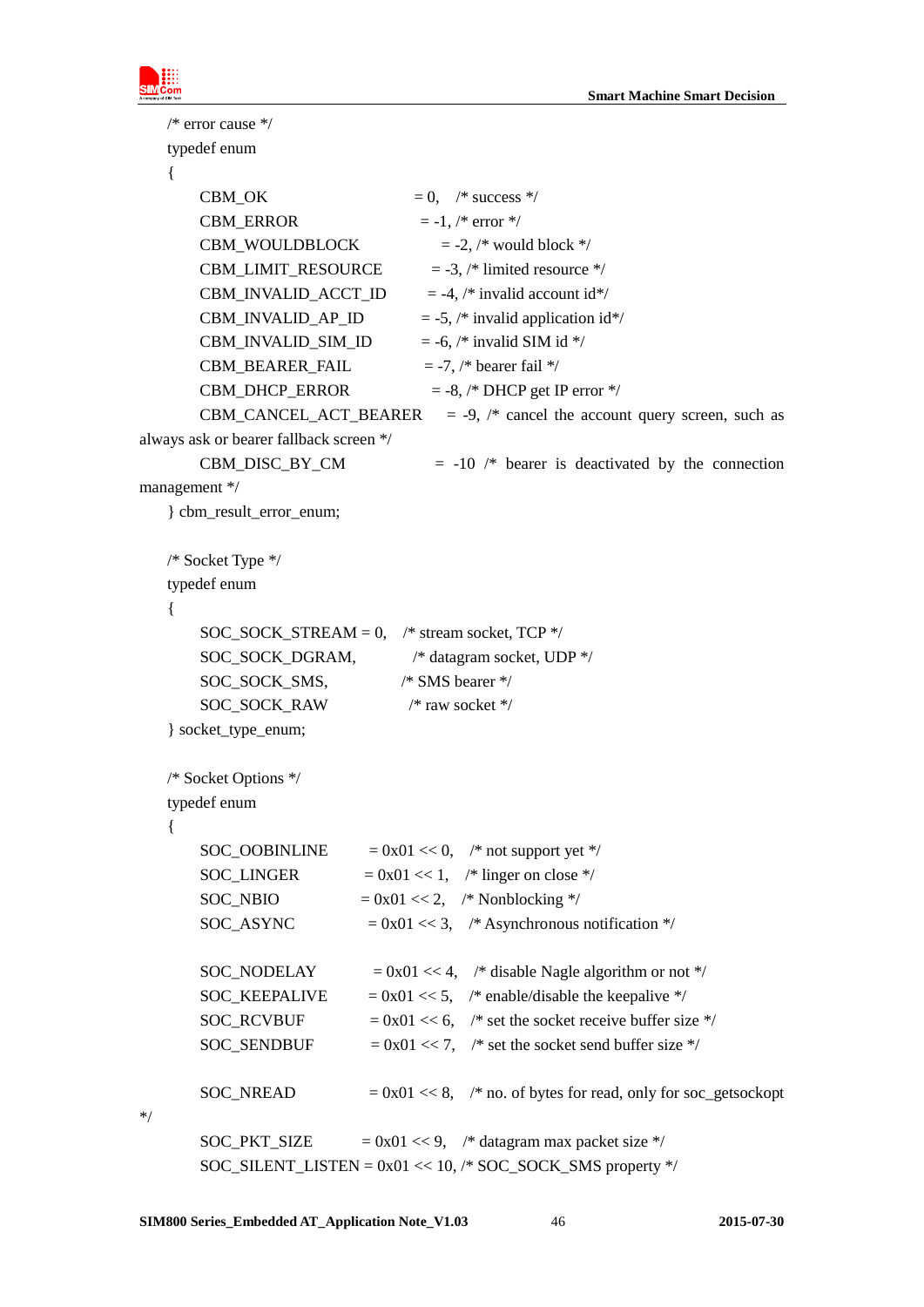```
/* error cause */
typedef enum
{
    CBM_OK                  = 0,   /* success */
    CBM_ERROR               = -1, /* error */
    CBM_WOULDBLOCK          = -2, /* would block */
    CBM_LIMIT_RESOURCE      = -3, /* limited resource */
    CBM_INVALID_ACCT_ID     = -4, /* invalid account id*/
    CBM_INVALID_AP_ID       = -5, /* invalid application id*/
    CBM_INVALID_SIM_ID      = -6, /* invalid SIM id */
    CBM_BEARER_FAIL         = -7, /* bearer fail */
    CBM_DHCP_ERROR          = -8, /* DHCP get IP error */
    CBM_CANCEL_ACT_BEARER   = -9, /* cancel the account query screen, such as
always ask or bearer fallback screen */
    CBM_DISC_BY_CM          = -10 /* bearer is deactivated by the connection
management */
} cbm_result_error_enum;

/* Socket Type */
typedef enum
{
    SOC_SOCK_STREAM = 0,   /* stream socket, TCP */
    SOC_SOCK_DGRAM,        /* datagram socket, UDP */
    SOC_SOCK_SMS,          /* SMS bearer */
    SOC_SOCK_RAW           /* raw socket */
} socket_type_enum;

/* Socket Options */
typedef enum
{
    SOC_OOBINLINE     = 0x01 << 0,   /* not support yet */
    SOC_LINGER        = 0x01 << 1,   /* linger on close */
    SOC_NBIO          = 0x01 << 2,   /* Nonblocking */
    SOC_ASYNC         = 0x01 << 3,   /* Asynchronous notification */

    SOC_NODELAY       = 0x01 << 4,   /* disable Nagle algorithm or not */
    SOC_KEEPALIVE     = 0x01 << 5,   /* enable/disable the keepalive */
    SOC_RCVBUF        = 0x01 << 6,   /* set the socket receive buffer size */
    SOC_SENDBUF       = 0x01 << 7,   /* set the socket send buffer size */

    SOC_NREAD         = 0x01 << 8,   /* no. of bytes for read, only for soc_getsockopt
*/
    SOC_PKT_SIZE      = 0x01 << 9,   /* datagram max packet size */
    SOC_SILENT_LISTEN = 0x01 << 10, /* SOC_SOCK_SMS property */
```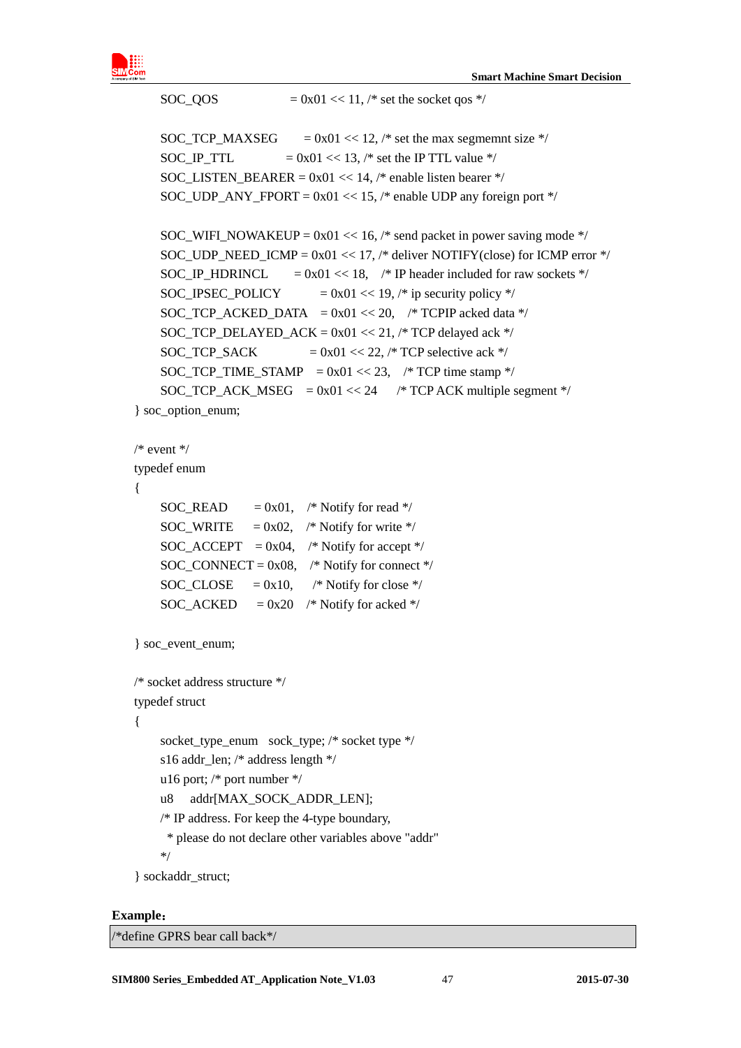```
    SOC_QOS              = 0x01 << 11, /* set the socket qos */

    SOC_TCP_MAXSEG       = 0x01 << 12, /* set the max segmemnt size */
    SOC_IP_TTL           = 0x01 << 13, /* set the IP TTL value */
    SOC_LISTEN_BEARER = 0x01 << 14, /* enable listen bearer */
    SOC_UDP_ANY_FPORT = 0x01 << 15, /* enable UDP any foreign port */

    SOC_WIFI_NOWAKEUP = 0x01 << 16, /* send packet in power saving mode */
    SOC_UDP_NEED_ICMP = 0x01 << 17, /* deliver NOTIFY(close) for ICMP error */
    SOC_IP_HDRINCL       = 0x01 << 18,    /* IP header included for raw sockets */
    SOC_IPSEC_POLICY         = 0x01 << 19, /* ip security policy */
    SOC_TCP_ACKED_DATA   = 0x01 << 20,    /* TCPIP acked data */
    SOC_TCP_DELAYED_ACK = 0x01 << 21, /* TCP delayed ack */
    SOC_TCP_SACK             = 0x01 << 22, /* TCP selective ack */
    SOC_TCP_TIME_STAMP   = 0x01 << 23,    /* TCP time stamp */
    SOC_TCP_ACK_MSEG    = 0x01 << 24      /* TCP ACK multiple segment */
} soc_option_enum;

/* event */
typedef enum
{
    SOC_READ       = 0x01,    /* Notify for read */
    SOC_WRITE      = 0x02,    /* Notify for write */
    SOC_ACCEPT    = 0x04,    /* Notify for accept */
    SOC_CONNECT = 0x08,    /* Notify for connect */
    SOC_CLOSE      = 0x10,     /* Notify for close */
    SOC_ACKED      = 0x20    /* Notify for acked */

} soc_event_enum;

/* socket address structure */
typedef struct
{
    socket_type_enum   sock_type; /* socket type */
    s16 addr_len; /* address length */
    u16 port; /* port number */
    u8     addr[MAX_SOCK_ADDR_LEN];
    /* IP address. For keep the 4-type boundary,
      * please do not declare other variables above "addr"
    */
} sockaddr_struct;
```

**Example：**

```
/*define GPRS bear call back*/
```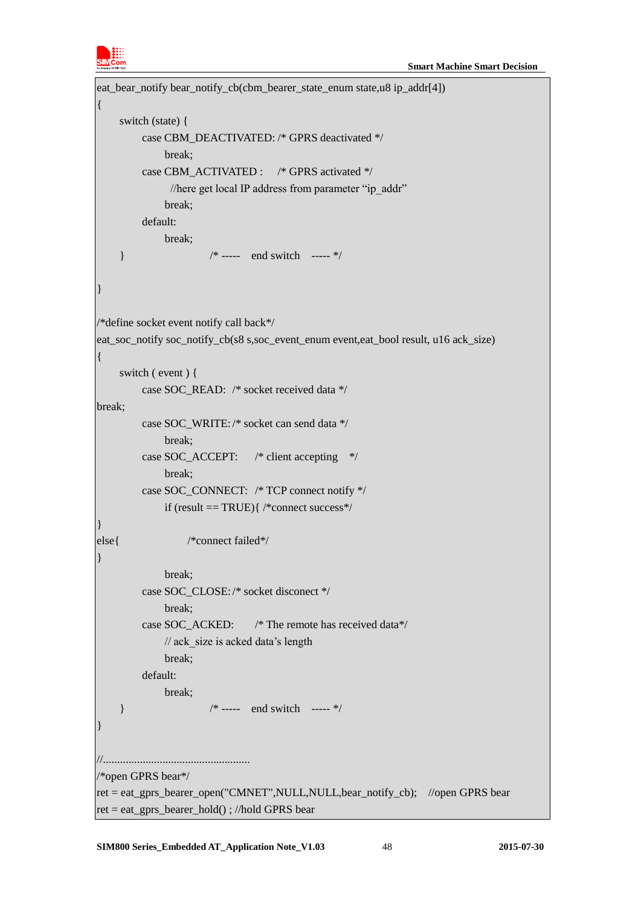```
eat_bear_notify bear_notify_cb(cbm_bearer_state_enum state,u8 ip_addr[4])
{
    switch (state) {
        case CBM_DEACTIVATED: /* GPRS deactivated */
            break;
        case CBM_ACTIVATED :    /* GPRS activated */
              //here get local IP address from parameter "ip_addr"
            break;
        default:
            break;
    }                          /* -----   end switch   ----- */

}

/*define socket event notify call back*/
eat_soc_notify soc_notify_cb(s8 s,soc_event_enum event,eat_bool result, u16 ack_size)
{
    switch ( event ) {
        case SOC_READ:  /* socket received data */
break;
        case SOC_WRITE: /* socket can send data */
            break;
        case SOC_ACCEPT:     /* client accepting    */
            break;
        case SOC_CONNECT:  /* TCP connect notify */
            if (result == TRUE){ /*connect success*/
}
else{                   /*connect failed*/
}
            break;
        case SOC_CLOSE: /* socket disconect */
            break;
        case SOC_ACKED:      /* The remote has received data*/
            // ack_size is acked data's length
            break;
        default:
            break;
    }                          /* -----   end switch   ----- */
}

//...................................................
/*open GPRS bear*/
ret = eat_gprs_bearer_open("CMNET",NULL,NULL,bear_notify_cb);   //open GPRS bear
ret = eat_gprs_bearer_hold() ; //hold GPRS bear
```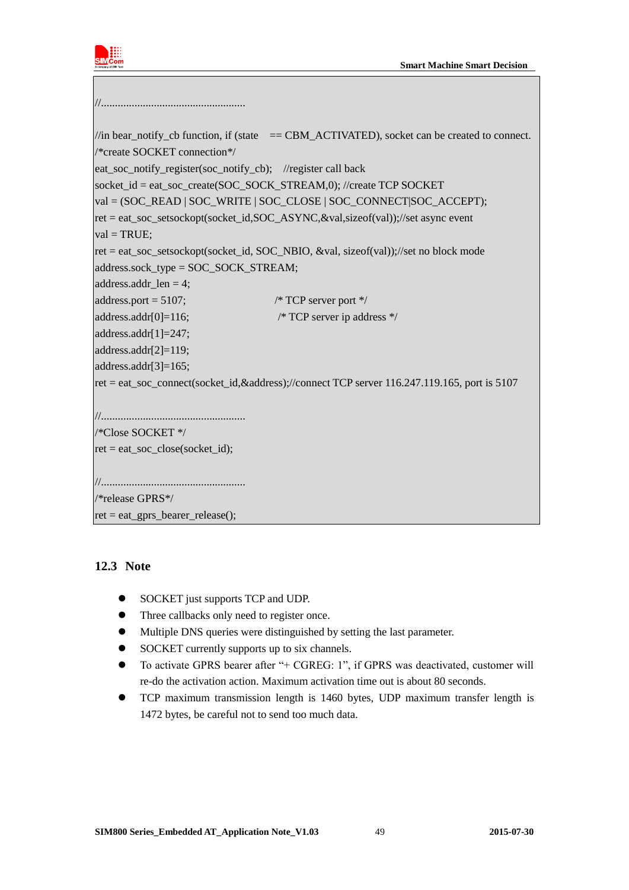```
//....................................................

//in bear_notify_cb function, if (state   == CBM_ACTIVATED), socket can be created to connect.
/*create SOCKET connection*/
eat_soc_notify_register(soc_notify_cb);    //register call back
socket_id = eat_soc_create(SOC_SOCK_STREAM,0); //create TCP SOCKET
val = (SOC_READ | SOC_WRITE | SOC_CLOSE | SOC_CONNECT|SOC_ACCEPT);
ret = eat_soc_setsockopt(socket_id,SOC_ASYNC,&val,sizeof(val));//set async event
val = TRUE;
ret = eat_soc_setsockopt(socket_id, SOC_NBIO, &val, sizeof(val));//set no block mode
address.sock_type = SOC_SOCK_STREAM;
address.addr_len = 4;
address.port = 5107;                    /* TCP server port */
address.addr[0]=116;                    /* TCP server ip address */
address.addr[1]=247;
address.addr[2]=119;
address.addr[3]=165;
ret = eat_soc_connect(socket_id,&address);//connect TCP server 116.247.119.165, port is 5107

//....................................................
/*Close SOCKET */
ret = eat_soc_close(socket_id);

//....................................................
/*release GPRS*/
ret = eat_gprs_bearer_release();
```

## 12.3 Note

- SOCKET just supports TCP and UDP.
- Three callbacks only need to register once.
- Multiple DNS queries were distinguished by setting the last parameter.
- SOCKET currently supports up to six channels.
- To activate GPRS bearer after "+ CGREG: 1", if GPRS was deactivated, customer will re-do the activation action. Maximum activation time out is about 80 seconds.
- TCP maximum transmission length is 1460 bytes, UDP maximum transfer length is 1472 bytes, be careful not to send too much data.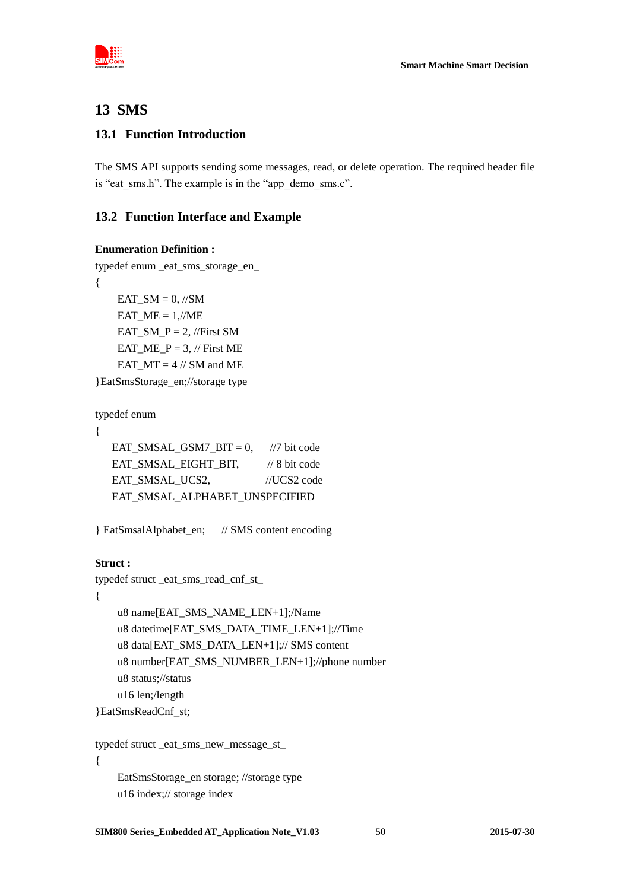# 13 SMS

## 13.1 Function Introduction

The SMS API supports sending some messages, read, or delete operation. The required header file is “eat_sms.h”. The example is in the “app_demo_sms.c”.

## 13.2 Function Interface and Example

**Enumeration Definition :**

```
typedef enum _eat_sms_storage_en_
{
    EAT_SM = 0, //SM
    EAT_ME = 1,//ME
    EAT_SM_P = 2, //First SM
    EAT_ME_P = 3, // First ME
    EAT_MT = 4 // SM and ME
}EatSmsStorage_en;//storage type

typedef enum
{
    EAT_SMSAL_GSM7_BIT = 0,     //7 bit code
    EAT_SMSAL_EIGHT_BIT,        // 8 bit code
    EAT_SMSAL_UCS2,             //UCS2 code
    EAT_SMSAL_ALPHABET_UNSPECIFIED

} EatSmsalAlphabet_en;     // SMS content encoding
```

**Struct :**

```
typedef struct _eat_sms_read_cnf_st_
{
    u8 name[EAT_SMS_NAME_LEN+1];/Name
    u8 datetime[EAT_SMS_DATA_TIME_LEN+1];//Time
    u8 data[EAT_SMS_DATA_LEN+1];// SMS content
    u8 number[EAT_SMS_NUMBER_LEN+1];//phone number
    u8 status;//status
    u16 len;/length
}EatSmsReadCnf_st;

typedef struct _eat_sms_new_message_st_
{
    EatSmsStorage_en storage; //storage type
    u16 index;// storage index
```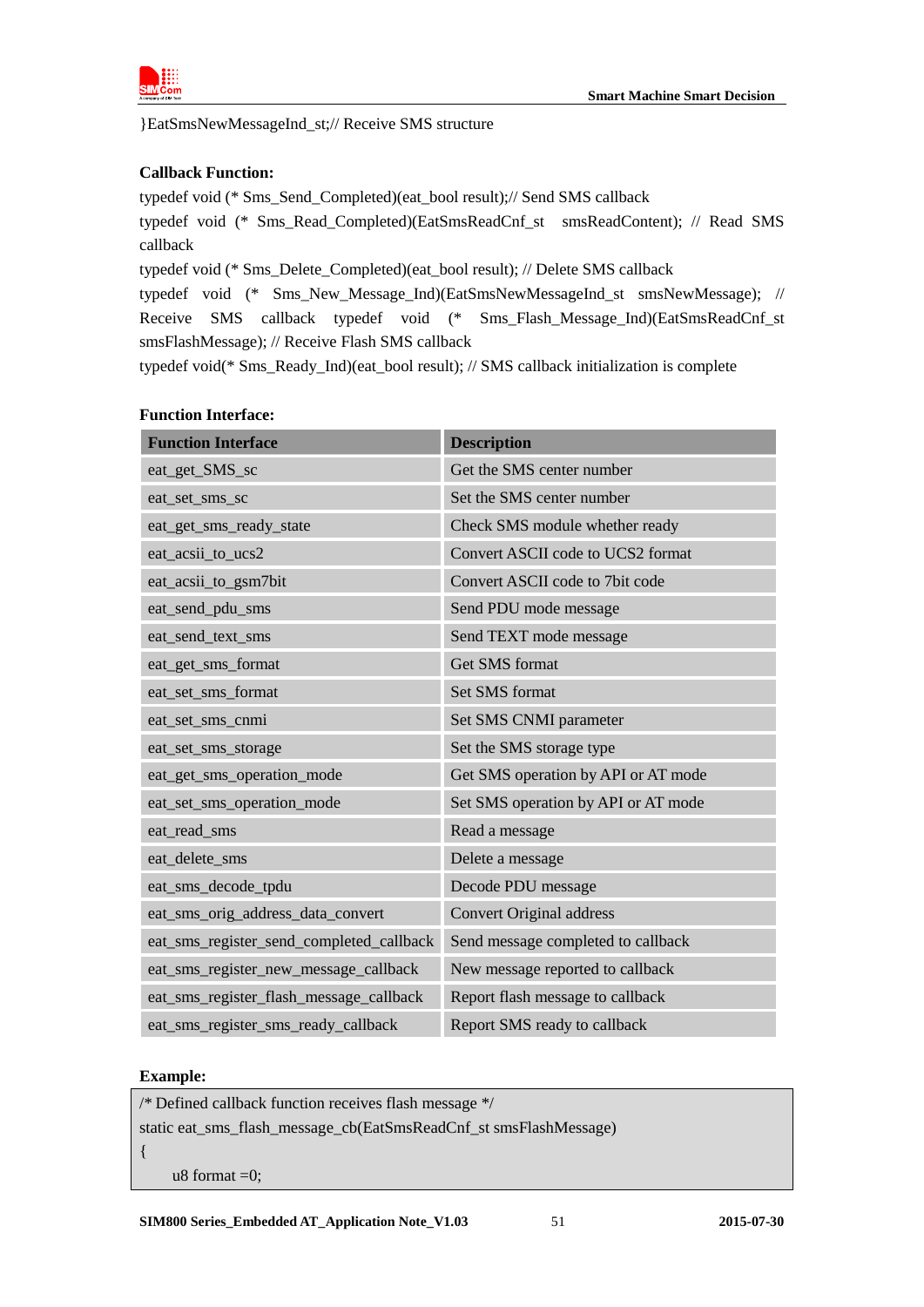}EatSmsNewMessageInd_st;// Receive SMS structure

**Callback Function:**

typedef void (* Sms_Send_Completed)(eat_bool result);// Send SMS callback

typedef void (* Sms_Read_Completed)(EatSmsReadCnf_st smsReadContent); // Read SMS callback

typedef void (* Sms_Delete_Completed)(eat_bool result); // Delete SMS callback

typedef void (* Sms_New_Message_Ind)(EatSmsNewMessageInd_st smsNewMessage); // Receive SMS callback typedef void (* Sms_Flash_Message_Ind)(EatSmsReadCnf_st smsFlashMessage); // Receive Flash SMS callback

typedef void(* Sms_Ready_Ind)(eat_bool result); // SMS callback initialization is complete

**Function Interface:**

| Function Interface | Description |
| --- | --- |
| eat_get_SMS_sc | Get the SMS center number |
| eat_set_sms_sc | Set the SMS center number |
| eat_get_sms_ready_state | Check SMS module whether ready |
| eat_acsii_to_ucs2 | Convert ASCII code to UCS2 format |
| eat_acsii_to_gsm7bit | Convert ASCII code to 7bit code |
| eat_send_pdu_sms | Send PDU mode message |
| eat_send_text_sms | Send TEXT mode message |
| eat_get_sms_format | Get SMS format |
| eat_set_sms_format | Set SMS format |
| eat_set_sms_cnmi | Set SMS CNMI parameter |
| eat_set_sms_storage | Set the SMS storage type |
| eat_get_sms_operation_mode | Get SMS operation by API or AT mode |
| eat_set_sms_operation_mode | Set SMS operation by API or AT mode |
| eat_read_sms | Read a message |
| eat_delete_sms | Delete a message |
| eat_sms_decode_tpdu | Decode PDU message |
| eat_sms_orig_address_data_convert | Convert Original address |
| eat_sms_register_send_completed_callback | Send message completed to callback |
| eat_sms_register_new_message_callback | New message reported to callback |
| eat_sms_register_flash_message_callback | Report flash message to callback |
| eat_sms_register_sms_ready_callback | Report SMS ready to callback |

**Example:**

```
/* Defined callback function receives flash message */
static eat_sms_flash_message_cb(EatSmsReadCnf_st smsFlashMessage)
{
    u8 format =0;
```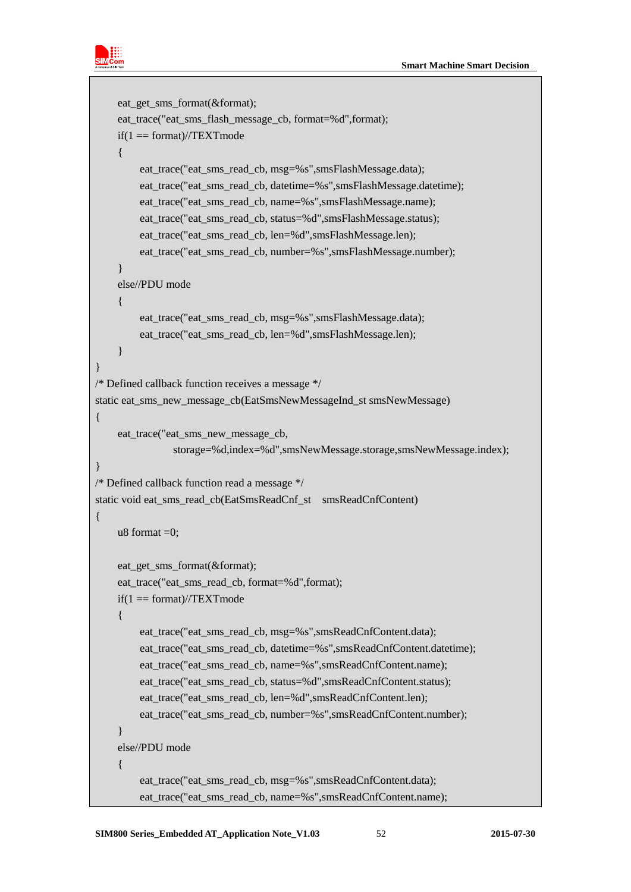```
    eat_get_sms_format(&format);
    eat_trace("eat_sms_flash_message_cb, format=%d",format);
    if(1 == format)//TEXTmode
    {
        eat_trace("eat_sms_read_cb, msg=%s",smsFlashMessage.data);
        eat_trace("eat_sms_read_cb, datetime=%s",smsFlashMessage.datetime);
        eat_trace("eat_sms_read_cb, name=%s",smsFlashMessage.name);
        eat_trace("eat_sms_read_cb, status=%d",smsFlashMessage.status);
        eat_trace("eat_sms_read_cb, len=%d",smsFlashMessage.len);
        eat_trace("eat_sms_read_cb, number=%s",smsFlashMessage.number);
    }
    else//PDU mode
    {
        eat_trace("eat_sms_read_cb, msg=%s",smsFlashMessage.data);
        eat_trace("eat_sms_read_cb, len=%d",smsFlashMessage.len);
    }
}
/* Defined callback function receives a message */
static eat_sms_new_message_cb(EatSmsNewMessageInd_st smsNewMessage)
{
    eat_trace("eat_sms_new_message_cb,
              storage=%d,index=%d",smsNewMessage.storage,smsNewMessage.index);
}
/* Defined callback function read a message */
static void eat_sms_read_cb(EatSmsReadCnf_st    smsReadCnfContent)
{
    u8 format =0;

    eat_get_sms_format(&format);
    eat_trace("eat_sms_read_cb, format=%d",format);
    if(1 == format)//TEXTmode
    {
        eat_trace("eat_sms_read_cb, msg=%s",smsReadCnfContent.data);
        eat_trace("eat_sms_read_cb, datetime=%s",smsReadCnfContent.datetime);
        eat_trace("eat_sms_read_cb, name=%s",smsReadCnfContent.name);
        eat_trace("eat_sms_read_cb, status=%d",smsReadCnfContent.status);
        eat_trace("eat_sms_read_cb, len=%d",smsReadCnfContent.len);
        eat_trace("eat_sms_read_cb, number=%s",smsReadCnfContent.number);
    }
    else//PDU mode
    {
        eat_trace("eat_sms_read_cb, msg=%s",smsReadCnfContent.data);
        eat_trace("eat_sms_read_cb, name=%s",smsReadCnfContent.name);
```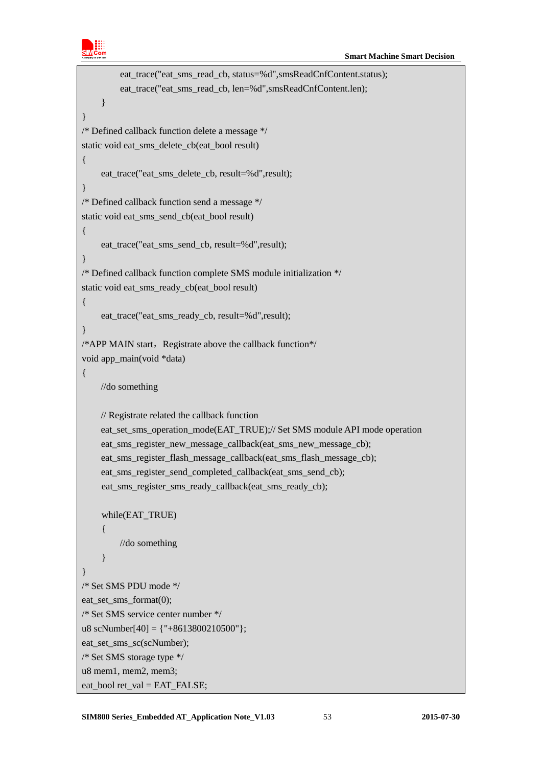```
            eat_trace("eat_sms_read_cb, status=%d",smsReadCnfContent.status);
            eat_trace("eat_sms_read_cb, len=%d",smsReadCnfContent.len);
      }
}
/* Defined callback function delete a message */
static void eat_sms_delete_cb(eat_bool result)
{
      eat_trace("eat_sms_delete_cb, result=%d",result);
}
/* Defined callback function send a message */
static void eat_sms_send_cb(eat_bool result)
{
      eat_trace("eat_sms_send_cb, result=%d",result);
}
/* Defined callback function complete SMS module initialization */
static void eat_sms_ready_cb(eat_bool result)
{
      eat_trace("eat_sms_ready_cb, result=%d",result);
}
/*APP MAIN start，Registrate above the callback function*/
void app_main(void *data)
{
      //do something

      // Registrate related the callback function
      eat_set_sms_operation_mode(EAT_TRUE);// Set SMS module API mode operation
      eat_sms_register_new_message_callback(eat_sms_new_message_cb);
      eat_sms_register_flash_message_callback(eat_sms_flash_message_cb);
      eat_sms_register_send_completed_callback(eat_sms_send_cb);
      eat_sms_register_sms_ready_callback(eat_sms_ready_cb);

      while(EAT_TRUE)
      {
            //do something
      }
}
/* Set SMS PDU mode */
eat_set_sms_format(0);
/* Set SMS service center number */
u8 scNumber[40] = {"+8613800210500"};
eat_set_sms_sc(scNumber);
/* Set SMS storage type */
u8 mem1, mem2, mem3;
eat_bool ret_val = EAT_FALSE;
```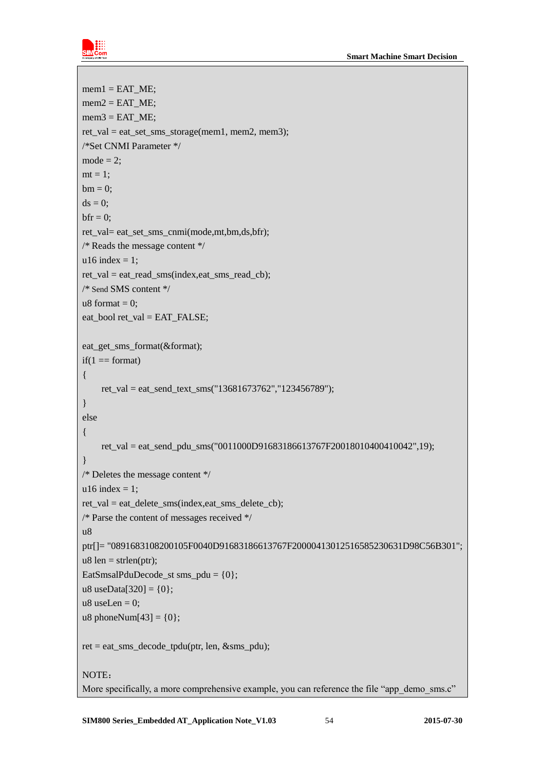```
mem1 = EAT_ME;
mem2 = EAT_ME;
mem3 = EAT_ME;
ret_val = eat_set_sms_storage(mem1, mem2, mem3);
/*Set CNMI Parameter */
mode = 2;
mt = 1;
bm = 0;
ds = 0;
bfr = 0;
ret_val= eat_set_sms_cnmi(mode,mt,bm,ds,bfr);
/* Reads the message content */
u16 index = 1;
ret_val = eat_read_sms(index,eat_sms_read_cb);
/* Send SMS content */
u8 format = 0;
eat_bool ret_val = EAT_FALSE;

eat_get_sms_format(&format);
if(1 == format)
{
    ret_val = eat_send_text_sms("13681673762","123456789");
}
else
{
    ret_val = eat_send_pdu_sms("0011000D91683186613767F20018010400410042",19);
}
/* Deletes the message content */
u16 index = 1;
ret_val = eat_delete_sms(index,eat_sms_delete_cb);
/* Parse the content of messages received */
u8
ptr[]= "0891683108200105F0040D91683186613767F20000413012516585230631D98C56B301";
u8 len = strlen(ptr);
EatSmsalPduDecode_st sms_pdu = {0};
u8 useData[320] = {0};
u8 useLen = 0;
u8 phoneNum[43] = {0};

ret = eat_sms_decode_tpdu(ptr, len, &sms_pdu);

NOTE：
More specifically, a more comprehensive example, you can reference the file "app_demo_sms.c"
```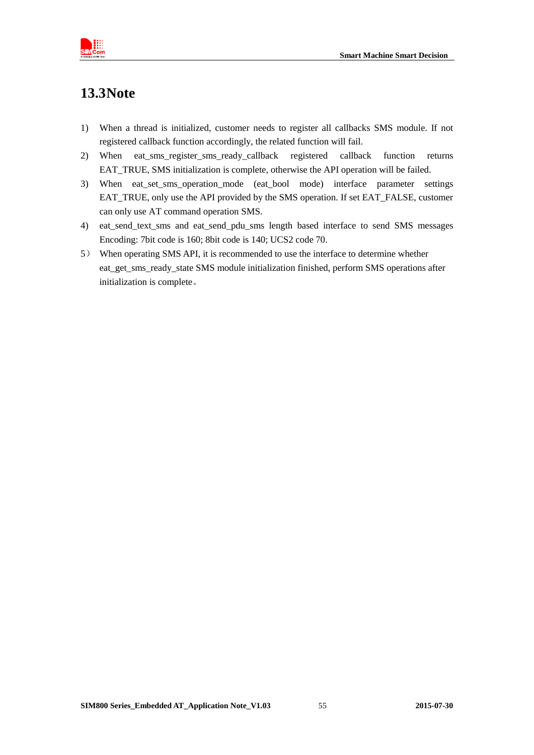## 13.3Note

1) When a thread is initialized, customer needs to register all callbacks SMS module. If not registered callback function accordingly, the related function will fail.
2) When eat_sms_register_sms_ready_callback registered callback function returns EAT_TRUE, SMS initialization is complete, otherwise the API operation will be failed.
3) When eat_set_sms_operation_mode (eat_bool mode) interface parameter settings EAT_TRUE, only use the API provided by the SMS operation. If set EAT_FALSE, customer can only use AT command operation SMS.
4) eat_send_text_sms and eat_send_pdu_sms length based interface to send SMS messages Encoding: 7bit code is 160; 8bit code is 140; UCS2 code 70.
5） When operating SMS API, it is recommended to use the interface to determine whether eat_get_sms_ready_state SMS module initialization finished, perform SMS operations after initialization is complete。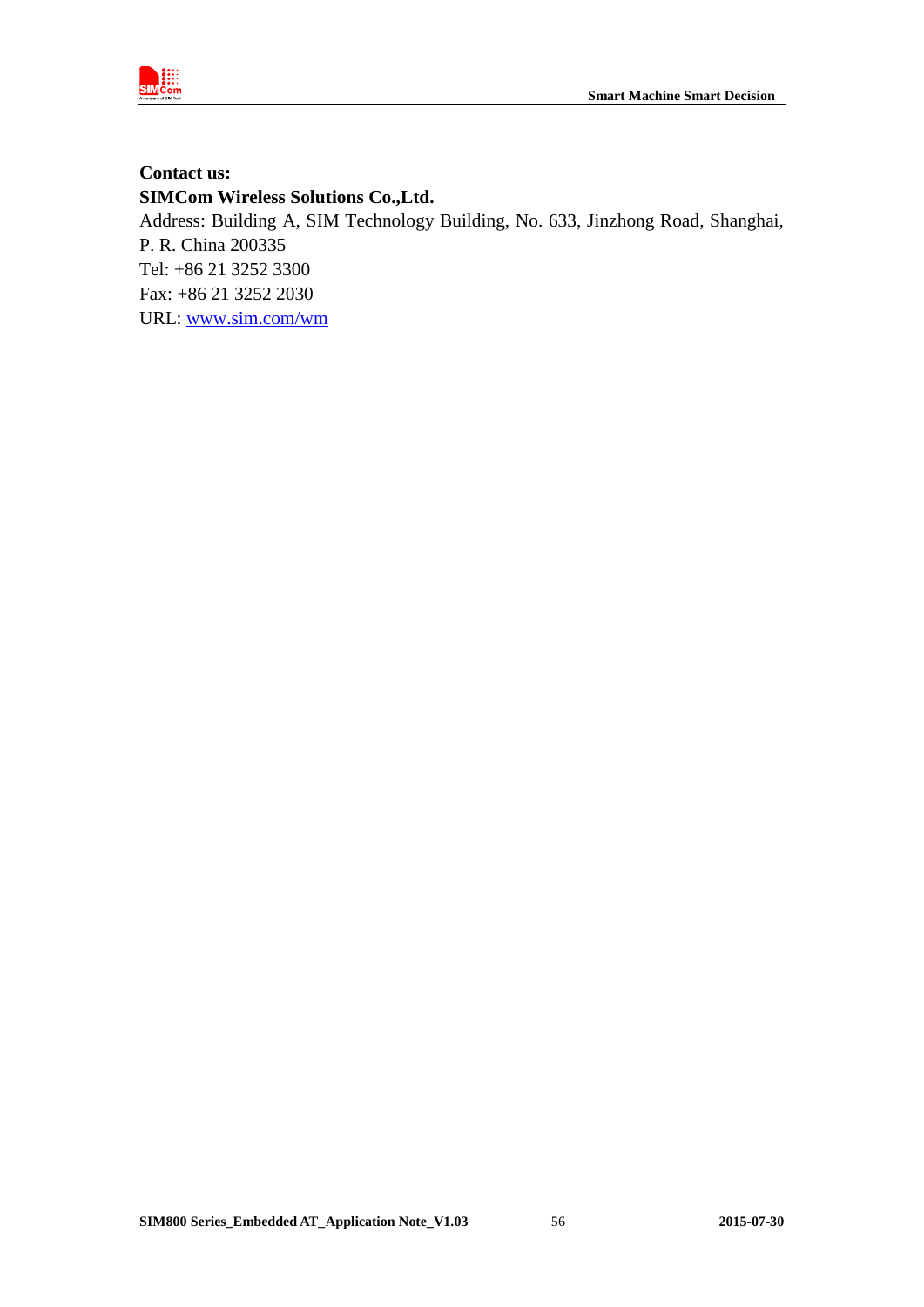**Contact us:**

**SIMCom Wireless Solutions Co.,Ltd.**

Address: Building A, SIM Technology Building, No. 633, Jinzhong Road, Shanghai, P. R. China 200335

Tel: +86 21 3252 3300

Fax: +86 21 3252 2030

URL: [www.sim.com/wm](http://www.sim.com/wm)